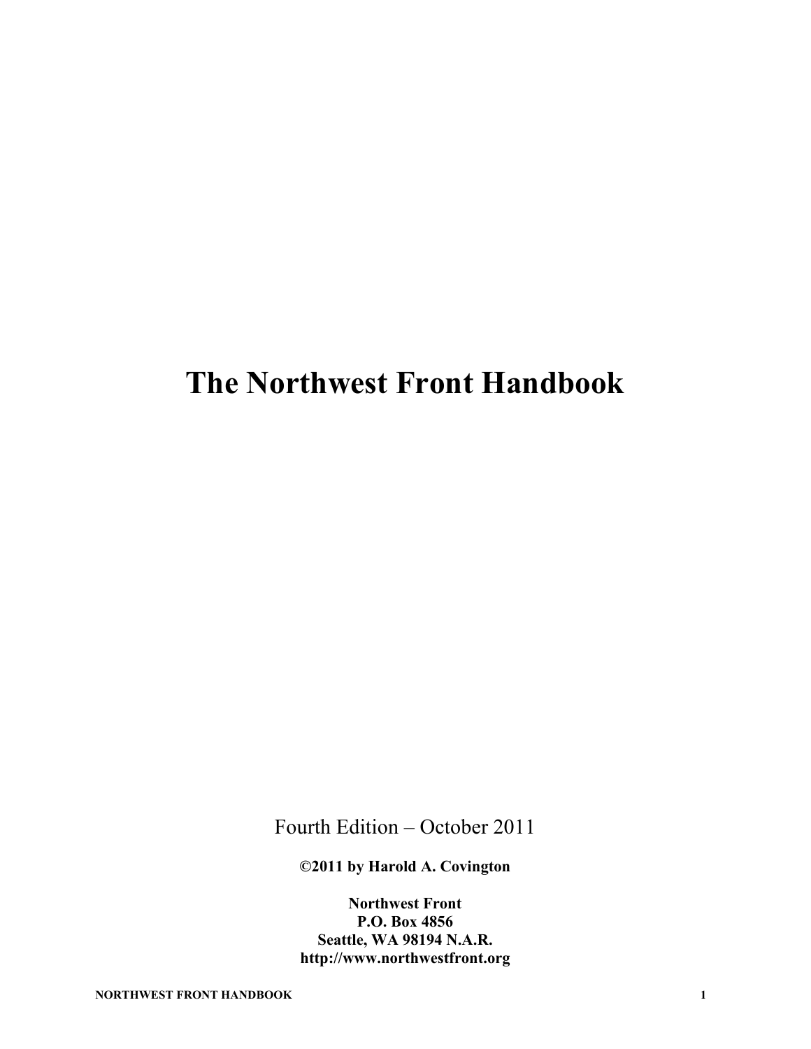# The Northwest Front Handbook

Fourth Edition – October 2011

**©2011 by Harold A. Covington**

**Northwest Front**
**P.O. Box 4856**
**Seattle, WA 98194 N.A.R.**
**http://www.northwestfront.org**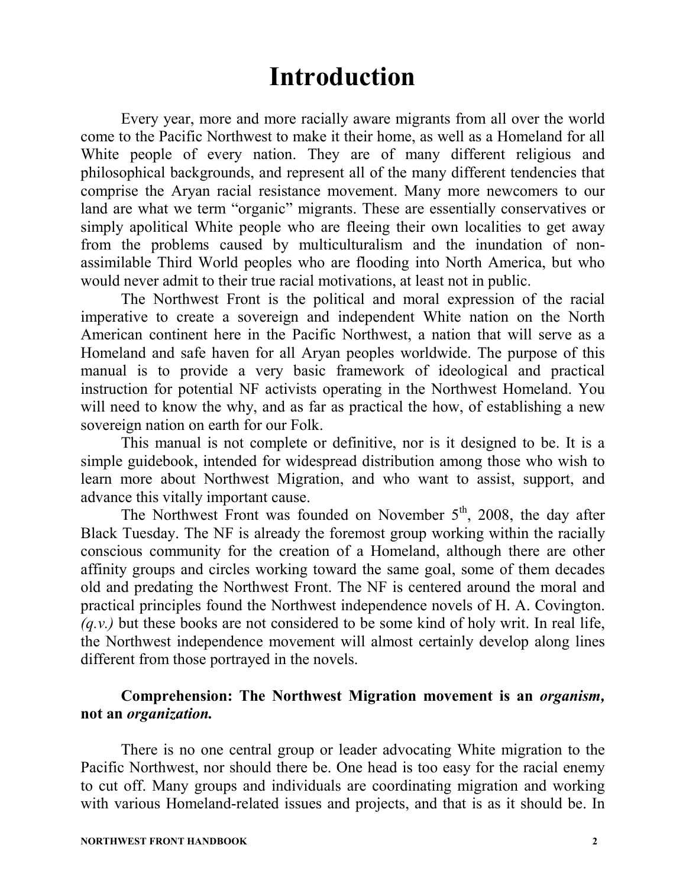# Introduction

Every year, more and more racially aware migrants from all over the world come to the Pacific Northwest to make it their home, as well as a Homeland for all White people of every nation. They are of many different religious and philosophical backgrounds, and represent all of the many different tendencies that comprise the Aryan racial resistance movement. Many more newcomers to our land are what we term "organic" migrants. These are essentially conservatives or simply apolitical White people who are fleeing their own localities to get away from the problems caused by multiculturalism and the inundation of non-assimilable Third World peoples who are flooding into North America, but who would never admit to their true racial motivations, at least not in public.

The Northwest Front is the political and moral expression of the racial imperative to create a sovereign and independent White nation on the North American continent here in the Pacific Northwest, a nation that will serve as a Homeland and safe haven for all Aryan peoples worldwide. The purpose of this manual is to provide a very basic framework of ideological and practical instruction for potential NF activists operating in the Northwest Homeland. You will need to know the why, and as far as practical the how, of establishing a new sovereign nation on earth for our Folk.

This manual is not complete or definitive, nor is it designed to be. It is a simple guidebook, intended for widespread distribution among those who wish to learn more about Northwest Migration, and who want to assist, support, and advance this vitally important cause.

The Northwest Front was founded on November 5th, 2008, the day after Black Tuesday. The NF is already the foremost group working within the racially conscious community for the creation of a Homeland, although there are other affinity groups and circles working toward the same goal, some of them decades old and predating the Northwest Front. The NF is centered around the moral and practical principles found the Northwest independence novels of H. A. Covington. *(q.v.)* but these books are not considered to be some kind of holy writ. In real life, the Northwest independence movement will almost certainly develop along lines different from those portrayed in the novels.

**Comprehension: The Northwest Migration movement is an *organism,* not an *organization.***

There is no one central group or leader advocating White migration to the Pacific Northwest, nor should there be. One head is too easy for the racial enemy to cut off. Many groups and individuals are coordinating migration and working with various Homeland-related issues and projects, and that is as it should be. In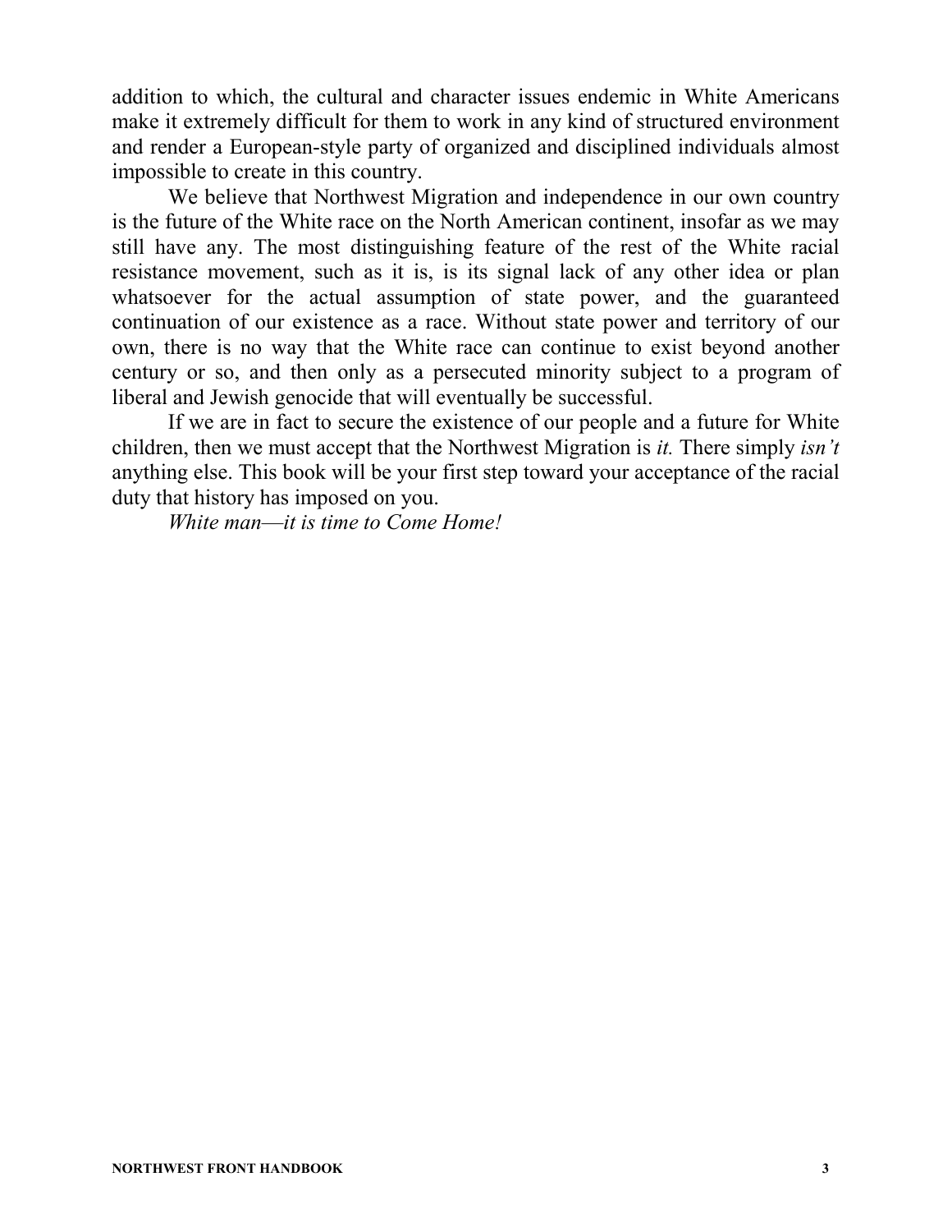addition to which, the cultural and character issues endemic in White Americans make it extremely difficult for them to work in any kind of structured environment and render a European-style party of organized and disciplined individuals almost impossible to create in this country.

We believe that Northwest Migration and independence in our own country is the future of the White race on the North American continent, insofar as we may still have any. The most distinguishing feature of the rest of the White racial resistance movement, such as it is, is its signal lack of any other idea or plan whatsoever for the actual assumption of state power, and the guaranteed continuation of our existence as a race. Without state power and territory of our own, there is no way that the White race can continue to exist beyond another century or so, and then only as a persecuted minority subject to a program of liberal and Jewish genocide that will eventually be successful.

If we are in fact to secure the existence of our people and a future for White children, then we must accept that the Northwest Migration is *it.* There simply *isn't* anything else. This book will be your first step toward your acceptance of the racial duty that history has imposed on you.

*White man—it is time to Come Home!*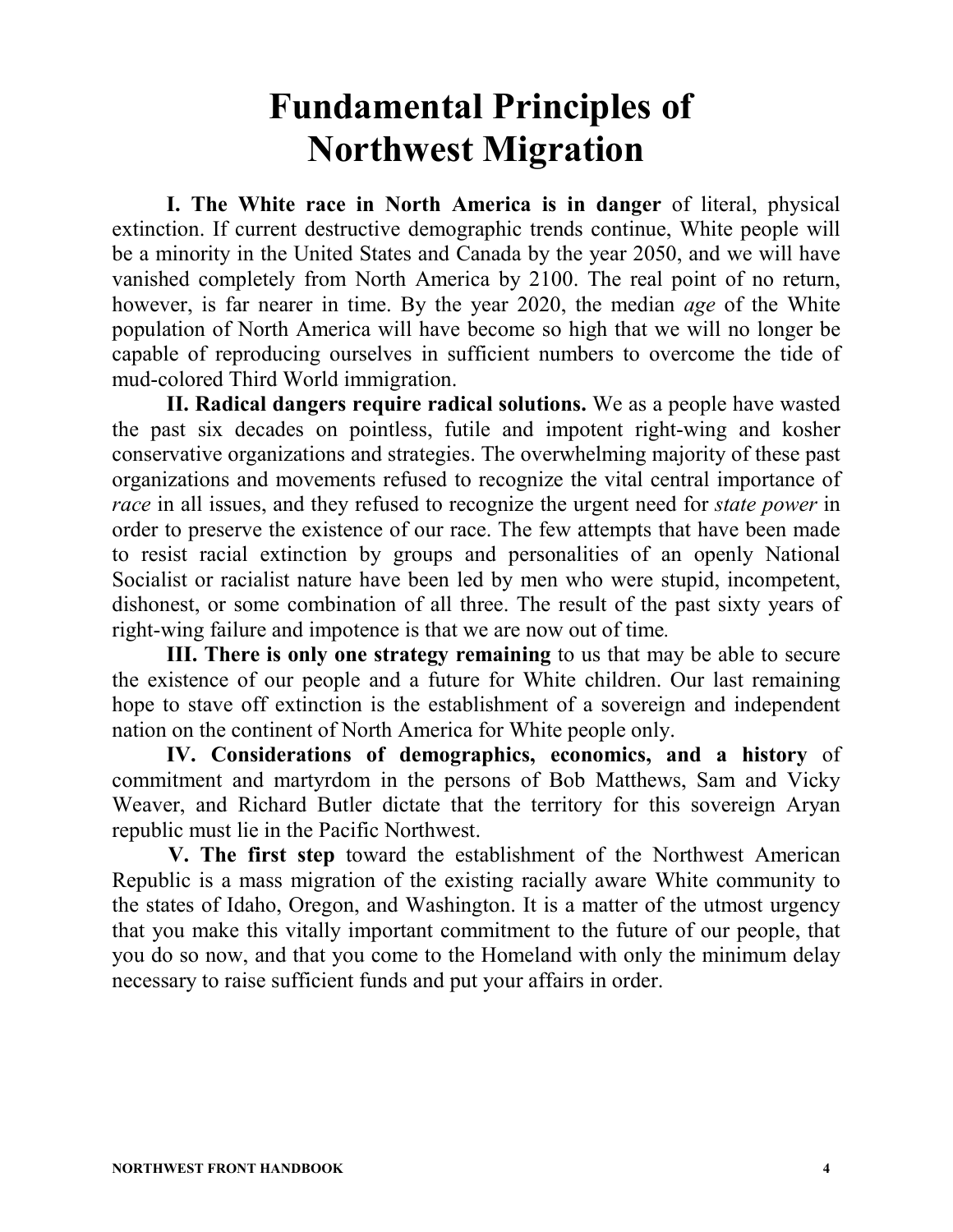# Fundamental Principles of Northwest Migration

**I. The White race in North America is in danger** of literal, physical extinction. If current destructive demographic trends continue, White people will be a minority in the United States and Canada by the year 2050, and we will have vanished completely from North America by 2100. The real point of no return, however, is far nearer in time. By the year 2020, the median *age* of the White population of North America will have become so high that we will no longer be capable of reproducing ourselves in sufficient numbers to overcome the tide of mud-colored Third World immigration.

**II. Radical dangers require radical solutions.** We as a people have wasted the past six decades on pointless, futile and impotent right-wing and kosher conservative organizations and strategies. The overwhelming majority of these past organizations and movements refused to recognize the vital central importance of *race* in all issues, and they refused to recognize the urgent need for *state power* in order to preserve the existence of our race. The few attempts that have been made to resist racial extinction by groups and personalities of an openly National Socialist or racialist nature have been led by men who were stupid, incompetent, dishonest, or some combination of all three. The result of the past sixty years of right-wing failure and impotence is that we are now out of time.

**III. There is only one strategy remaining** to us that may be able to secure the existence of our people and a future for White children. Our last remaining hope to stave off extinction is the establishment of a sovereign and independent nation on the continent of North America for White people only.

**IV. Considerations of demographics, economics, and a history** of commitment and martyrdom in the persons of Bob Matthews, Sam and Vicky Weaver, and Richard Butler dictate that the territory for this sovereign Aryan republic must lie in the Pacific Northwest.

**V. The first step** toward the establishment of the Northwest American Republic is a mass migration of the existing racially aware White community to the states of Idaho, Oregon, and Washington. It is a matter of the utmost urgency that you make this vitally important commitment to the future of our people, that you do so now, and that you come to the Homeland with only the minimum delay necessary to raise sufficient funds and put your affairs in order.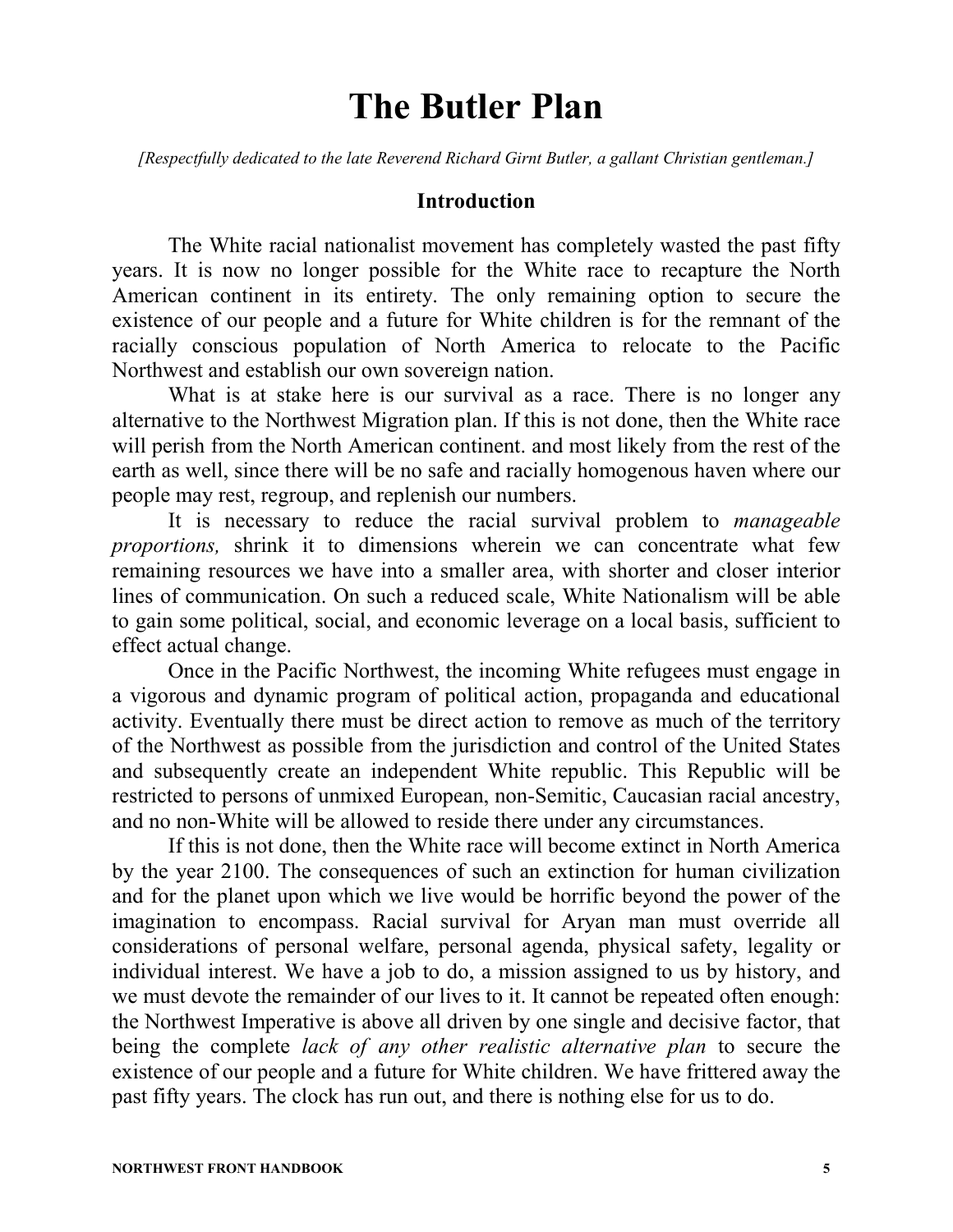# The Butler Plan

*[Respectfully dedicated to the late Reverend Richard Girnt Butler, a gallant Christian gentleman.]*

## Introduction

The White racial nationalist movement has completely wasted the past fifty years. It is now no longer possible for the White race to recapture the North American continent in its entirety. The only remaining option to secure the existence of our people and a future for White children is for the remnant of the racially conscious population of North America to relocate to the Pacific Northwest and establish our own sovereign nation.

What is at stake here is our survival as a race. There is no longer any alternative to the Northwest Migration plan. If this is not done, then the White race will perish from the North American continent. and most likely from the rest of the earth as well, since there will be no safe and racially homogenous haven where our people may rest, regroup, and replenish our numbers.

It is necessary to reduce the racial survival problem to *manageable proportions,* shrink it to dimensions wherein we can concentrate what few remaining resources we have into a smaller area, with shorter and closer interior lines of communication. On such a reduced scale, White Nationalism will be able to gain some political, social, and economic leverage on a local basis, sufficient to effect actual change.

Once in the Pacific Northwest, the incoming White refugees must engage in a vigorous and dynamic program of political action, propaganda and educational activity. Eventually there must be direct action to remove as much of the territory of the Northwest as possible from the jurisdiction and control of the United States and subsequently create an independent White republic. This Republic will be restricted to persons of unmixed European, non-Semitic, Caucasian racial ancestry, and no non-White will be allowed to reside there under any circumstances.

If this is not done, then the White race will become extinct in North America by the year 2100. The consequences of such an extinction for human civilization and for the planet upon which we live would be horrific beyond the power of the imagination to encompass. Racial survival for Aryan man must override all considerations of personal welfare, personal agenda, physical safety, legality or individual interest. We have a job to do, a mission assigned to us by history, and we must devote the remainder of our lives to it. It cannot be repeated often enough: the Northwest Imperative is above all driven by one single and decisive factor, that being the complete *lack of any other realistic alternative plan* to secure the existence of our people and a future for White children. We have frittered away the past fifty years. The clock has run out, and there is nothing else for us to do.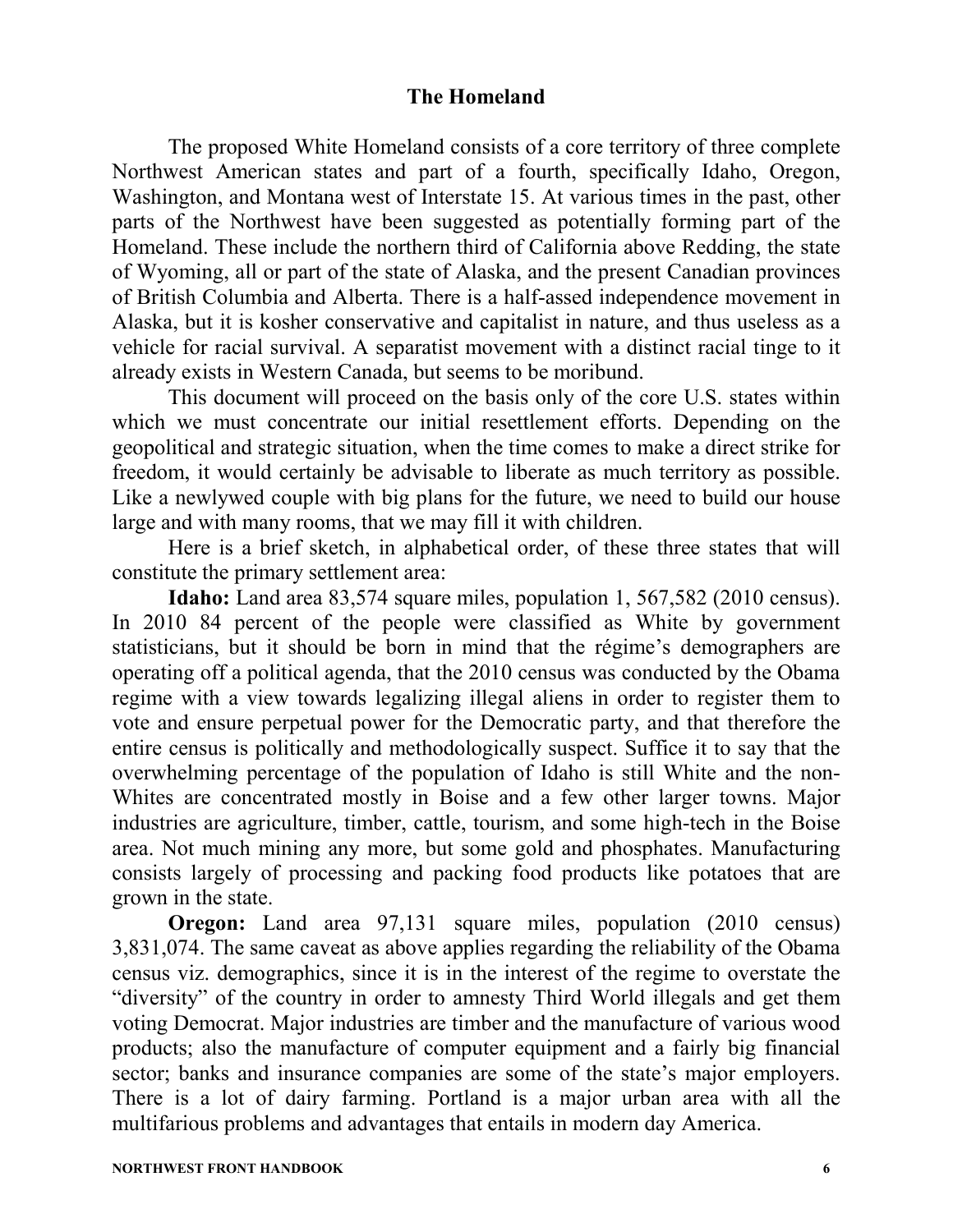## The Homeland

The proposed White Homeland consists of a core territory of three complete Northwest American states and part of a fourth, specifically Idaho, Oregon, Washington, and Montana west of Interstate 15. At various times in the past, other parts of the Northwest have been suggested as potentially forming part of the Homeland. These include the northern third of California above Redding, the state of Wyoming, all or part of the state of Alaska, and the present Canadian provinces of British Columbia and Alberta. There is a half-assed independence movement in Alaska, but it is kosher conservative and capitalist in nature, and thus useless as a vehicle for racial survival. A separatist movement with a distinct racial tinge to it already exists in Western Canada, but seems to be moribund.

This document will proceed on the basis only of the core U.S. states within which we must concentrate our initial resettlement efforts. Depending on the geopolitical and strategic situation, when the time comes to make a direct strike for freedom, it would certainly be advisable to liberate as much territory as possible. Like a newlywed couple with big plans for the future, we need to build our house large and with many rooms, that we may fill it with children.

Here is a brief sketch, in alphabetical order, of these three states that will constitute the primary settlement area:

**Idaho:** Land area 83,574 square miles, population 1, 567,582 (2010 census). In 2010 84 percent of the people were classified as White by government statisticians, but it should be born in mind that the régime's demographers are operating off a political agenda, that the 2010 census was conducted by the Obama regime with a view towards legalizing illegal aliens in order to register them to vote and ensure perpetual power for the Democratic party, and that therefore the entire census is politically and methodologically suspect. Suffice it to say that the overwhelming percentage of the population of Idaho is still White and the non-Whites are concentrated mostly in Boise and a few other larger towns. Major industries are agriculture, timber, cattle, tourism, and some high-tech in the Boise area. Not much mining any more, but some gold and phosphates. Manufacturing consists largely of processing and packing food products like potatoes that are grown in the state.

**Oregon:** Land area 97,131 square miles, population (2010 census) 3,831,074. The same caveat as above applies regarding the reliability of the Obama census viz. demographics, since it is in the interest of the regime to overstate the "diversity" of the country in order to amnesty Third World illegals and get them voting Democrat. Major industries are timber and the manufacture of various wood products; also the manufacture of computer equipment and a fairly big financial sector; banks and insurance companies are some of the state's major employers. There is a lot of dairy farming. Portland is a major urban area with all the multifarious problems and advantages that entails in modern day America.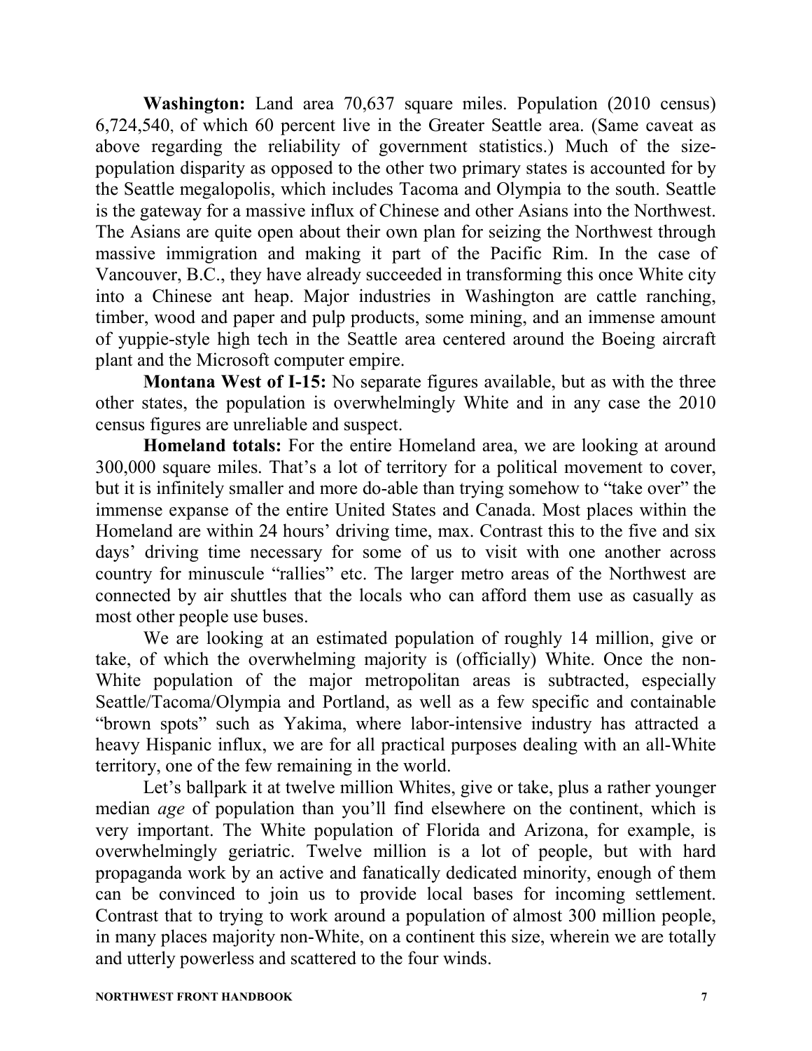**Washington:** Land area 70,637 square miles. Population (2010 census) 6,724,540, of which 60 percent live in the Greater Seattle area. (Same caveat as above regarding the reliability of government statistics.) Much of the size-population disparity as opposed to the other two primary states is accounted for by the Seattle megalopolis, which includes Tacoma and Olympia to the south. Seattle is the gateway for a massive influx of Chinese and other Asians into the Northwest. The Asians are quite open about their own plan for seizing the Northwest through massive immigration and making it part of the Pacific Rim. In the case of Vancouver, B.C., they have already succeeded in transforming this once White city into a Chinese ant heap. Major industries in Washington are cattle ranching, timber, wood and paper and pulp products, some mining, and an immense amount of yuppie-style high tech in the Seattle area centered around the Boeing aircraft plant and the Microsoft computer empire.

**Montana West of I-15:** No separate figures available, but as with the three other states, the population is overwhelmingly White and in any case the 2010 census figures are unreliable and suspect.

**Homeland totals:** For the entire Homeland area, we are looking at around 300,000 square miles. That's a lot of territory for a political movement to cover, but it is infinitely smaller and more do-able than trying somehow to "take over" the immense expanse of the entire United States and Canada. Most places within the Homeland are within 24 hours' driving time, max. Contrast this to the five and six days' driving time necessary for some of us to visit with one another across country for minuscule "rallies" etc. The larger metro areas of the Northwest are connected by air shuttles that the locals who can afford them use as casually as most other people use buses.

We are looking at an estimated population of roughly 14 million, give or take, of which the overwhelming majority is (officially) White. Once the non-White population of the major metropolitan areas is subtracted, especially Seattle/Tacoma/Olympia and Portland, as well as a few specific and containable "brown spots" such as Yakima, where labor-intensive industry has attracted a heavy Hispanic influx, we are for all practical purposes dealing with an all-White territory, one of the few remaining in the world.

Let's ballpark it at twelve million Whites, give or take, plus a rather younger median *age* of population than you'll find elsewhere on the continent, which is very important. The White population of Florida and Arizona, for example, is overwhelmingly geriatric. Twelve million is a lot of people, but with hard propaganda work by an active and fanatically dedicated minority, enough of them can be convinced to join us to provide local bases for incoming settlement. Contrast that to trying to work around a population of almost 300 million people, in many places majority non-White, on a continent this size, wherein we are totally and utterly powerless and scattered to the four winds.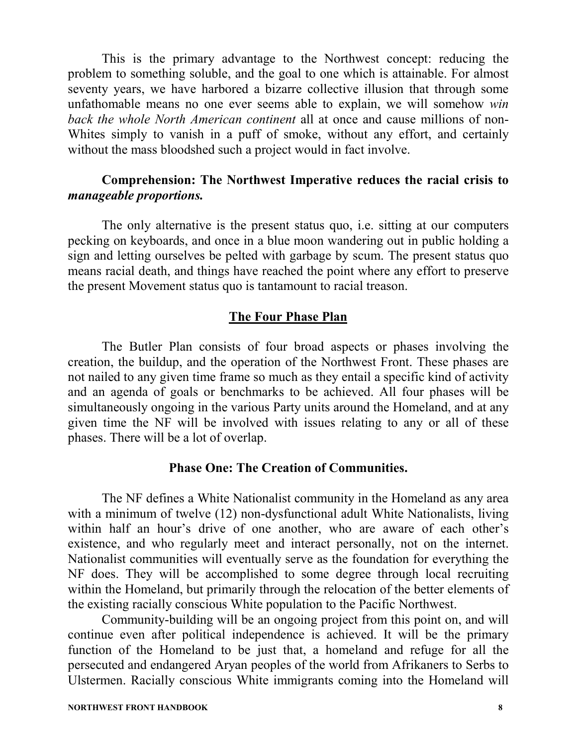This is the primary advantage to the Northwest concept: reducing the problem to something soluble, and the goal to one which is attainable. For almost seventy years, we have harbored a bizarre collective illusion that through some unfathomable means no one ever seems able to explain, we will somehow *win back the whole North American continent* all at once and cause millions of non-Whites simply to vanish in a puff of smoke, without any effort, and certainly without the mass bloodshed such a project would in fact involve.

**Comprehension: The Northwest Imperative reduces the racial crisis to *manageable proportions.***

The only alternative is the present status quo, i.e. sitting at our computers pecking on keyboards, and once in a blue moon wandering out in public holding a sign and letting ourselves be pelted with garbage by scum. The present status quo means racial death, and things have reached the point where any effort to preserve the present Movement status quo is tantamount to racial treason.

## The Four Phase Plan

The Butler Plan consists of four broad aspects or phases involving the creation, the buildup, and the operation of the Northwest Front. These phases are not nailed to any given time frame so much as they entail a specific kind of activity and an agenda of goals or benchmarks to be achieved. All four phases will be simultaneously ongoing in the various Party units around the Homeland, and at any given time the NF will be involved with issues relating to any or all of these phases. There will be a lot of overlap.

### Phase One: The Creation of Communities.

The NF defines a White Nationalist community in the Homeland as any area with a minimum of twelve (12) non-dysfunctional adult White Nationalists, living within half an hour's drive of one another, who are aware of each other's existence, and who regularly meet and interact personally, not on the internet. Nationalist communities will eventually serve as the foundation for everything the NF does. They will be accomplished to some degree through local recruiting within the Homeland, but primarily through the relocation of the better elements of the existing racially conscious White population to the Pacific Northwest.

Community-building will be an ongoing project from this point on, and will continue even after political independence is achieved. It will be the primary function of the Homeland to be just that, a homeland and refuge for all the persecuted and endangered Aryan peoples of the world from Afrikaners to Serbs to Ulstermen. Racially conscious White immigrants coming into the Homeland will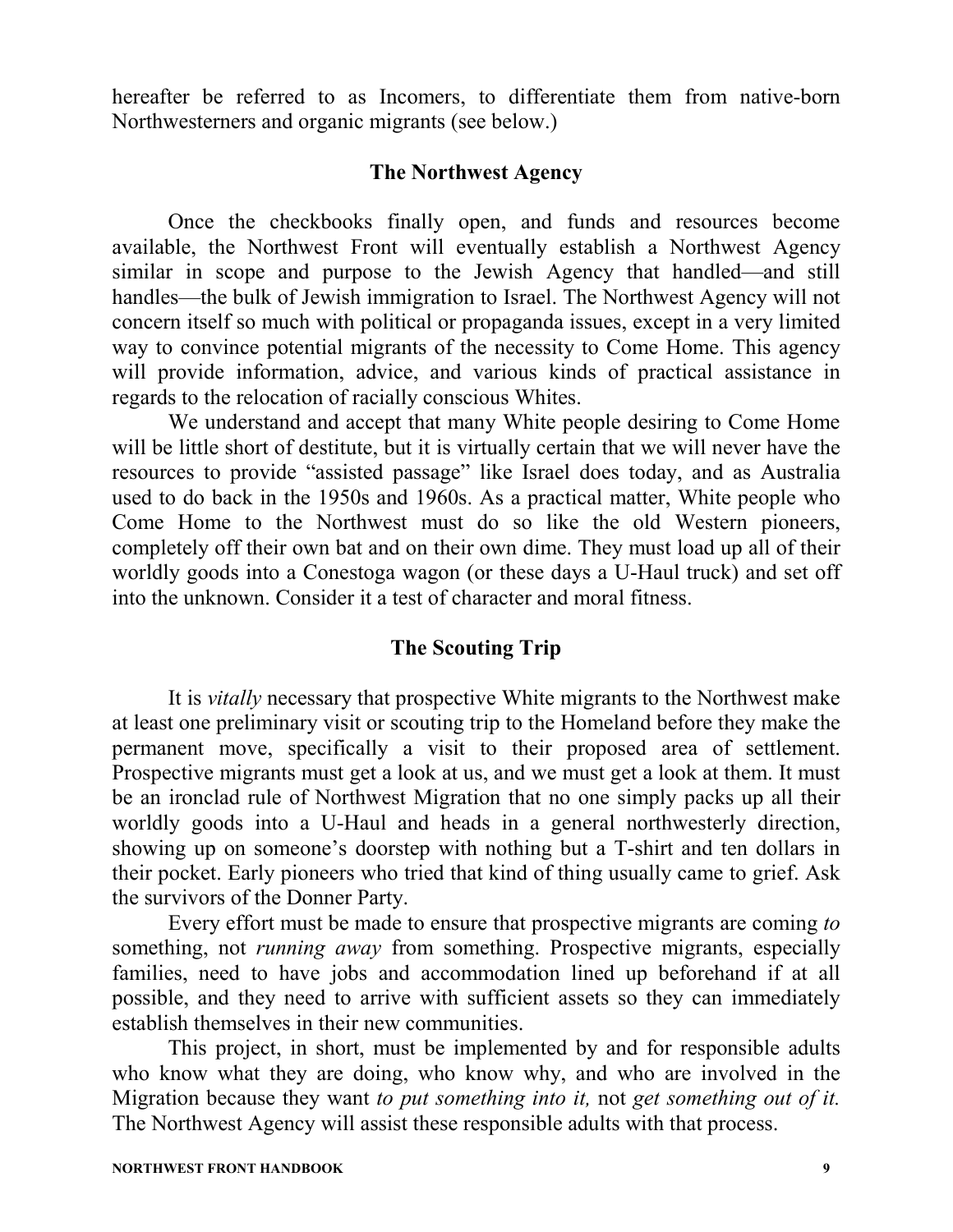hereafter be referred to as Incomers, to differentiate them from native-born Northwesterners and organic migrants (see below.)

## The Northwest Agency

Once the checkbooks finally open, and funds and resources become available, the Northwest Front will eventually establish a Northwest Agency similar in scope and purpose to the Jewish Agency that handled—and still handles—the bulk of Jewish immigration to Israel. The Northwest Agency will not concern itself so much with political or propaganda issues, except in a very limited way to convince potential migrants of the necessity to Come Home. This agency will provide information, advice, and various kinds of practical assistance in regards to the relocation of racially conscious Whites.

We understand and accept that many White people desiring to Come Home will be little short of destitute, but it is virtually certain that we will never have the resources to provide "assisted passage" like Israel does today, and as Australia used to do back in the 1950s and 1960s. As a practical matter, White people who Come Home to the Northwest must do so like the old Western pioneers, completely off their own bat and on their own dime. They must load up all of their worldly goods into a Conestoga wagon (or these days a U-Haul truck) and set off into the unknown. Consider it a test of character and moral fitness.

## The Scouting Trip

It is *vitally* necessary that prospective White migrants to the Northwest make at least one preliminary visit or scouting trip to the Homeland before they make the permanent move, specifically a visit to their proposed area of settlement. Prospective migrants must get a look at us, and we must get a look at them. It must be an ironclad rule of Northwest Migration that no one simply packs up all their worldly goods into a U-Haul and heads in a general northwesterly direction, showing up on someone's doorstep with nothing but a T-shirt and ten dollars in their pocket. Early pioneers who tried that kind of thing usually came to grief. Ask the survivors of the Donner Party.

Every effort must be made to ensure that prospective migrants are coming *to* something, not *running away* from something. Prospective migrants, especially families, need to have jobs and accommodation lined up beforehand if at all possible, and they need to arrive with sufficient assets so they can immediately establish themselves in their new communities.

This project, in short, must be implemented by and for responsible adults who know what they are doing, who know why, and who are involved in the Migration because they want *to put something into it,* not *get something out of it.* The Northwest Agency will assist these responsible adults with that process.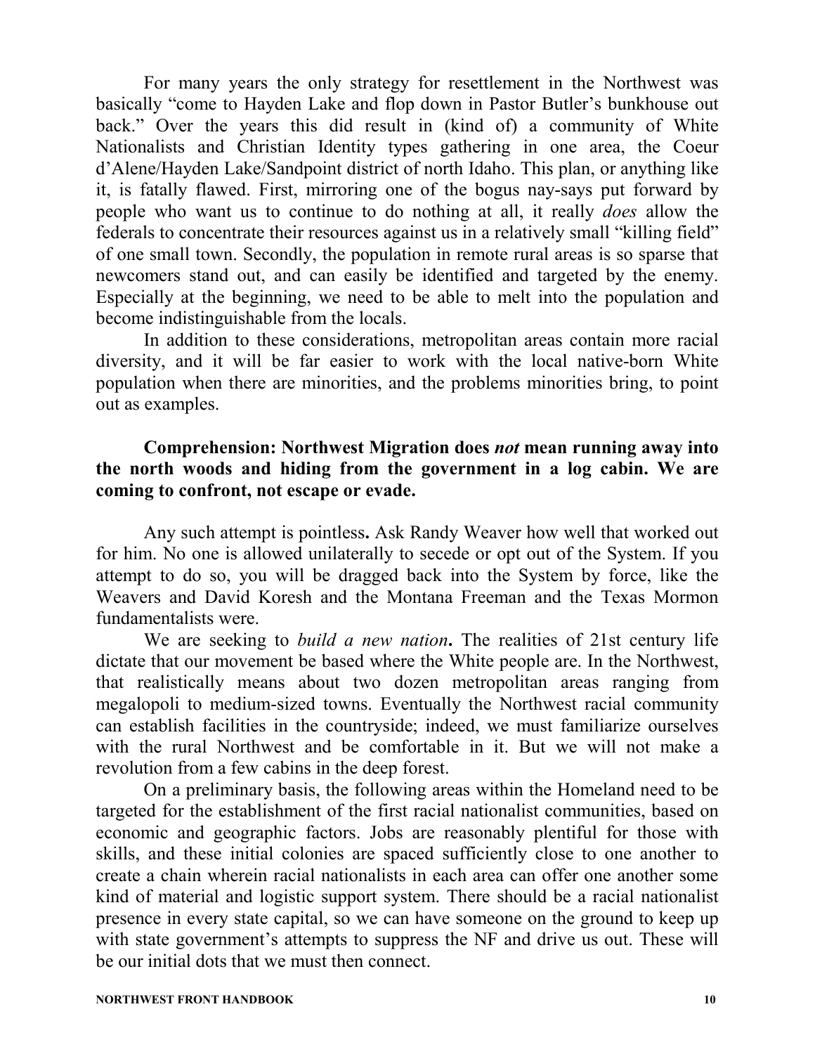For many years the only strategy for resettlement in the Northwest was basically "come to Hayden Lake and flop down in Pastor Butler's bunkhouse out back." Over the years this did result in (kind of) a community of White Nationalists and Christian Identity types gathering in one area, the Coeur d'Alene/Hayden Lake/Sandpoint district of north Idaho. This plan, or anything like it, is fatally flawed. First, mirroring one of the bogus nay-says put forward by people who want us to continue to do nothing at all, it really *does* allow the federals to concentrate their resources against us in a relatively small "killing field" of one small town. Secondly, the population in remote rural areas is so sparse that newcomers stand out, and can easily be identified and targeted by the enemy. Especially at the beginning, we need to be able to melt into the population and become indistinguishable from the locals.

In addition to these considerations, metropolitan areas contain more racial diversity, and it will be far easier to work with the local native-born White population when there are minorities, and the problems minorities bring, to point out as examples.

**Comprehension: Northwest Migration does *not* mean running away into the north woods and hiding from the government in a log cabin. We are coming to confront, not escape or evade.**

Any such attempt is pointless**.** Ask Randy Weaver how well that worked out for him. No one is allowed unilaterally to secede or opt out of the System. If you attempt to do so, you will be dragged back into the System by force, like the Weavers and David Koresh and the Montana Freeman and the Texas Mormon fundamentalists were.

We are seeking to *build a new nation***.** The realities of 21st century life dictate that our movement be based where the White people are. In the Northwest, that realistically means about two dozen metropolitan areas ranging from megalopoli to medium-sized towns. Eventually the Northwest racial community can establish facilities in the countryside; indeed, we must familiarize ourselves with the rural Northwest and be comfortable in it. But we will not make a revolution from a few cabins in the deep forest.

On a preliminary basis, the following areas within the Homeland need to be targeted for the establishment of the first racial nationalist communities, based on economic and geographic factors. Jobs are reasonably plentiful for those with skills, and these initial colonies are spaced sufficiently close to one another to create a chain wherein racial nationalists in each area can offer one another some kind of material and logistic support system. There should be a racial nationalist presence in every state capital, so we can have someone on the ground to keep up with state government's attempts to suppress the NF and drive us out. These will be our initial dots that we must then connect.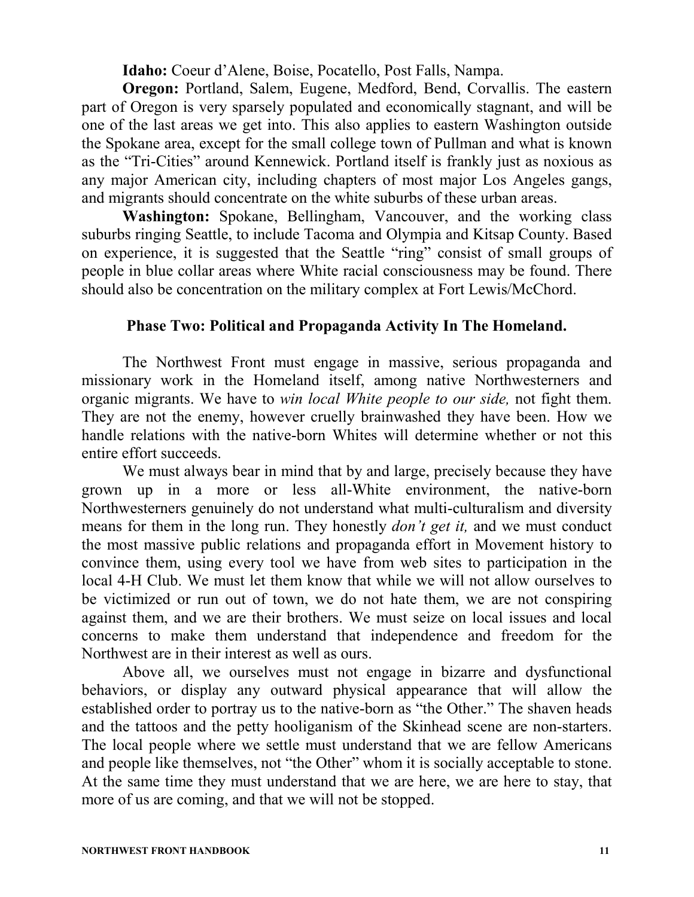**Idaho:** Coeur d'Alene, Boise, Pocatello, Post Falls, Nampa.

**Oregon:** Portland, Salem, Eugene, Medford, Bend, Corvallis. The eastern part of Oregon is very sparsely populated and economically stagnant, and will be one of the last areas we get into. This also applies to eastern Washington outside the Spokane area, except for the small college town of Pullman and what is known as the "Tri-Cities" around Kennewick. Portland itself is frankly just as noxious as any major American city, including chapters of most major Los Angeles gangs, and migrants should concentrate on the white suburbs of these urban areas.

**Washington:** Spokane, Bellingham, Vancouver, and the working class suburbs ringing Seattle, to include Tacoma and Olympia and Kitsap County. Based on experience, it is suggested that the Seattle "ring" consist of small groups of people in blue collar areas where White racial consciousness may be found. There should also be concentration on the military complex at Fort Lewis/McChord.

### Phase Two: Political and Propaganda Activity In The Homeland.

The Northwest Front must engage in massive, serious propaganda and missionary work in the Homeland itself, among native Northwesterners and organic migrants. We have to *win local White people to our side,* not fight them. They are not the enemy, however cruelly brainwashed they have been. How we handle relations with the native-born Whites will determine whether or not this entire effort succeeds.

We must always bear in mind that by and large, precisely because they have grown up in a more or less all-White environment, the native-born Northwesterners genuinely do not understand what multi-culturalism and diversity means for them in the long run. They honestly *don't get it,* and we must conduct the most massive public relations and propaganda effort in Movement history to convince them, using every tool we have from web sites to participation in the local 4-H Club. We must let them know that while we will not allow ourselves to be victimized or run out of town, we do not hate them, we are not conspiring against them, and we are their brothers. We must seize on local issues and local concerns to make them understand that independence and freedom for the Northwest are in their interest as well as ours.

Above all, we ourselves must not engage in bizarre and dysfunctional behaviors, or display any outward physical appearance that will allow the established order to portray us to the native-born as "the Other." The shaven heads and the tattoos and the petty hooliganism of the Skinhead scene are non-starters. The local people where we settle must understand that we are fellow Americans and people like themselves, not "the Other" whom it is socially acceptable to stone. At the same time they must understand that we are here, we are here to stay, that more of us are coming, and that we will not be stopped.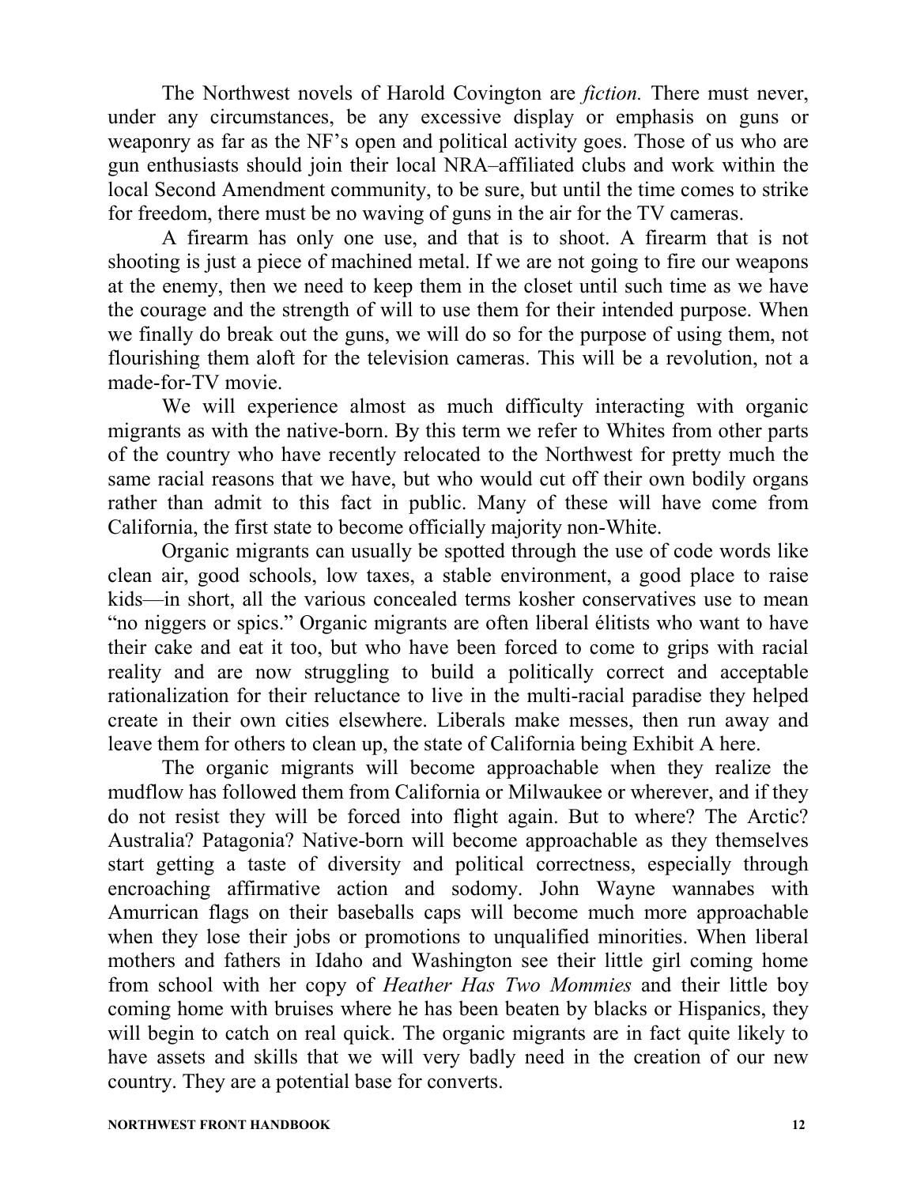The Northwest novels of Harold Covington are *fiction.* There must never, under any circumstances, be any excessive display or emphasis on guns or weaponry as far as the NF's open and political activity goes. Those of us who are gun enthusiasts should join their local NRA–affiliated clubs and work within the local Second Amendment community, to be sure, but until the time comes to strike for freedom, there must be no waving of guns in the air for the TV cameras.

A firearm has only one use, and that is to shoot. A firearm that is not shooting is just a piece of machined metal. If we are not going to fire our weapons at the enemy, then we need to keep them in the closet until such time as we have the courage and the strength of will to use them for their intended purpose. When we finally do break out the guns, we will do so for the purpose of using them, not flourishing them aloft for the television cameras. This will be a revolution, not a made-for-TV movie.

We will experience almost as much difficulty interacting with organic migrants as with the native-born. By this term we refer to Whites from other parts of the country who have recently relocated to the Northwest for pretty much the same racial reasons that we have, but who would cut off their own bodily organs rather than admit to this fact in public. Many of these will have come from California, the first state to become officially majority non-White.

Organic migrants can usually be spotted through the use of code words like clean air, good schools, low taxes, a stable environment, a good place to raise kids—in short, all the various concealed terms kosher conservatives use to mean "no niggers or spics." Organic migrants are often liberal élitists who want to have their cake and eat it too, but who have been forced to come to grips with racial reality and are now struggling to build a politically correct and acceptable rationalization for their reluctance to live in the multi-racial paradise they helped create in their own cities elsewhere. Liberals make messes, then run away and leave them for others to clean up, the state of California being Exhibit A here.

The organic migrants will become approachable when they realize the mudflow has followed them from California or Milwaukee or wherever, and if they do not resist they will be forced into flight again. But to where? The Arctic? Australia? Patagonia? Native-born will become approachable as they themselves start getting a taste of diversity and political correctness, especially through encroaching affirmative action and sodomy. John Wayne wannabes with Amurrican flags on their baseballs caps will become much more approachable when they lose their jobs or promotions to unqualified minorities. When liberal mothers and fathers in Idaho and Washington see their little girl coming home from school with her copy of *Heather Has Two Mommies* and their little boy coming home with bruises where he has been beaten by blacks or Hispanics, they will begin to catch on real quick. The organic migrants are in fact quite likely to have assets and skills that we will very badly need in the creation of our new country. They are a potential base for converts.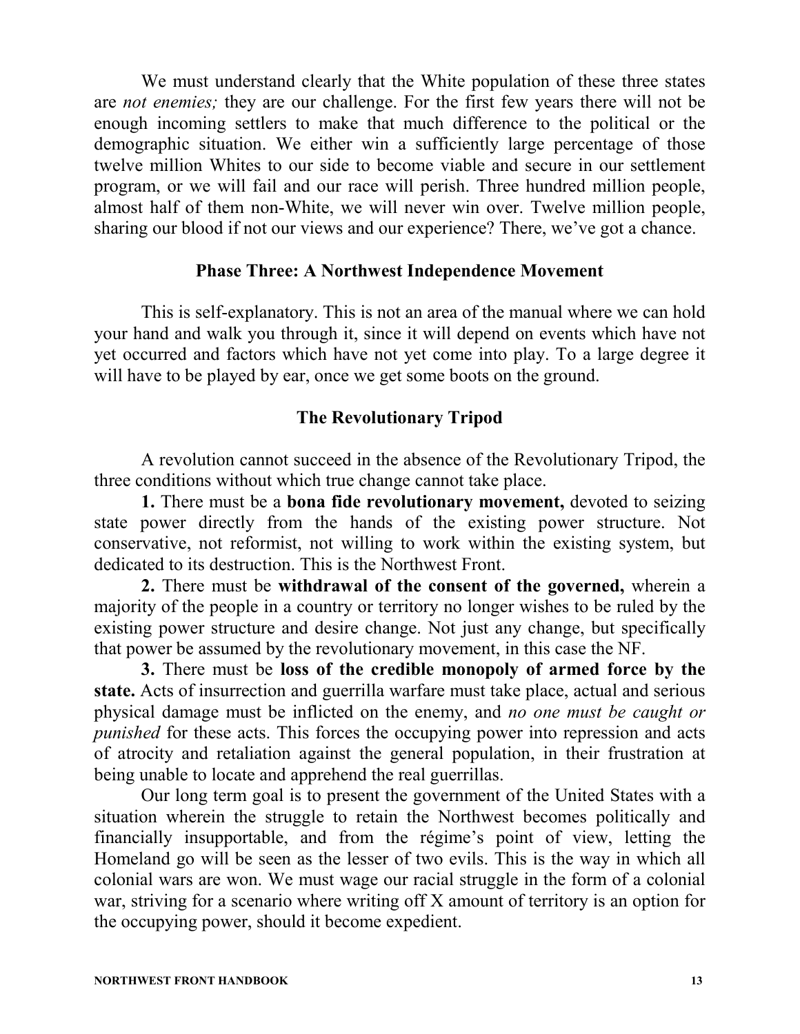We must understand clearly that the White population of these three states are *not enemies;* they are our challenge. For the first few years there will not be enough incoming settlers to make that much difference to the political or the demographic situation. We either win a sufficiently large percentage of those twelve million Whites to our side to become viable and secure in our settlement program, or we will fail and our race will perish. Three hundred million people, almost half of them non-White, we will never win over. Twelve million people, sharing our blood if not our views and our experience? There, we've got a chance.

### Phase Three: A Northwest Independence Movement

This is self-explanatory. This is not an area of the manual where we can hold your hand and walk you through it, since it will depend on events which have not yet occurred and factors which have not yet come into play. To a large degree it will have to be played by ear, once we get some boots on the ground.

### The Revolutionary Tripod

A revolution cannot succeed in the absence of the Revolutionary Tripod, the three conditions without which true change cannot take place.

**1.** There must be a **bona fide revolutionary movement,** devoted to seizing state power directly from the hands of the existing power structure. Not conservative, not reformist, not willing to work within the existing system, but dedicated to its destruction. This is the Northwest Front.

**2.** There must be **withdrawal of the consent of the governed,** wherein a majority of the people in a country or territory no longer wishes to be ruled by the existing power structure and desire change. Not just any change, but specifically that power be assumed by the revolutionary movement, in this case the NF.

**3.** There must be **loss of the credible monopoly of armed force by the state.** Acts of insurrection and guerrilla warfare must take place, actual and serious physical damage must be inflicted on the enemy, and *no one must be caught or punished* for these acts. This forces the occupying power into repression and acts of atrocity and retaliation against the general population, in their frustration at being unable to locate and apprehend the real guerrillas.

Our long term goal is to present the government of the United States with a situation wherein the struggle to retain the Northwest becomes politically and financially insupportable, and from the régime's point of view, letting the Homeland go will be seen as the lesser of two evils. This is the way in which all colonial wars are won. We must wage our racial struggle in the form of a colonial war, striving for a scenario where writing off X amount of territory is an option for the occupying power, should it become expedient.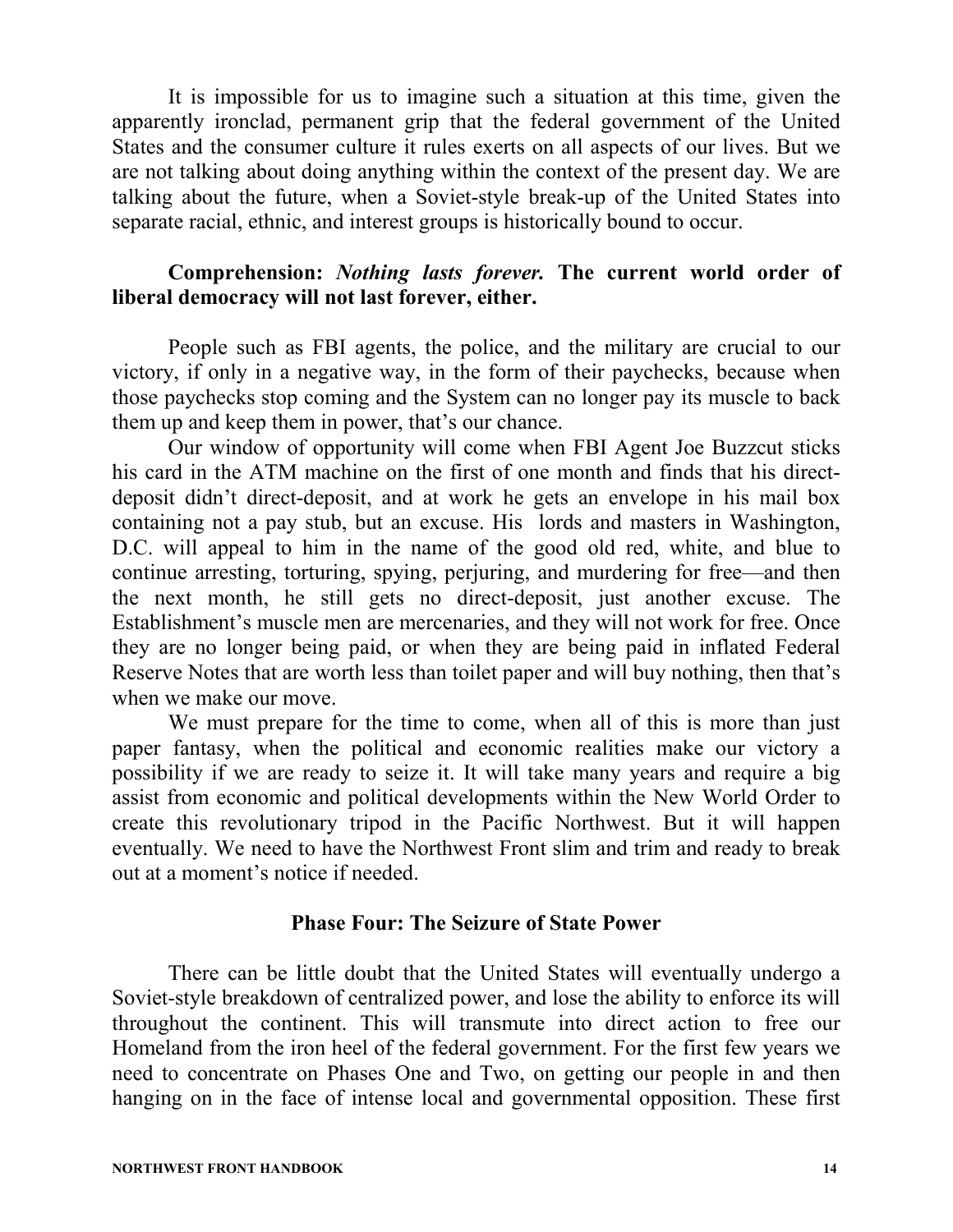It is impossible for us to imagine such a situation at this time, given the apparently ironclad, permanent grip that the federal government of the United States and the consumer culture it rules exerts on all aspects of our lives. But we are not talking about doing anything within the context of the present day. We are talking about the future, when a Soviet-style break-up of the United States into separate racial, ethnic, and interest groups is historically bound to occur.

**Comprehension: *Nothing lasts forever.* The current world order of liberal democracy will not last forever, either.**

People such as FBI agents, the police, and the military are crucial to our victory, if only in a negative way, in the form of their paychecks, because when those paychecks stop coming and the System can no longer pay its muscle to back them up and keep them in power, that's our chance.

Our window of opportunity will come when FBI Agent Joe Buzzcut sticks his card in the ATM machine on the first of one month and finds that his direct-deposit didn't direct-deposit, and at work he gets an envelope in his mail box containing not a pay stub, but an excuse. His lords and masters in Washington, D.C. will appeal to him in the name of the good old red, white, and blue to continue arresting, torturing, spying, perjuring, and murdering for free—and then the next month, he still gets no direct-deposit, just another excuse. The Establishment's muscle men are mercenaries, and they will not work for free. Once they are no longer being paid, or when they are being paid in inflated Federal Reserve Notes that are worth less than toilet paper and will buy nothing, then that's when we make our move.

We must prepare for the time to come, when all of this is more than just paper fantasy, when the political and economic realities make our victory a possibility if we are ready to seize it. It will take many years and require a big assist from economic and political developments within the New World Order to create this revolutionary tripod in the Pacific Northwest. But it will happen eventually. We need to have the Northwest Front slim and trim and ready to break out at a moment's notice if needed.

### Phase Four: The Seizure of State Power

There can be little doubt that the United States will eventually undergo a Soviet-style breakdown of centralized power, and lose the ability to enforce its will throughout the continent. This will transmute into direct action to free our Homeland from the iron heel of the federal government. For the first few years we need to concentrate on Phases One and Two, on getting our people in and then hanging on in the face of intense local and governmental opposition. These first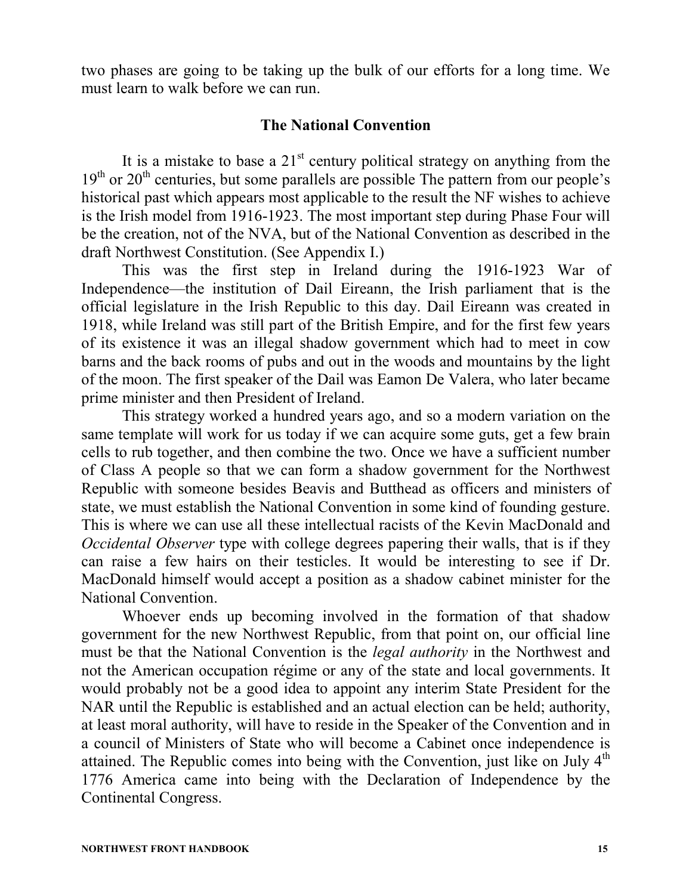two phases are going to be taking up the bulk of our efforts for a long time. We must learn to walk before we can run.

## The National Convention

It is a mistake to base a 21st century political strategy on anything from the 19th or 20th centuries, but some parallels are possible The pattern from our people's historical past which appears most applicable to the result the NF wishes to achieve is the Irish model from 1916-1923. The most important step during Phase Four will be the creation, not of the NVA, but of the National Convention as described in the draft Northwest Constitution. (See Appendix I.)

This was the first step in Ireland during the 1916-1923 War of Independence—the institution of Dail Eireann, the Irish parliament that is the official legislature in the Irish Republic to this day. Dail Eireann was created in 1918, while Ireland was still part of the British Empire, and for the first few years of its existence it was an illegal shadow government which had to meet in cow barns and the back rooms of pubs and out in the woods and mountains by the light of the moon. The first speaker of the Dail was Eamon De Valera, who later became prime minister and then President of Ireland.

This strategy worked a hundred years ago, and so a modern variation on the same template will work for us today if we can acquire some guts, get a few brain cells to rub together, and then combine the two. Once we have a sufficient number of Class A people so that we can form a shadow government for the Northwest Republic with someone besides Beavis and Butthead as officers and ministers of state, we must establish the National Convention in some kind of founding gesture. This is where we can use all these intellectual racists of the Kevin MacDonald and *Occidental Observer* type with college degrees papering their walls, that is if they can raise a few hairs on their testicles. It would be interesting to see if Dr. MacDonald himself would accept a position as a shadow cabinet minister for the National Convention.

Whoever ends up becoming involved in the formation of that shadow government for the new Northwest Republic, from that point on, our official line must be that the National Convention is the *legal authority* in the Northwest and not the American occupation régime or any of the state and local governments. It would probably not be a good idea to appoint any interim State President for the NAR until the Republic is established and an actual election can be held; authority, at least moral authority, will have to reside in the Speaker of the Convention and in a council of Ministers of State who will become a Cabinet once independence is attained. The Republic comes into being with the Convention, just like on July 4th 1776 America came into being with the Declaration of Independence by the Continental Congress.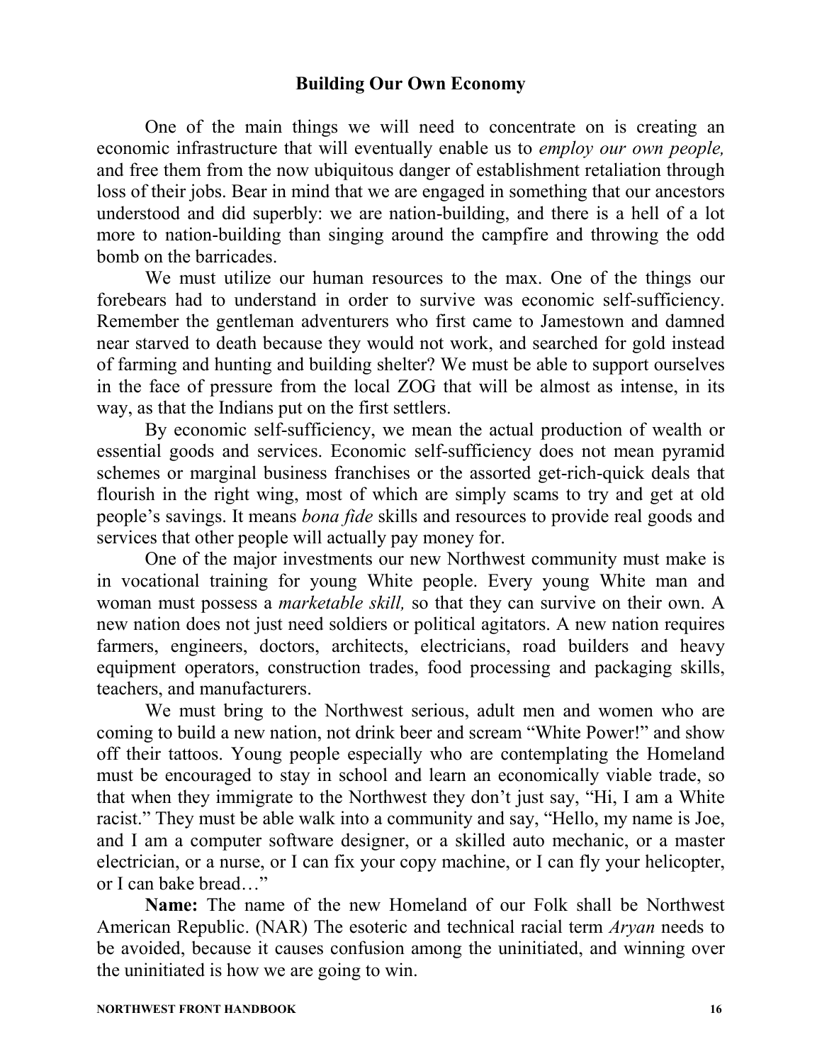## Building Our Own Economy

One of the main things we will need to concentrate on is creating an economic infrastructure that will eventually enable us to *employ our own people,* and free them from the now ubiquitous danger of establishment retaliation through loss of their jobs. Bear in mind that we are engaged in something that our ancestors understood and did superbly: we are nation-building, and there is a hell of a lot more to nation-building than singing around the campfire and throwing the odd bomb on the barricades.

We must utilize our human resources to the max. One of the things our forebears had to understand in order to survive was economic self-sufficiency. Remember the gentleman adventurers who first came to Jamestown and damned near starved to death because they would not work, and searched for gold instead of farming and hunting and building shelter? We must be able to support ourselves in the face of pressure from the local ZOG that will be almost as intense, in its way, as that the Indians put on the first settlers.

By economic self-sufficiency, we mean the actual production of wealth or essential goods and services. Economic self-sufficiency does not mean pyramid schemes or marginal business franchises or the assorted get-rich-quick deals that flourish in the right wing, most of which are simply scams to try and get at old people's savings. It means *bona fide* skills and resources to provide real goods and services that other people will actually pay money for.

One of the major investments our new Northwest community must make is in vocational training for young White people. Every young White man and woman must possess a *marketable skill,* so that they can survive on their own. A new nation does not just need soldiers or political agitators. A new nation requires farmers, engineers, doctors, architects, electricians, road builders and heavy equipment operators, construction trades, food processing and packaging skills, teachers, and manufacturers.

We must bring to the Northwest serious, adult men and women who are coming to build a new nation, not drink beer and scream "White Power!" and show off their tattoos. Young people especially who are contemplating the Homeland must be encouraged to stay in school and learn an economically viable trade, so that when they immigrate to the Northwest they don't just say, "Hi, I am a White racist." They must be able walk into a community and say, "Hello, my name is Joe, and I am a computer software designer, or a skilled auto mechanic, or a master electrician, or a nurse, or I can fix your copy machine, or I can fly your helicopter, or I can bake bread…"

**Name:** The name of the new Homeland of our Folk shall be Northwest American Republic. (NAR) The esoteric and technical racial term *Aryan* needs to be avoided, because it causes confusion among the uninitiated, and winning over the uninitiated is how we are going to win.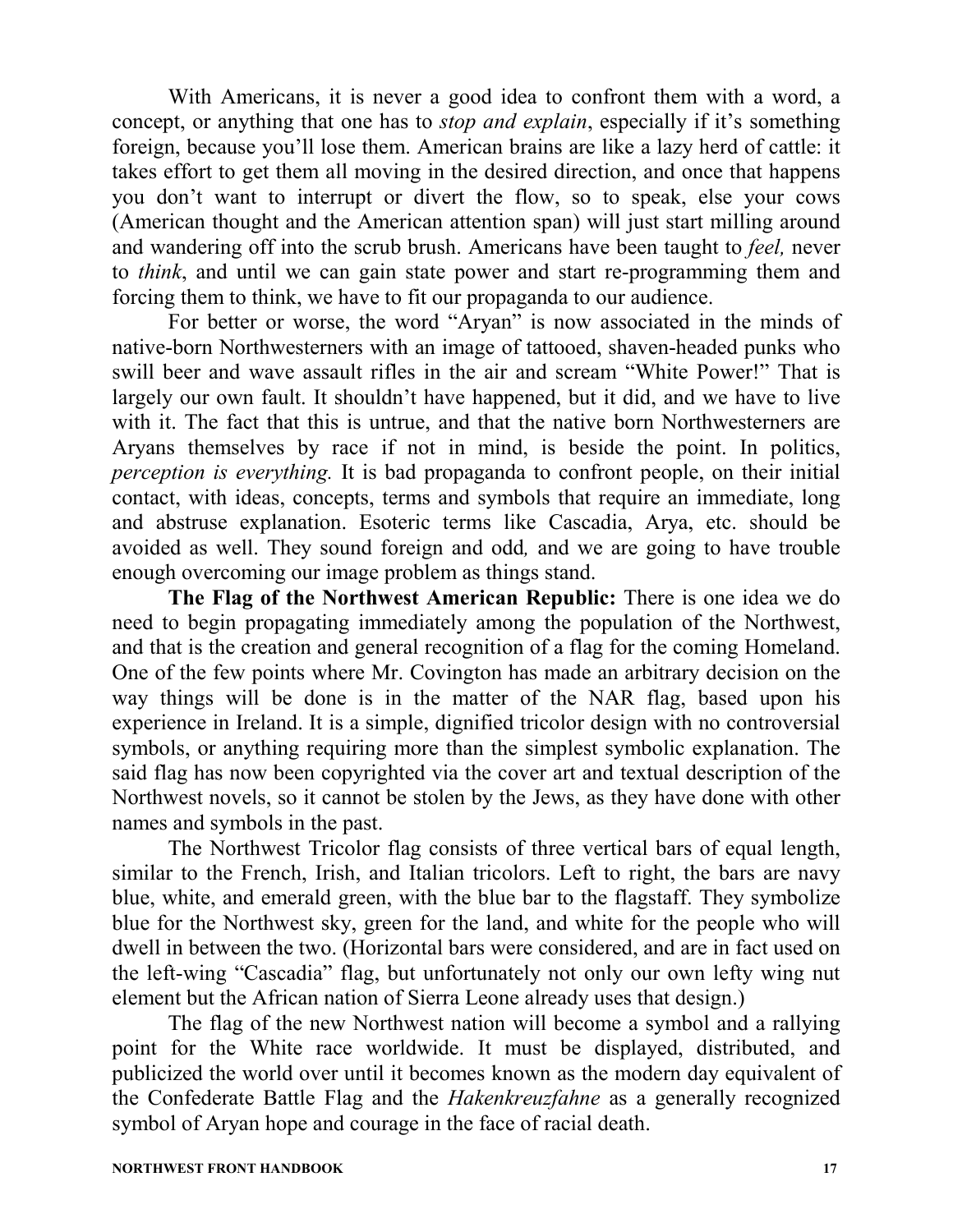With Americans, it is never a good idea to confront them with a word, a concept, or anything that one has to *stop and explain*, especially if it's something foreign, because you'll lose them. American brains are like a lazy herd of cattle: it takes effort to get them all moving in the desired direction, and once that happens you don't want to interrupt or divert the flow, so to speak, else your cows (American thought and the American attention span) will just start milling around and wandering off into the scrub brush. Americans have been taught to *feel,* never to *think*, and until we can gain state power and start re-programming them and forcing them to think, we have to fit our propaganda to our audience.

For better or worse, the word "Aryan" is now associated in the minds of native-born Northwesterners with an image of tattooed, shaven-headed punks who swill beer and wave assault rifles in the air and scream "White Power!" That is largely our own fault. It shouldn't have happened, but it did, and we have to live with it. The fact that this is untrue, and that the native born Northwesterners are Aryans themselves by race if not in mind, is beside the point. In politics, *perception is everything.* It is bad propaganda to confront people, on their initial contact, with ideas, concepts, terms and symbols that require an immediate, long and abstruse explanation. Esoteric terms like Cascadia, Arya, etc. should be avoided as well. They sound foreign and odd*,* and we are going to have trouble enough overcoming our image problem as things stand.

**The Flag of the Northwest American Republic:** There is one idea we do need to begin propagating immediately among the population of the Northwest, and that is the creation and general recognition of a flag for the coming Homeland. One of the few points where Mr. Covington has made an arbitrary decision on the way things will be done is in the matter of the NAR flag, based upon his experience in Ireland. It is a simple, dignified tricolor design with no controversial symbols, or anything requiring more than the simplest symbolic explanation. The said flag has now been copyrighted via the cover art and textual description of the Northwest novels, so it cannot be stolen by the Jews, as they have done with other names and symbols in the past.

The Northwest Tricolor flag consists of three vertical bars of equal length, similar to the French, Irish, and Italian tricolors. Left to right, the bars are navy blue, white, and emerald green, with the blue bar to the flagstaff. They symbolize blue for the Northwest sky, green for the land, and white for the people who will dwell in between the two. (Horizontal bars were considered, and are in fact used on the left-wing "Cascadia" flag, but unfortunately not only our own lefty wing nut element but the African nation of Sierra Leone already uses that design.)

The flag of the new Northwest nation will become a symbol and a rallying point for the White race worldwide. It must be displayed, distributed, and publicized the world over until it becomes known as the modern day equivalent of the Confederate Battle Flag and the *Hakenkreuzfahne* as a generally recognized symbol of Aryan hope and courage in the face of racial death.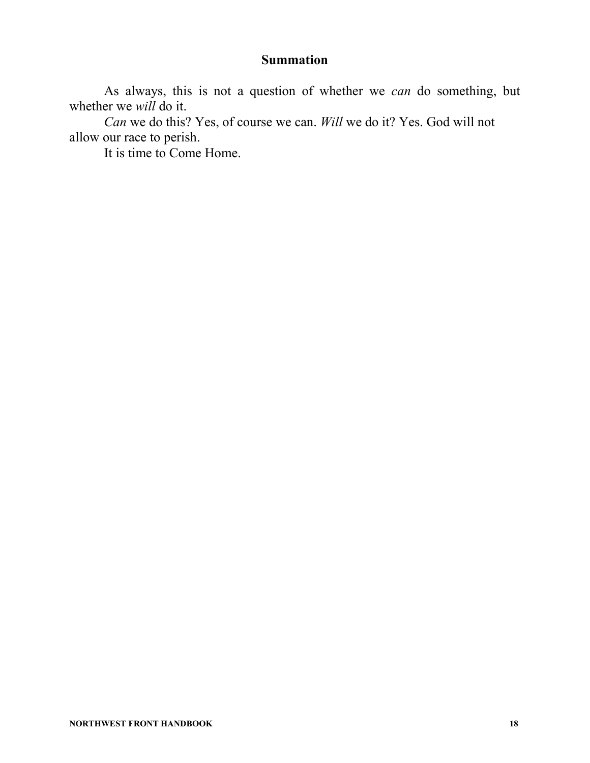## Summation

As always, this is not a question of whether we *can* do something, but whether we *will* do it.

*Can* we do this? Yes, of course we can. *Will* we do it? Yes. God will not allow our race to perish.

It is time to Come Home.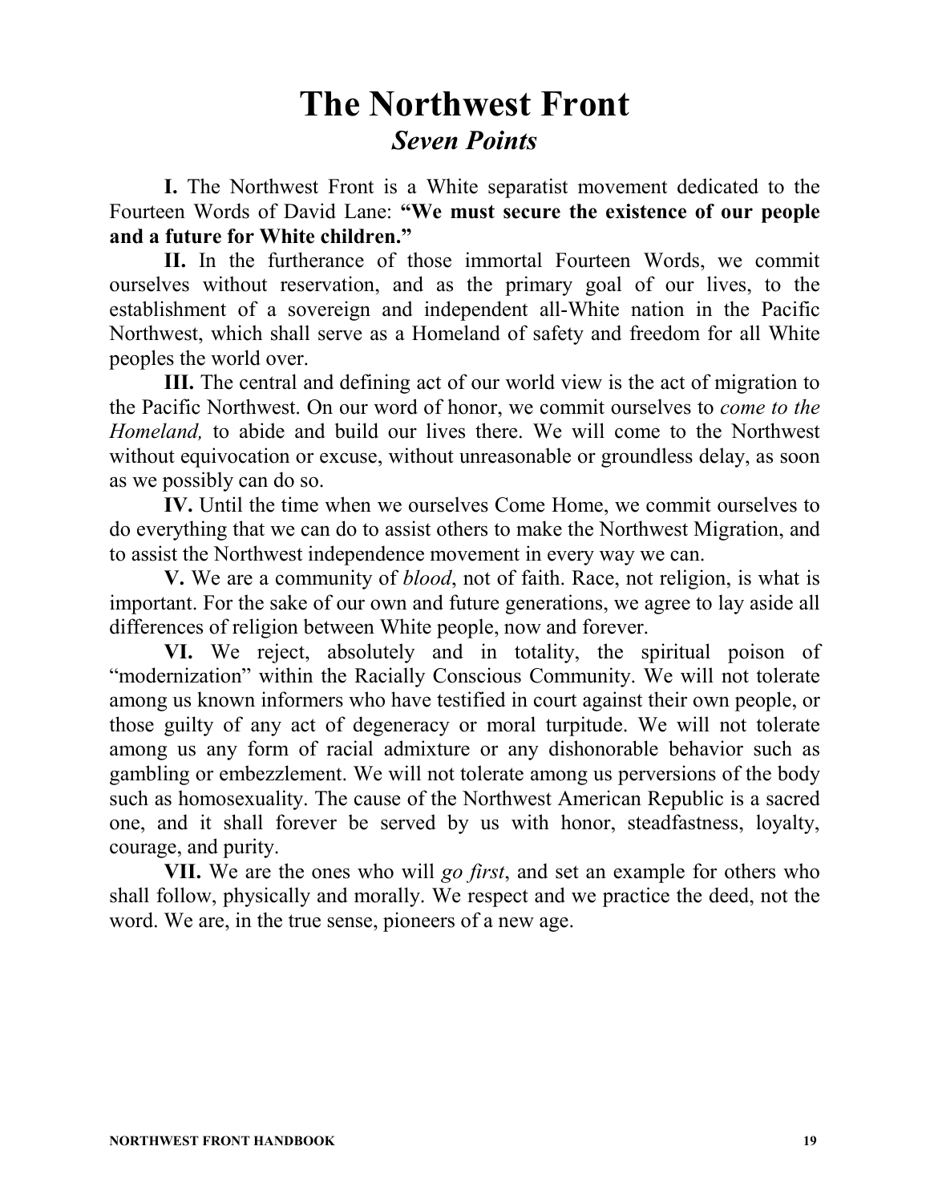# The Northwest Front

## *Seven Points*

**I.** The Northwest Front is a White separatist movement dedicated to the Fourteen Words of David Lane: **"We must secure the existence of our people and a future for White children."**

**II.** In the furtherance of those immortal Fourteen Words, we commit ourselves without reservation, and as the primary goal of our lives, to the establishment of a sovereign and independent all-White nation in the Pacific Northwest, which shall serve as a Homeland of safety and freedom for all White peoples the world over.

**III.** The central and defining act of our world view is the act of migration to the Pacific Northwest. On our word of honor, we commit ourselves to *come to the Homeland,* to abide and build our lives there. We will come to the Northwest without equivocation or excuse, without unreasonable or groundless delay, as soon as we possibly can do so.

**IV.** Until the time when we ourselves Come Home, we commit ourselves to do everything that we can do to assist others to make the Northwest Migration, and to assist the Northwest independence movement in every way we can.

**V.** We are a community of *blood*, not of faith. Race, not religion, is what is important. For the sake of our own and future generations, we agree to lay aside all differences of religion between White people, now and forever.

**VI.** We reject, absolutely and in totality, the spiritual poison of "modernization" within the Racially Conscious Community. We will not tolerate among us known informers who have testified in court against their own people, or those guilty of any act of degeneracy or moral turpitude. We will not tolerate among us any form of racial admixture or any dishonorable behavior such as gambling or embezzlement. We will not tolerate among us perversions of the body such as homosexuality. The cause of the Northwest American Republic is a sacred one, and it shall forever be served by us with honor, steadfastness, loyalty, courage, and purity.

**VII.** We are the ones who will *go first*, and set an example for others who shall follow, physically and morally. We respect and we practice the deed, not the word. We are, in the true sense, pioneers of a new age.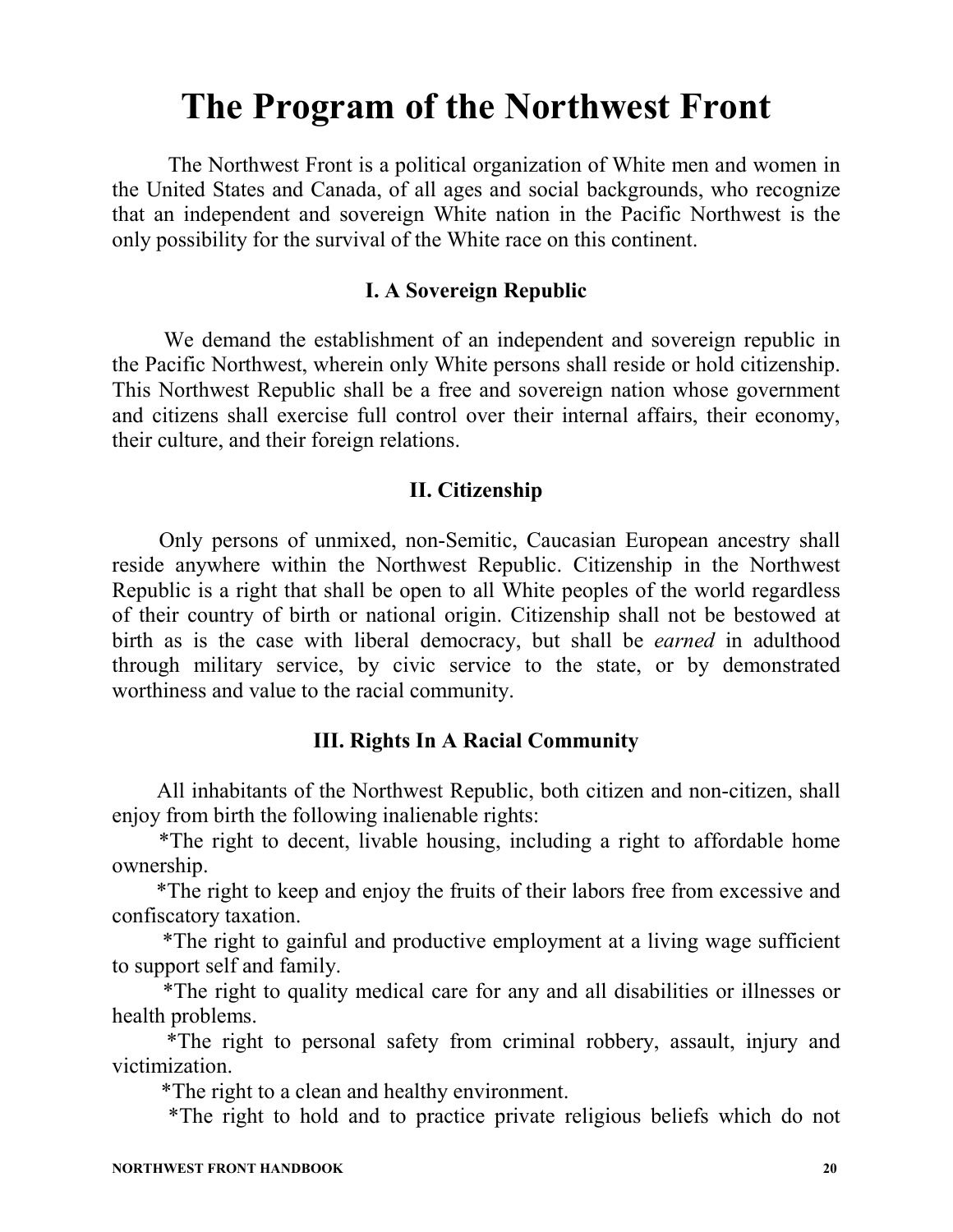# The Program of the Northwest Front

The Northwest Front is a political organization of White men and women in the United States and Canada, of all ages and social backgrounds, who recognize that an independent and sovereign White nation in the Pacific Northwest is the only possibility for the survival of the White race on this continent.

### I. A Sovereign Republic

We demand the establishment of an independent and sovereign republic in the Pacific Northwest, wherein only White persons shall reside or hold citizenship. This Northwest Republic shall be a free and sovereign nation whose government and citizens shall exercise full control over their internal affairs, their economy, their culture, and their foreign relations.

### II. Citizenship

Only persons of unmixed, non-Semitic, Caucasian European ancestry shall reside anywhere within the Northwest Republic. Citizenship in the Northwest Republic is a right that shall be open to all White peoples of the world regardless of their country of birth or national origin. Citizenship shall not be bestowed at birth as is the case with liberal democracy, but shall be *earned* in adulthood through military service, by civic service to the state, or by demonstrated worthiness and value to the racial community.

### III. Rights In A Racial Community

All inhabitants of the Northwest Republic, both citizen and non-citizen, shall enjoy from birth the following inalienable rights:

*The right to decent, livable housing, including a right to affordable home ownership.

*The right to keep and enjoy the fruits of their labors free from excessive and confiscatory taxation.

*The right to gainful and productive employment at a living wage sufficient to support self and family.

*The right to quality medical care for any and all disabilities or illnesses or health problems.

*The right to personal safety from criminal robbery, assault, injury and victimization.

*The right to a clean and healthy environment.

*The right to hold and to practice private religious beliefs which do not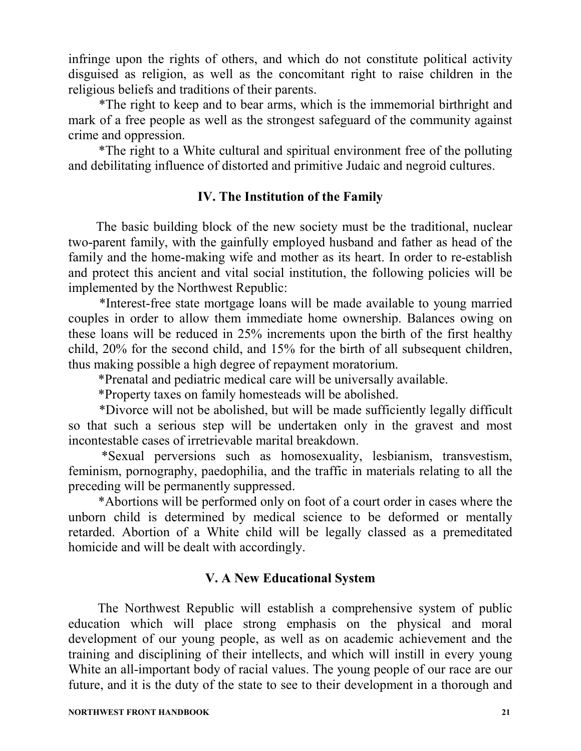infringe upon the rights of others, and which do not constitute political activity disguised as religion, as well as the concomitant right to raise children in the religious beliefs and traditions of their parents.

*The right to keep and to bear arms, which is the immemorial birthright and mark of a free people as well as the strongest safeguard of the community against crime and oppression.

*The right to a White cultural and spiritual environment free of the polluting and debilitating influence of distorted and primitive Judaic and negroid cultures.

## IV. The Institution of the Family

The basic building block of the new society must be the traditional, nuclear two-parent family, with the gainfully employed husband and father as head of the family and the home-making wife and mother as its heart. In order to re-establish and protect this ancient and vital social institution, the following policies will be implemented by the Northwest Republic:

*Interest-free state mortgage loans will be made available to young married couples in order to allow them immediate home ownership. Balances owing on these loans will be reduced in 25% increments upon the birth of the first healthy child, 20% for the second child, and 15% for the birth of all subsequent children, thus making possible a high degree of repayment moratorium.

*Prenatal and pediatric medical care will be universally available.

*Property taxes on family homesteads will be abolished.

*Divorce will not be abolished, but will be made sufficiently legally difficult so that such a serious step will be undertaken only in the gravest and most incontestable cases of irretrievable marital breakdown.

*Sexual perversions such as homosexuality, lesbianism, transvestism, feminism, pornography, paedophilia, and the traffic in materials relating to all the preceding will be permanently suppressed.

*Abortions will be performed only on foot of a court order in cases where the unborn child is determined by medical science to be deformed or mentally retarded. Abortion of a White child will be legally classed as a premeditated homicide and will be dealt with accordingly.

## V. A New Educational System

The Northwest Republic will establish a comprehensive system of public education which will place strong emphasis on the physical and moral development of our young people, as well as on academic achievement and the training and disciplining of their intellects, and which will instill in every young White an all-important body of racial values. The young people of our race are our future, and it is the duty of the state to see to their development in a thorough and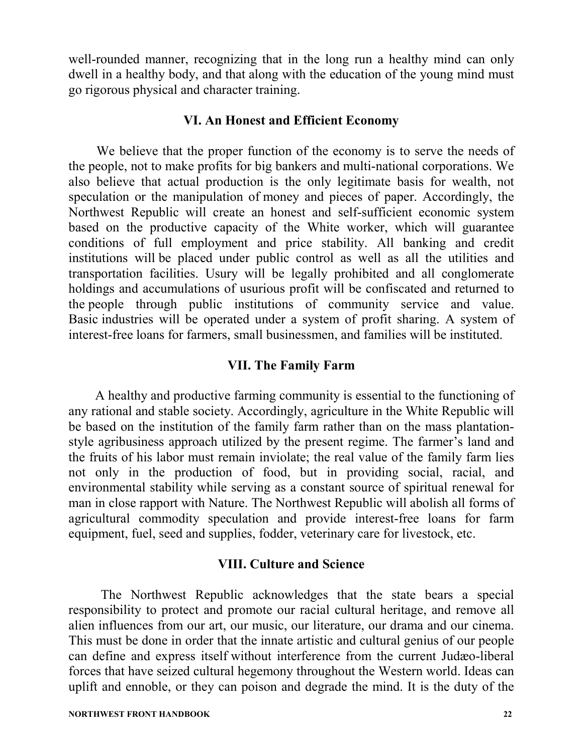well-rounded manner, recognizing that in the long run a healthy mind can only dwell in a healthy body, and that along with the education of the young mind must go rigorous physical and character training.

### VI. An Honest and Efficient Economy

We believe that the proper function of the economy is to serve the needs of the people, not to make profits for big bankers and multi-national corporations. We also believe that actual production is the only legitimate basis for wealth, not speculation or the manipulation of money and pieces of paper. Accordingly, the Northwest Republic will create an honest and self-sufficient economic system based on the productive capacity of the White worker, which will guarantee conditions of full employment and price stability. All banking and credit institutions will be placed under public control as well as all the utilities and transportation facilities. Usury will be legally prohibited and all conglomerate holdings and accumulations of usurious profit will be confiscated and returned to the people through public institutions of community service and value. Basic industries will be operated under a system of profit sharing. A system of interest-free loans for farmers, small businessmen, and families will be instituted.

### VII. The Family Farm

A healthy and productive farming community is essential to the functioning of any rational and stable society. Accordingly, agriculture in the White Republic will be based on the institution of the family farm rather than on the mass plantation-style agribusiness approach utilized by the present regime. The farmer's land and the fruits of his labor must remain inviolate; the real value of the family farm lies not only in the production of food, but in providing social, racial, and environmental stability while serving as a constant source of spiritual renewal for man in close rapport with Nature. The Northwest Republic will abolish all forms of agricultural commodity speculation and provide interest-free loans for farm equipment, fuel, seed and supplies, fodder, veterinary care for livestock, etc.

### VIII. Culture and Science

The Northwest Republic acknowledges that the state bears a special responsibility to protect and promote our racial cultural heritage, and remove all alien influences from our art, our music, our literature, our drama and our cinema. This must be done in order that the innate artistic and cultural genius of our people can define and express itself without interference from the current Judæo-liberal forces that have seized cultural hegemony throughout the Western world. Ideas can uplift and ennoble, or they can poison and degrade the mind. It is the duty of the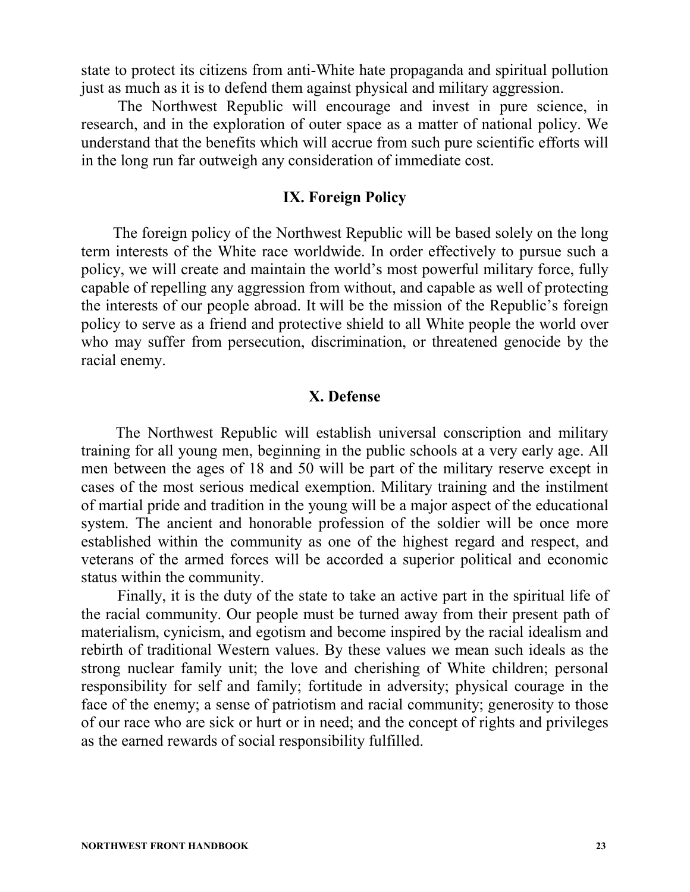state to protect its citizens from anti-White hate propaganda and spiritual pollution just as much as it is to defend them against physical and military aggression.

The Northwest Republic will encourage and invest in pure science, in research, and in the exploration of outer space as a matter of national policy. We understand that the benefits which will accrue from such pure scientific efforts will in the long run far outweigh any consideration of immediate cost.

## IX. Foreign Policy

The foreign policy of the Northwest Republic will be based solely on the long term interests of the White race worldwide. In order effectively to pursue such a policy, we will create and maintain the world's most powerful military force, fully capable of repelling any aggression from without, and capable as well of protecting the interests of our people abroad. It will be the mission of the Republic's foreign policy to serve as a friend and protective shield to all White people the world over who may suffer from persecution, discrimination, or threatened genocide by the racial enemy.

## X. Defense

The Northwest Republic will establish universal conscription and military training for all young men, beginning in the public schools at a very early age. All men between the ages of 18 and 50 will be part of the military reserve except in cases of the most serious medical exemption. Military training and the instilment of martial pride and tradition in the young will be a major aspect of the educational system. The ancient and honorable profession of the soldier will be once more established within the community as one of the highest regard and respect, and veterans of the armed forces will be accorded a superior political and economic status within the community.

Finally, it is the duty of the state to take an active part in the spiritual life of the racial community. Our people must be turned away from their present path of materialism, cynicism, and egotism and become inspired by the racial idealism and rebirth of traditional Western values. By these values we mean such ideals as the strong nuclear family unit; the love and cherishing of White children; personal responsibility for self and family; fortitude in adversity; physical courage in the face of the enemy; a sense of patriotism and racial community; generosity to those of our race who are sick or hurt or in need; and the concept of rights and privileges as the earned rewards of social responsibility fulfilled.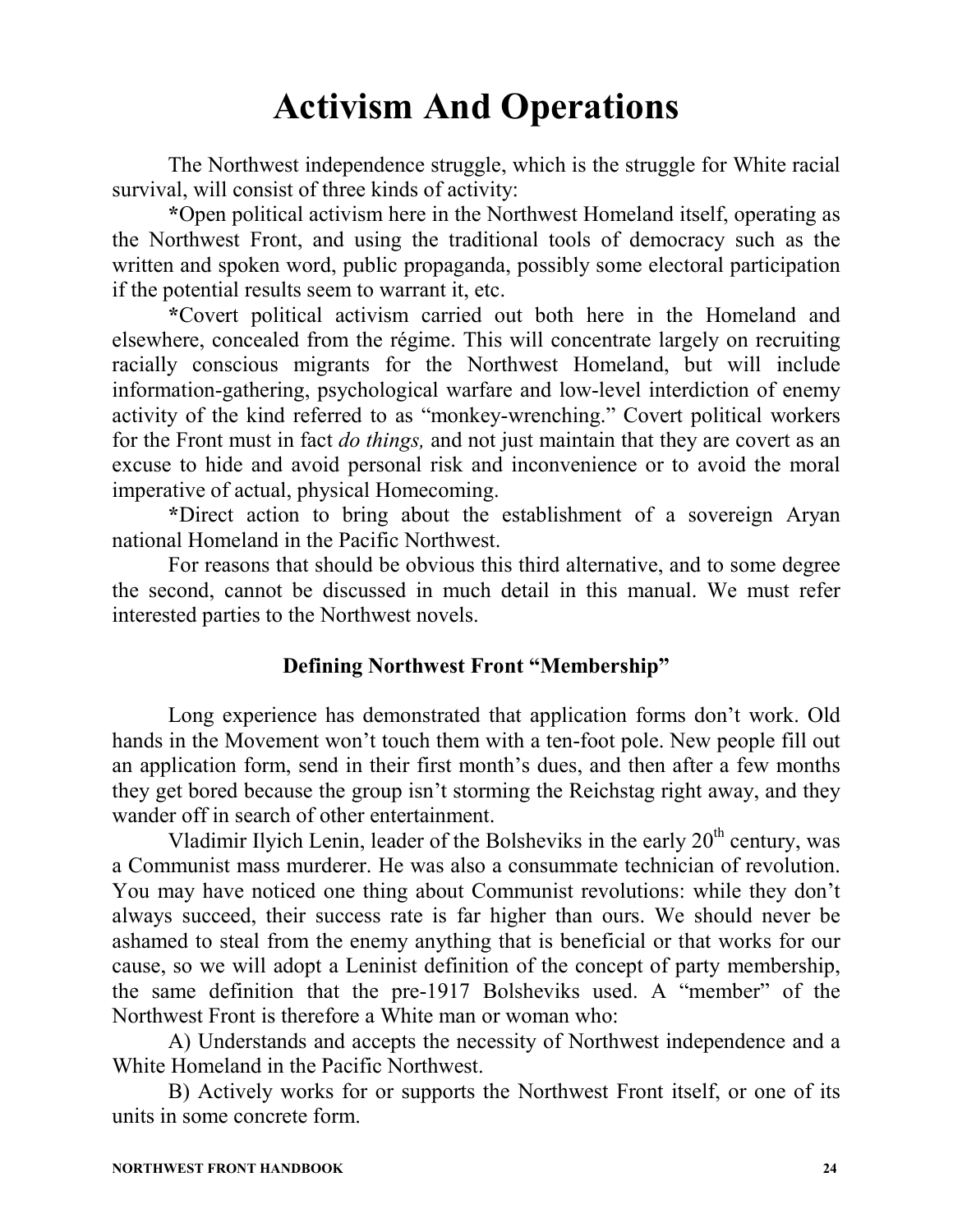# Activism And Operations

The Northwest independence struggle, which is the struggle for White racial survival, will consist of three kinds of activity:

*Open political activism here in the Northwest Homeland itself, operating as the Northwest Front, and using the traditional tools of democracy such as the written and spoken word, public propaganda, possibly some electoral participation if the potential results seem to warrant it, etc.

*Covert political activism carried out both here in the Homeland and elsewhere, concealed from the régime. This will concentrate largely on recruiting racially conscious migrants for the Northwest Homeland, but will include information-gathering, psychological warfare and low-level interdiction of enemy activity of the kind referred to as "monkey-wrenching." Covert political workers for the Front must in fact *do things,* and not just maintain that they are covert as an excuse to hide and avoid personal risk and inconvenience or to avoid the moral imperative of actual, physical Homecoming.

*Direct action to bring about the establishment of a sovereign Aryan national Homeland in the Pacific Northwest.

For reasons that should be obvious this third alternative, and to some degree the second, cannot be discussed in much detail in this manual. We must refer interested parties to the Northwest novels.

### Defining Northwest Front "Membership"

Long experience has demonstrated that application forms don't work. Old hands in the Movement won't touch them with a ten-foot pole. New people fill out an application form, send in their first month's dues, and then after a few months they get bored because the group isn't storming the Reichstag right away, and they wander off in search of other entertainment.

Vladimir Ilyich Lenin, leader of the Bolsheviks in the early 20th century, was a Communist mass murderer. He was also a consummate technician of revolution. You may have noticed one thing about Communist revolutions: while they don't always succeed, their success rate is far higher than ours. We should never be ashamed to steal from the enemy anything that is beneficial or that works for our cause, so we will adopt a Leninist definition of the concept of party membership, the same definition that the pre-1917 Bolsheviks used. A "member" of the Northwest Front is therefore a White man or woman who:

A) Understands and accepts the necessity of Northwest independence and a White Homeland in the Pacific Northwest.

B) Actively works for or supports the Northwest Front itself, or one of its units in some concrete form.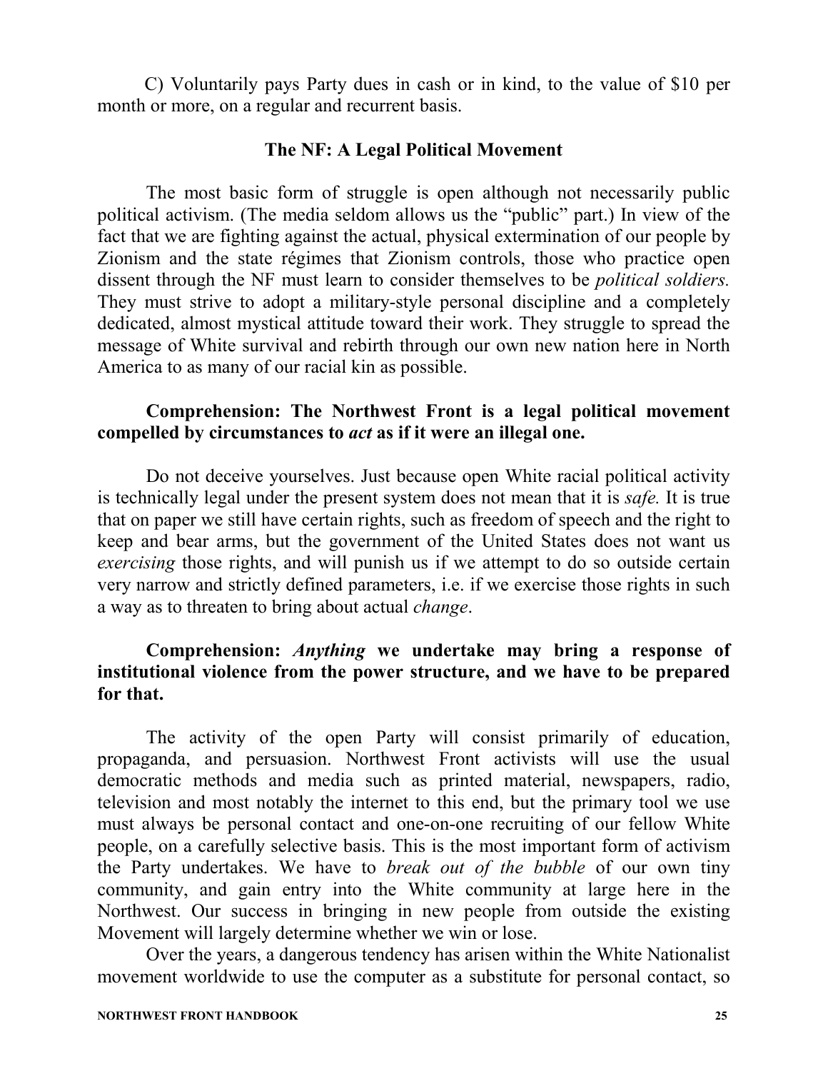C) Voluntarily pays Party dues in cash or in kind, to the value of $10 per month or more, on a regular and recurrent basis.

### The NF: A Legal Political Movement

The most basic form of struggle is open although not necessarily public political activism. (The media seldom allows us the "public" part.) In view of the fact that we are fighting against the actual, physical extermination of our people by Zionism and the state régimes that Zionism controls, those who practice open dissent through the NF must learn to consider themselves to be *political soldiers.* They must strive to adopt a military-style personal discipline and a completely dedicated, almost mystical attitude toward their work. They struggle to spread the message of White survival and rebirth through our own new nation here in North America to as many of our racial kin as possible.

**Comprehension: The Northwest Front is a legal political movement compelled by circumstances to *act* as if it were an illegal one.**

Do not deceive yourselves. Just because open White racial political activity is technically legal under the present system does not mean that it is *safe.* It is true that on paper we still have certain rights, such as freedom of speech and the right to keep and bear arms, but the government of the United States does not want us *exercising* those rights, and will punish us if we attempt to do so outside certain very narrow and strictly defined parameters, i.e. if we exercise those rights in such a way as to threaten to bring about actual *change*.

**Comprehension: *Anything* we undertake may bring a response of institutional violence from the power structure, and we have to be prepared for that.**

The activity of the open Party will consist primarily of education, propaganda, and persuasion. Northwest Front activists will use the usual democratic methods and media such as printed material, newspapers, radio, television and most notably the internet to this end, but the primary tool we use must always be personal contact and one-on-one recruiting of our fellow White people, on a carefully selective basis. This is the most important form of activism the Party undertakes. We have to *break out of the bubble* of our own tiny community, and gain entry into the White community at large here in the Northwest. Our success in bringing in new people from outside the existing Movement will largely determine whether we win or lose.

Over the years, a dangerous tendency has arisen within the White Nationalist movement worldwide to use the computer as a substitute for personal contact, so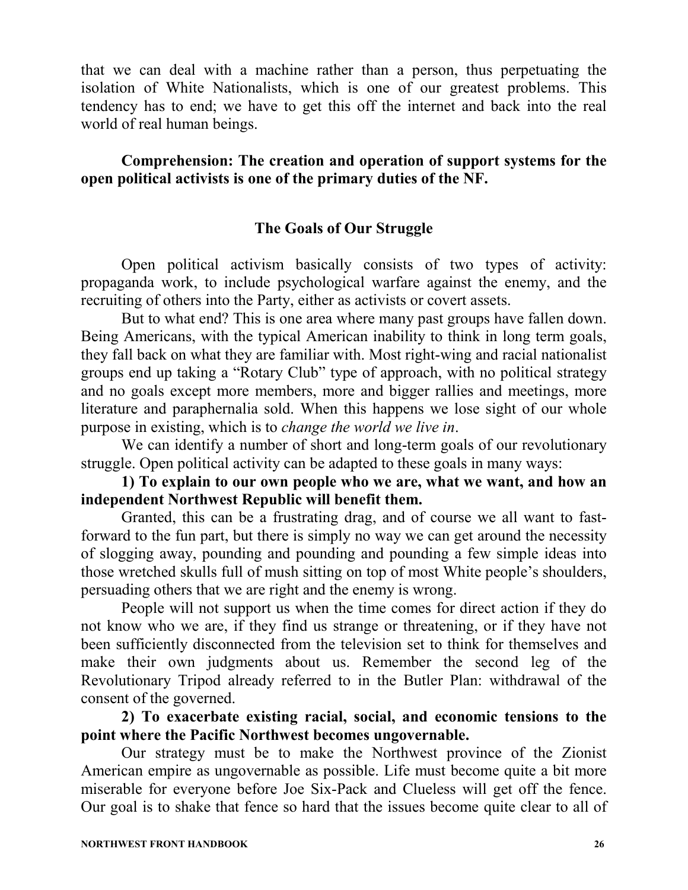that we can deal with a machine rather than a person, thus perpetuating the isolation of White Nationalists, which is one of our greatest problems. This tendency has to end; we have to get this off the internet and back into the real world of real human beings.

**Comprehension: The creation and operation of support systems for the open political activists is one of the primary duties of the NF.**

## The Goals of Our Struggle

Open political activism basically consists of two types of activity: propaganda work, to include psychological warfare against the enemy, and the recruiting of others into the Party, either as activists or covert assets.

But to what end? This is one area where many past groups have fallen down. Being Americans, with the typical American inability to think in long term goals, they fall back on what they are familiar with. Most right-wing and racial nationalist groups end up taking a "Rotary Club" type of approach, with no political strategy and no goals except more members, more and bigger rallies and meetings, more literature and paraphernalia sold. When this happens we lose sight of our whole purpose in existing, which is to *change the world we live in*.

We can identify a number of short and long-term goals of our revolutionary struggle. Open political activity can be adapted to these goals in many ways:

**1) To explain to our own people who we are, what we want, and how an independent Northwest Republic will benefit them.**

Granted, this can be a frustrating drag, and of course we all want to fast-forward to the fun part, but there is simply no way we can get around the necessity of slogging away, pounding and pounding and pounding a few simple ideas into those wretched skulls full of mush sitting on top of most White people's shoulders, persuading others that we are right and the enemy is wrong.

People will not support us when the time comes for direct action if they do not know who we are, if they find us strange or threatening, or if they have not been sufficiently disconnected from the television set to think for themselves and make their own judgments about us. Remember the second leg of the Revolutionary Tripod already referred to in the Butler Plan: withdrawal of the consent of the governed.

**2) To exacerbate existing racial, social, and economic tensions to the point where the Pacific Northwest becomes ungovernable.**

Our strategy must be to make the Northwest province of the Zionist American empire as ungovernable as possible. Life must become quite a bit more miserable for everyone before Joe Six-Pack and Clueless will get off the fence. Our goal is to shake that fence so hard that the issues become quite clear to all of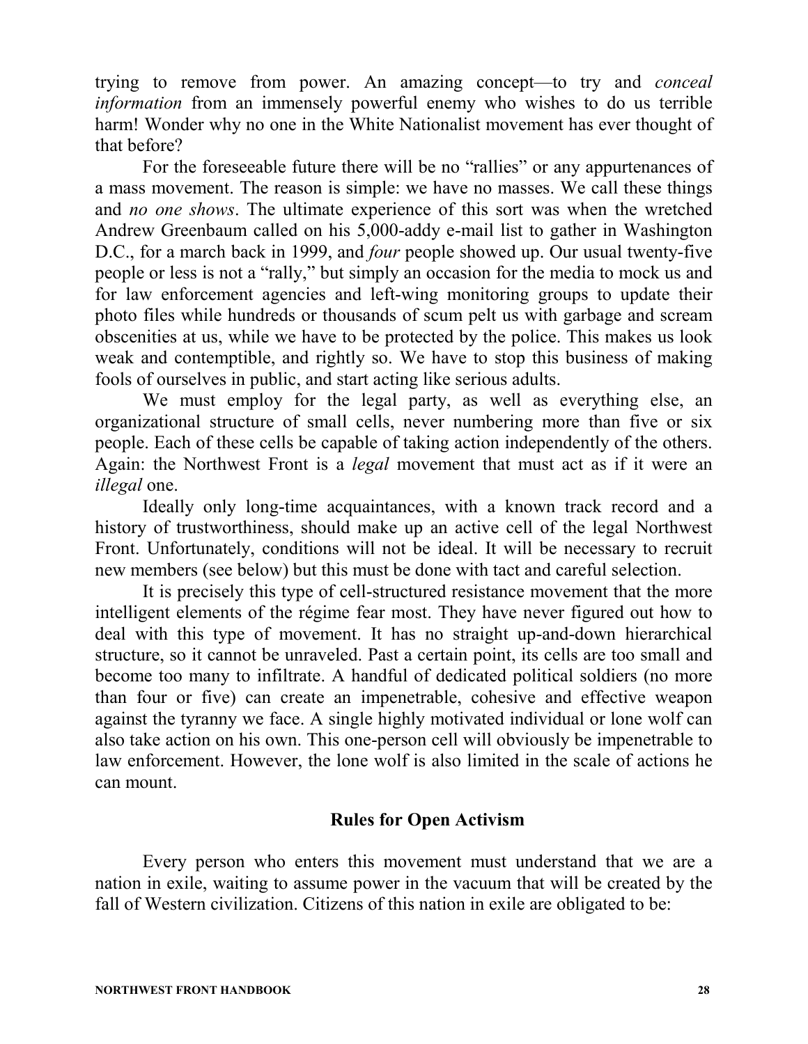trying to remove from power. An amazing concept—to try and *conceal information* from an immensely powerful enemy who wishes to do us terrible harm! Wonder why no one in the White Nationalist movement has ever thought of that before?

For the foreseeable future there will be no "rallies" or any appurtenances of a mass movement. The reason is simple: we have no masses. We call these things and *no one shows*. The ultimate experience of this sort was when the wretched Andrew Greenbaum called on his 5,000-addy e-mail list to gather in Washington D.C., for a march back in 1999, and *four* people showed up. Our usual twenty-five people or less is not a "rally," but simply an occasion for the media to mock us and for law enforcement agencies and left-wing monitoring groups to update their photo files while hundreds or thousands of scum pelt us with garbage and scream obscenities at us, while we have to be protected by the police. This makes us look weak and contemptible, and rightly so. We have to stop this business of making fools of ourselves in public, and start acting like serious adults.

We must employ for the legal party, as well as everything else, an organizational structure of small cells, never numbering more than five or six people. Each of these cells be capable of taking action independently of the others. Again: the Northwest Front is a *legal* movement that must act as if it were an *illegal* one.

Ideally only long-time acquaintances, with a known track record and a history of trustworthiness, should make up an active cell of the legal Northwest Front. Unfortunately, conditions will not be ideal. It will be necessary to recruit new members (see below) but this must be done with tact and careful selection.

It is precisely this type of cell-structured resistance movement that the more intelligent elements of the régime fear most. They have never figured out how to deal with this type of movement. It has no straight up-and-down hierarchical structure, so it cannot be unraveled. Past a certain point, its cells are too small and become too many to infiltrate. A handful of dedicated political soldiers (no more than four or five) can create an impenetrable, cohesive and effective weapon against the tyranny we face. A single highly motivated individual or lone wolf can also take action on his own. This one-person cell will obviously be impenetrable to law enforcement. However, the lone wolf is also limited in the scale of actions he can mount.

### Rules for Open Activism

Every person who enters this movement must understand that we are a nation in exile, waiting to assume power in the vacuum that will be created by the fall of Western civilization. Citizens of this nation in exile are obligated to be: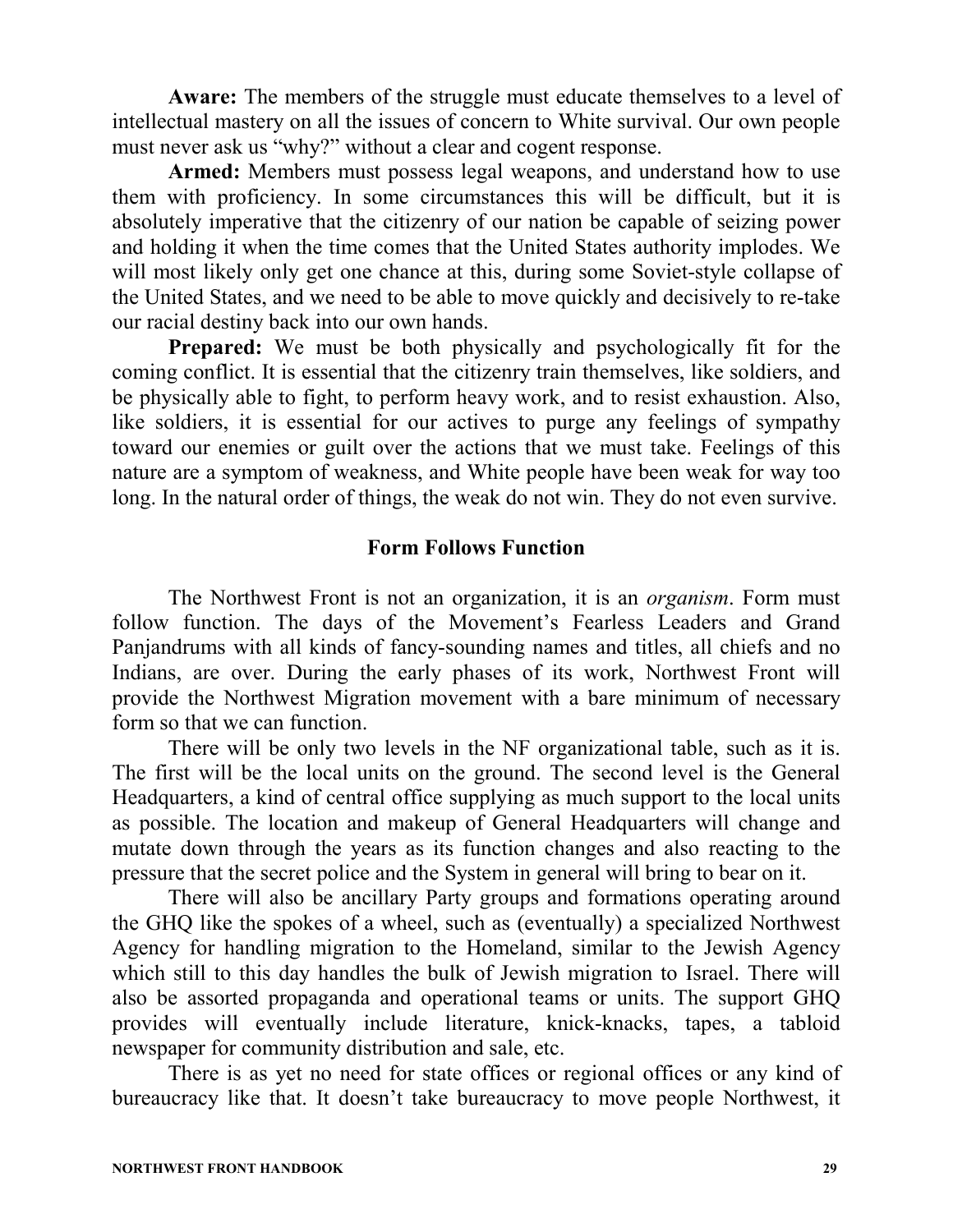**Aware:** The members of the struggle must educate themselves to a level of intellectual mastery on all the issues of concern to White survival. Our own people must never ask us "why?" without a clear and cogent response.

**Armed:** Members must possess legal weapons, and understand how to use them with proficiency. In some circumstances this will be difficult, but it is absolutely imperative that the citizenry of our nation be capable of seizing power and holding it when the time comes that the United States authority implodes. We will most likely only get one chance at this, during some Soviet-style collapse of the United States, and we need to be able to move quickly and decisively to re-take our racial destiny back into our own hands.

**Prepared:** We must be both physically and psychologically fit for the coming conflict. It is essential that the citizenry train themselves, like soldiers, and be physically able to fight, to perform heavy work, and to resist exhaustion. Also, like soldiers, it is essential for our actives to purge any feelings of sympathy toward our enemies or guilt over the actions that we must take. Feelings of this nature are a symptom of weakness, and White people have been weak for way too long. In the natural order of things, the weak do not win. They do not even survive.

## Form Follows Function

The Northwest Front is not an organization, it is an *organism*. Form must follow function. The days of the Movement's Fearless Leaders and Grand Panjandrums with all kinds of fancy-sounding names and titles, all chiefs and no Indians, are over. During the early phases of its work, Northwest Front will provide the Northwest Migration movement with a bare minimum of necessary form so that we can function.

There will be only two levels in the NF organizational table, such as it is. The first will be the local units on the ground. The second level is the General Headquarters, a kind of central office supplying as much support to the local units as possible. The location and makeup of General Headquarters will change and mutate down through the years as its function changes and also reacting to the pressure that the secret police and the System in general will bring to bear on it.

There will also be ancillary Party groups and formations operating around the GHQ like the spokes of a wheel, such as (eventually) a specialized Northwest Agency for handling migration to the Homeland, similar to the Jewish Agency which still to this day handles the bulk of Jewish migration to Israel. There will also be assorted propaganda and operational teams or units. The support GHQ provides will eventually include literature, knick-knacks, tapes, a tabloid newspaper for community distribution and sale, etc.

There is as yet no need for state offices or regional offices or any kind of bureaucracy like that. It doesn't take bureaucracy to move people Northwest, it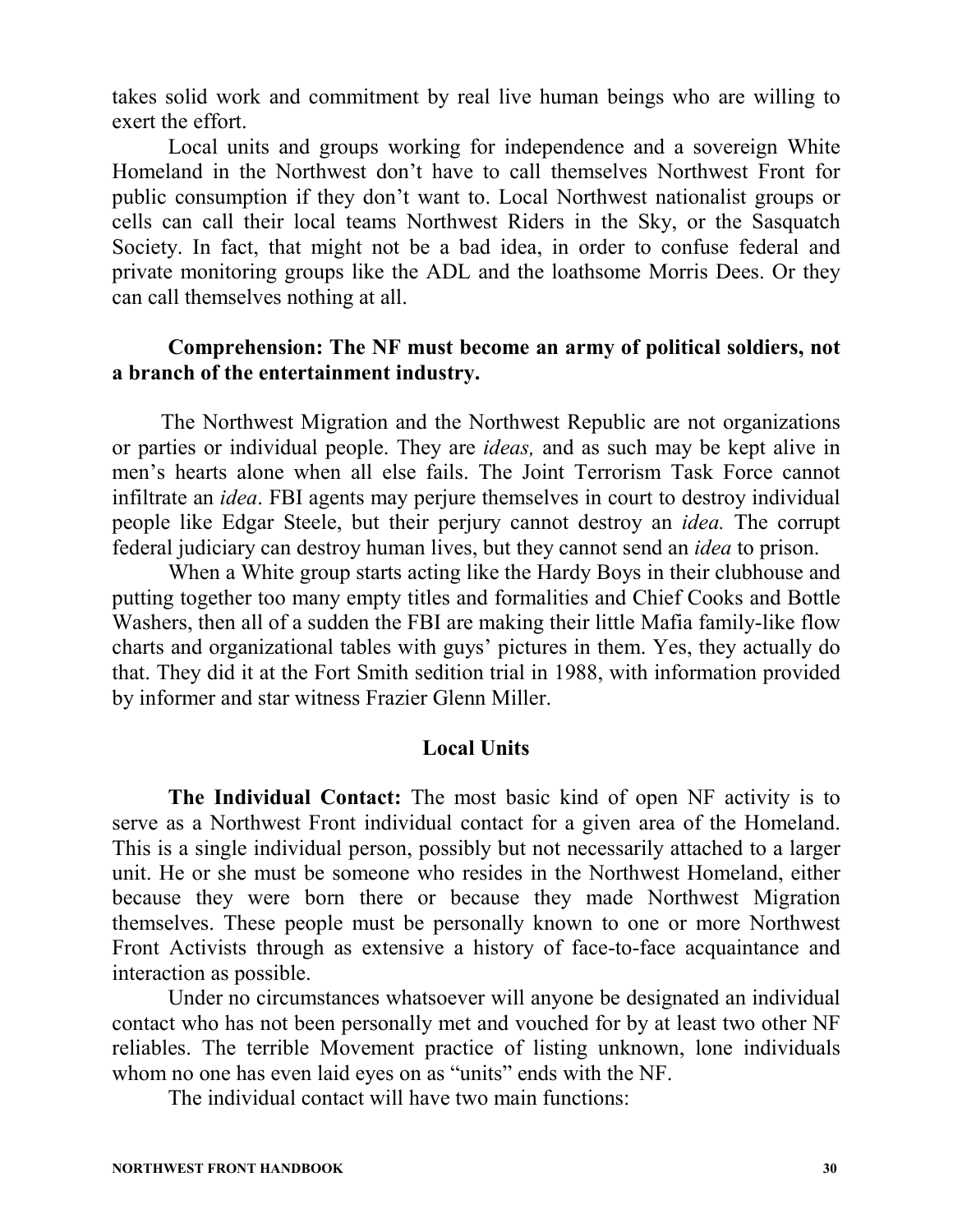takes solid work and commitment by real live human beings who are willing to exert the effort.

Local units and groups working for independence and a sovereign White Homeland in the Northwest don't have to call themselves Northwest Front for public consumption if they don't want to. Local Northwest nationalist groups or cells can call their local teams Northwest Riders in the Sky, or the Sasquatch Society. In fact, that might not be a bad idea, in order to confuse federal and private monitoring groups like the ADL and the loathsome Morris Dees. Or they can call themselves nothing at all.

**Comprehension: The NF must become an army of political soldiers, not a branch of the entertainment industry.**

The Northwest Migration and the Northwest Republic are not organizations or parties or individual people. They are *ideas,* and as such may be kept alive in men's hearts alone when all else fails. The Joint Terrorism Task Force cannot infiltrate an *idea*. FBI agents may perjure themselves in court to destroy individual people like Edgar Steele, but their perjury cannot destroy an *idea.* The corrupt federal judiciary can destroy human lives, but they cannot send an *idea* to prison.

When a White group starts acting like the Hardy Boys in their clubhouse and putting together too many empty titles and formalities and Chief Cooks and Bottle Washers, then all of a sudden the FBI are making their little Mafia family-like flow charts and organizational tables with guys' pictures in them. Yes, they actually do that. They did it at the Fort Smith sedition trial in 1988, with information provided by informer and star witness Frazier Glenn Miller.

## Local Units

**The Individual Contact:** The most basic kind of open NF activity is to serve as a Northwest Front individual contact for a given area of the Homeland. This is a single individual person, possibly but not necessarily attached to a larger unit. He or she must be someone who resides in the Northwest Homeland, either because they were born there or because they made Northwest Migration themselves. These people must be personally known to one or more Northwest Front Activists through as extensive a history of face-to-face acquaintance and interaction as possible.

Under no circumstances whatsoever will anyone be designated an individual contact who has not been personally met and vouched for by at least two other NF reliables. The terrible Movement practice of listing unknown, lone individuals whom no one has even laid eyes on as "units" ends with the NF.

The individual contact will have two main functions: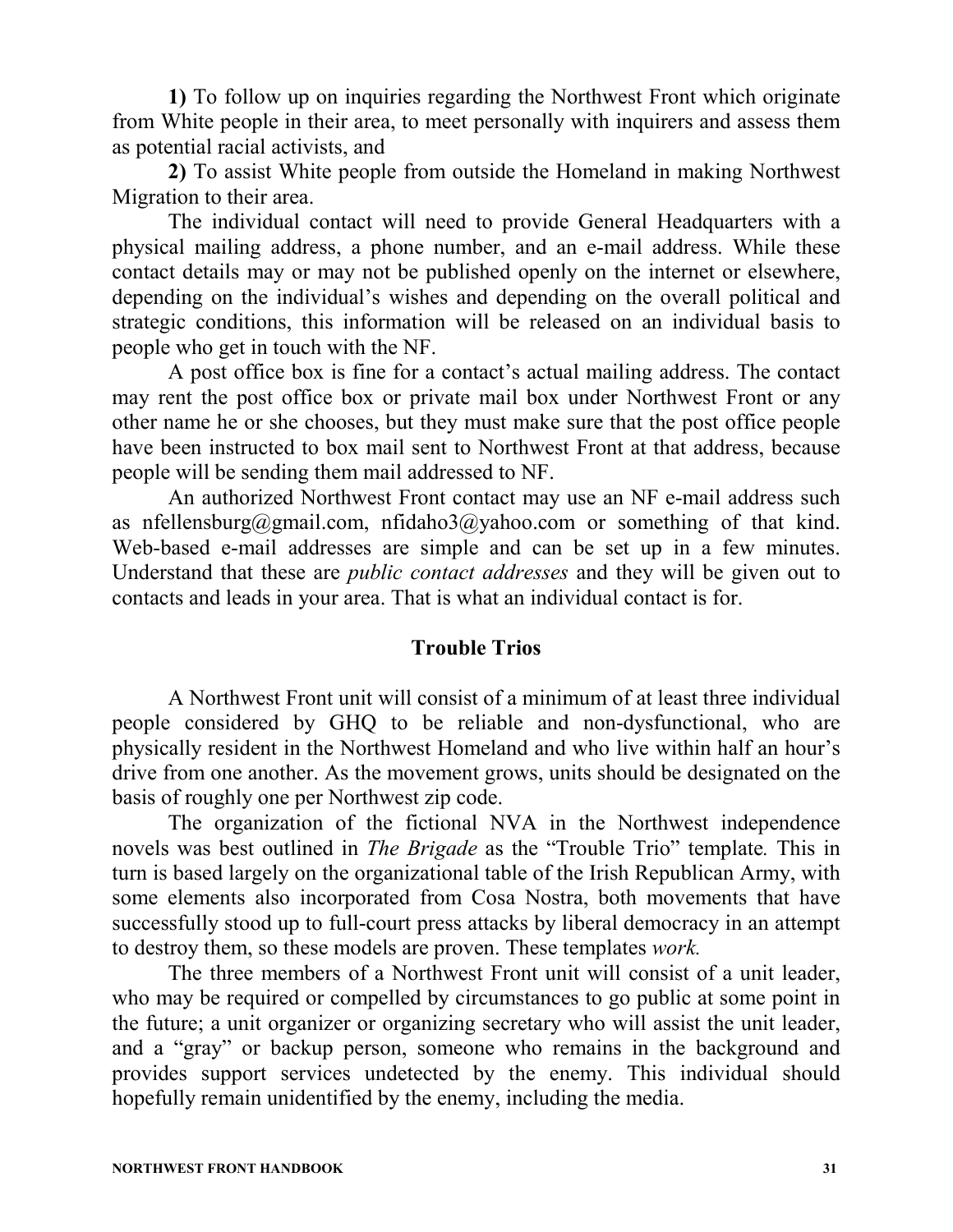**1)** To follow up on inquiries regarding the Northwest Front which originate from White people in their area, to meet personally with inquirers and assess them as potential racial activists, and

**2)** To assist White people from outside the Homeland in making Northwest Migration to their area.

The individual contact will need to provide General Headquarters with a physical mailing address, a phone number, and an e-mail address. While these contact details may or may not be published openly on the internet or elsewhere, depending on the individual's wishes and depending on the overall political and strategic conditions, this information will be released on an individual basis to people who get in touch with the NF.

A post office box is fine for a contact's actual mailing address. The contact may rent the post office box or private mail box under Northwest Front or any other name he or she chooses, but they must make sure that the post office people have been instructed to box mail sent to Northwest Front at that address, because people will be sending them mail addressed to NF.

An authorized Northwest Front contact may use an NF e-mail address such as nfellensburg@gmail.com, nfidaho3@yahoo.com or something of that kind. Web-based e-mail addresses are simple and can be set up in a few minutes. Understand that these are *public contact addresses* and they will be given out to contacts and leads in your area. That is what an individual contact is for.

## Trouble Trios

A Northwest Front unit will consist of a minimum of at least three individual people considered by GHQ to be reliable and non-dysfunctional, who are physically resident in the Northwest Homeland and who live within half an hour's drive from one another. As the movement grows, units should be designated on the basis of roughly one per Northwest zip code.

The organization of the fictional NVA in the Northwest independence novels was best outlined in *The Brigade* as the "Trouble Trio" template. This in turn is based largely on the organizational table of the Irish Republican Army, with some elements also incorporated from Cosa Nostra, both movements that have successfully stood up to full-court press attacks by liberal democracy in an attempt to destroy them, so these models are proven. These templates *work.*

The three members of a Northwest Front unit will consist of a unit leader, who may be required or compelled by circumstances to go public at some point in the future; a unit organizer or organizing secretary who will assist the unit leader, and a "gray" or backup person, someone who remains in the background and provides support services undetected by the enemy. This individual should hopefully remain unidentified by the enemy, including the media.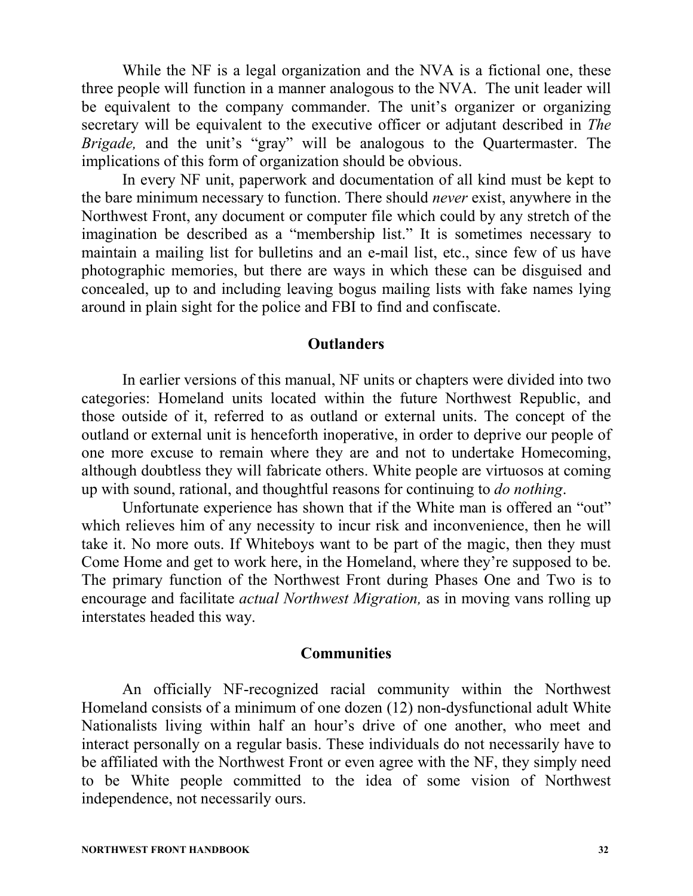While the NF is a legal organization and the NVA is a fictional one, these three people will function in a manner analogous to the NVA. The unit leader will be equivalent to the company commander. The unit's organizer or organizing secretary will be equivalent to the executive officer or adjutant described in *The Brigade,* and the unit's "gray" will be analogous to the Quartermaster. The implications of this form of organization should be obvious.

In every NF unit, paperwork and documentation of all kind must be kept to the bare minimum necessary to function. There should *never* exist, anywhere in the Northwest Front, any document or computer file which could by any stretch of the imagination be described as a "membership list." It is sometimes necessary to maintain a mailing list for bulletins and an e-mail list, etc., since few of us have photographic memories, but there are ways in which these can be disguised and concealed, up to and including leaving bogus mailing lists with fake names lying around in plain sight for the police and FBI to find and confiscate.

### Outlanders

In earlier versions of this manual, NF units or chapters were divided into two categories: Homeland units located within the future Northwest Republic, and those outside of it, referred to as outland or external units. The concept of the outland or external unit is henceforth inoperative, in order to deprive our people of one more excuse to remain where they are and not to undertake Homecoming, although doubtless they will fabricate others. White people are virtuosos at coming up with sound, rational, and thoughtful reasons for continuing to *do nothing*.

Unfortunate experience has shown that if the White man is offered an "out" which relieves him of any necessity to incur risk and inconvenience, then he will take it. No more outs. If Whiteboys want to be part of the magic, then they must Come Home and get to work here, in the Homeland, where they're supposed to be. The primary function of the Northwest Front during Phases One and Two is to encourage and facilitate *actual Northwest Migration,* as in moving vans rolling up interstates headed this way.

### Communities

An officially NF-recognized racial community within the Northwest Homeland consists of a minimum of one dozen (12) non-dysfunctional adult White Nationalists living within half an hour's drive of one another, who meet and interact personally on a regular basis. These individuals do not necessarily have to be affiliated with the Northwest Front or even agree with the NF, they simply need to be White people committed to the idea of some vision of Northwest independence, not necessarily ours.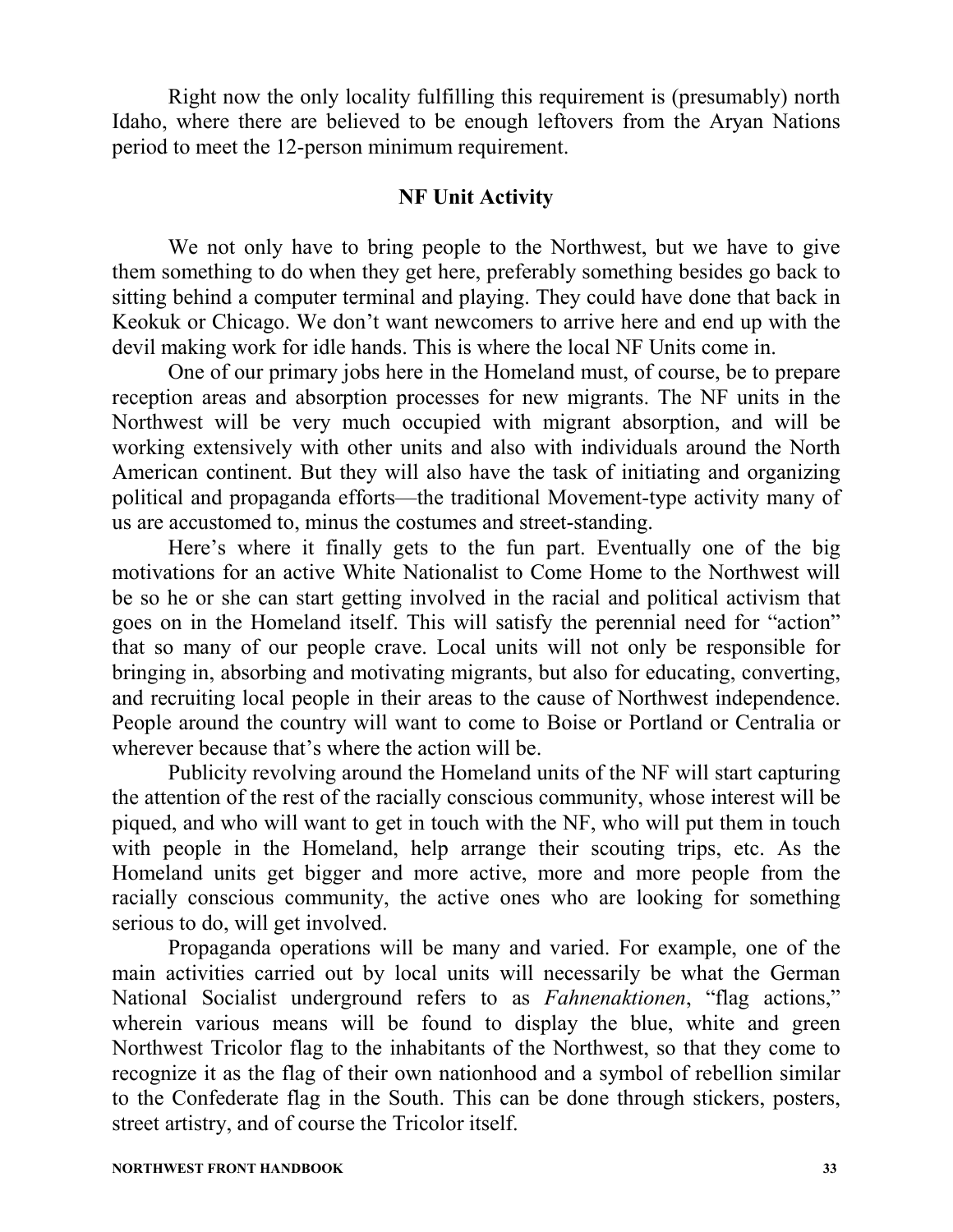Right now the only locality fulfilling this requirement is (presumably) north Idaho, where there are believed to be enough leftovers from the Aryan Nations period to meet the 12-person minimum requirement.

### NF Unit Activity

We not only have to bring people to the Northwest, but we have to give them something to do when they get here, preferably something besides go back to sitting behind a computer terminal and playing. They could have done that back in Keokuk or Chicago. We don't want newcomers to arrive here and end up with the devil making work for idle hands. This is where the local NF Units come in.

One of our primary jobs here in the Homeland must, of course, be to prepare reception areas and absorption processes for new migrants. The NF units in the Northwest will be very much occupied with migrant absorption, and will be working extensively with other units and also with individuals around the North American continent. But they will also have the task of initiating and organizing political and propaganda efforts—the traditional Movement-type activity many of us are accustomed to, minus the costumes and street-standing.

Here's where it finally gets to the fun part. Eventually one of the big motivations for an active White Nationalist to Come Home to the Northwest will be so he or she can start getting involved in the racial and political activism that goes on in the Homeland itself. This will satisfy the perennial need for "action" that so many of our people crave. Local units will not only be responsible for bringing in, absorbing and motivating migrants, but also for educating, converting, and recruiting local people in their areas to the cause of Northwest independence. People around the country will want to come to Boise or Portland or Centralia or wherever because that's where the action will be.

Publicity revolving around the Homeland units of the NF will start capturing the attention of the rest of the racially conscious community, whose interest will be piqued, and who will want to get in touch with the NF, who will put them in touch with people in the Homeland, help arrange their scouting trips, etc. As the Homeland units get bigger and more active, more and more people from the racially conscious community, the active ones who are looking for something serious to do, will get involved.

Propaganda operations will be many and varied. For example, one of the main activities carried out by local units will necessarily be what the German National Socialist underground refers to as *Fahnenaktionen*, "flag actions," wherein various means will be found to display the blue, white and green Northwest Tricolor flag to the inhabitants of the Northwest, so that they come to recognize it as the flag of their own nationhood and a symbol of rebellion similar to the Confederate flag in the South. This can be done through stickers, posters, street artistry, and of course the Tricolor itself.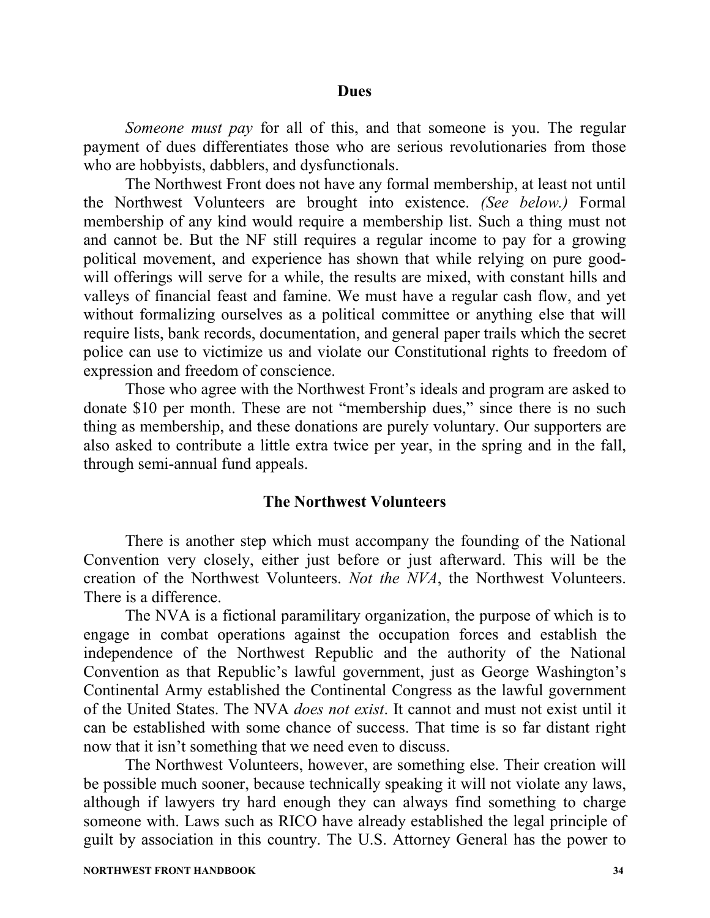## Dues

*Someone must pay* for all of this, and that someone is you. The regular payment of dues differentiates those who are serious revolutionaries from those who are hobbyists, dabblers, and dysfunctionals.

The Northwest Front does not have any formal membership, at least not until the Northwest Volunteers are brought into existence. *(See below.)* Formal membership of any kind would require a membership list. Such a thing must not and cannot be. But the NF still requires a regular income to pay for a growing political movement, and experience has shown that while relying on pure good-will offerings will serve for a while, the results are mixed, with constant hills and valleys of financial feast and famine. We must have a regular cash flow, and yet without formalizing ourselves as a political committee or anything else that will require lists, bank records, documentation, and general paper trails which the secret police can use to victimize us and violate our Constitutional rights to freedom of expression and freedom of conscience.

Those who agree with the Northwest Front's ideals and program are asked to donate $10 per month. These are not "membership dues," since there is no such thing as membership, and these donations are purely voluntary. Our supporters are also asked to contribute a little extra twice per year, in the spring and in the fall, through semi-annual fund appeals.

## The Northwest Volunteers

There is another step which must accompany the founding of the National Convention very closely, either just before or just afterward. This will be the creation of the Northwest Volunteers. *Not the NVA*, the Northwest Volunteers. There is a difference.

The NVA is a fictional paramilitary organization, the purpose of which is to engage in combat operations against the occupation forces and establish the independence of the Northwest Republic and the authority of the National Convention as that Republic's lawful government, just as George Washington's Continental Army established the Continental Congress as the lawful government of the United States. The NVA *does not exist*. It cannot and must not exist until it can be established with some chance of success. That time is so far distant right now that it isn't something that we need even to discuss.

The Northwest Volunteers, however, are something else. Their creation will be possible much sooner, because technically speaking it will not violate any laws, although if lawyers try hard enough they can always find something to charge someone with. Laws such as RICO have already established the legal principle of guilt by association in this country. The U.S. Attorney General has the power to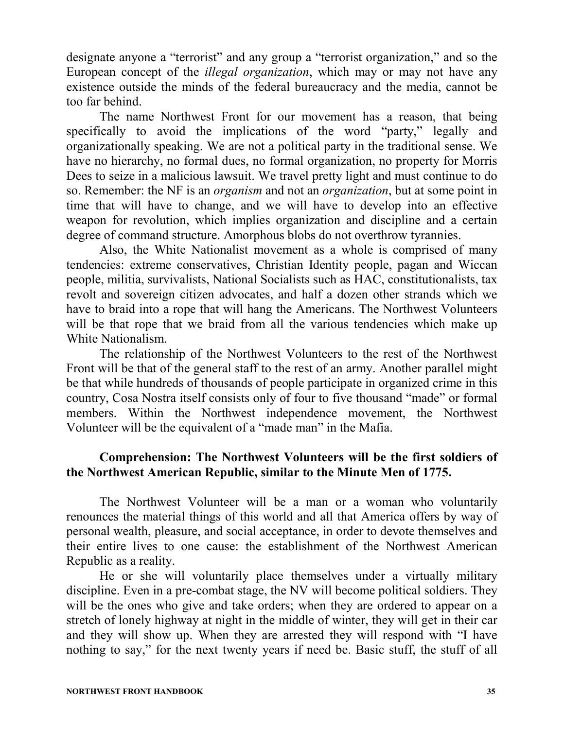designate anyone a "terrorist" and any group a "terrorist organization," and so the European concept of the *illegal organization*, which may or may not have any existence outside the minds of the federal bureaucracy and the media, cannot be too far behind.

The name Northwest Front for our movement has a reason, that being specifically to avoid the implications of the word "party," legally and organizationally speaking. We are not a political party in the traditional sense. We have no hierarchy, no formal dues, no formal organization, no property for Morris Dees to seize in a malicious lawsuit. We travel pretty light and must continue to do so. Remember: the NF is an *organism* and not an *organization*, but at some point in time that will have to change, and we will have to develop into an effective weapon for revolution, which implies organization and discipline and a certain degree of command structure. Amorphous blobs do not overthrow tyrannies.

Also, the White Nationalist movement as a whole is comprised of many tendencies: extreme conservatives, Christian Identity people, pagan and Wiccan people, militia, survivalists, National Socialists such as HAC, constitutionalists, tax revolt and sovereign citizen advocates, and half a dozen other strands which we have to braid into a rope that will hang the Americans. The Northwest Volunteers will be that rope that we braid from all the various tendencies which make up White Nationalism.

The relationship of the Northwest Volunteers to the rest of the Northwest Front will be that of the general staff to the rest of an army. Another parallel might be that while hundreds of thousands of people participate in organized crime in this country, Cosa Nostra itself consists only of four to five thousand "made" or formal members. Within the Northwest independence movement, the Northwest Volunteer will be the equivalent of a "made man" in the Mafia.

**Comprehension: The Northwest Volunteers will be the first soldiers of the Northwest American Republic, similar to the Minute Men of 1775.**

The Northwest Volunteer will be a man or a woman who voluntarily renounces the material things of this world and all that America offers by way of personal wealth, pleasure, and social acceptance, in order to devote themselves and their entire lives to one cause: the establishment of the Northwest American Republic as a reality.

He or she will voluntarily place themselves under a virtually military discipline. Even in a pre-combat stage, the NV will become political soldiers. They will be the ones who give and take orders; when they are ordered to appear on a stretch of lonely highway at night in the middle of winter, they will get in their car and they will show up. When they are arrested they will respond with "I have nothing to say," for the next twenty years if need be. Basic stuff, the stuff of all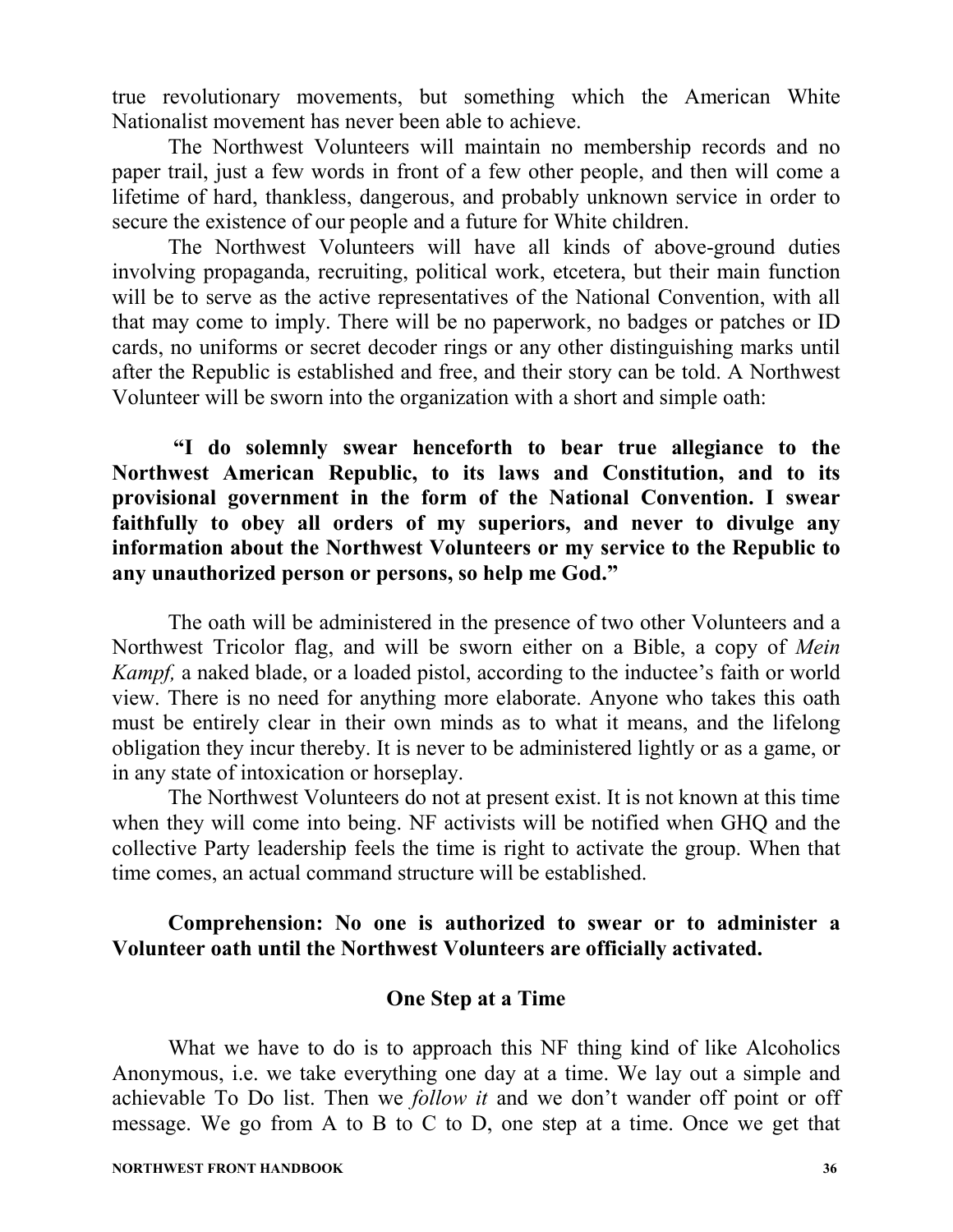true revolutionary movements, but something which the American White Nationalist movement has never been able to achieve.

The Northwest Volunteers will maintain no membership records and no paper trail, just a few words in front of a few other people, and then will come a lifetime of hard, thankless, dangerous, and probably unknown service in order to secure the existence of our people and a future for White children.

The Northwest Volunteers will have all kinds of above-ground duties involving propaganda, recruiting, political work, etcetera, but their main function will be to serve as the active representatives of the National Convention, with all that may come to imply. There will be no paperwork, no badges or patches or ID cards, no uniforms or secret decoder rings or any other distinguishing marks until after the Republic is established and free, and their story can be told. A Northwest Volunteer will be sworn into the organization with a short and simple oath:

**"I do solemnly swear henceforth to bear true allegiance to the Northwest American Republic, to its laws and Constitution, and to its provisional government in the form of the National Convention. I swear faithfully to obey all orders of my superiors, and never to divulge any information about the Northwest Volunteers or my service to the Republic to any unauthorized person or persons, so help me God."**

The oath will be administered in the presence of two other Volunteers and a Northwest Tricolor flag, and will be sworn either on a Bible, a copy of *Mein Kampf,* a naked blade, or a loaded pistol, according to the inductee's faith or world view. There is no need for anything more elaborate. Anyone who takes this oath must be entirely clear in their own minds as to what it means, and the lifelong obligation they incur thereby. It is never to be administered lightly or as a game, or in any state of intoxication or horseplay.

The Northwest Volunteers do not at present exist. It is not known at this time when they will come into being. NF activists will be notified when GHQ and the collective Party leadership feels the time is right to activate the group. When that time comes, an actual command structure will be established.

**Comprehension: No one is authorized to swear or to administer a Volunteer oath until the Northwest Volunteers are officially activated.**

### One Step at a Time

What we have to do is to approach this NF thing kind of like Alcoholics Anonymous, i.e. we take everything one day at a time. We lay out a simple and achievable To Do list. Then we *follow it* and we don't wander off point or off message. We go from A to B to C to D, one step at a time. Once we get that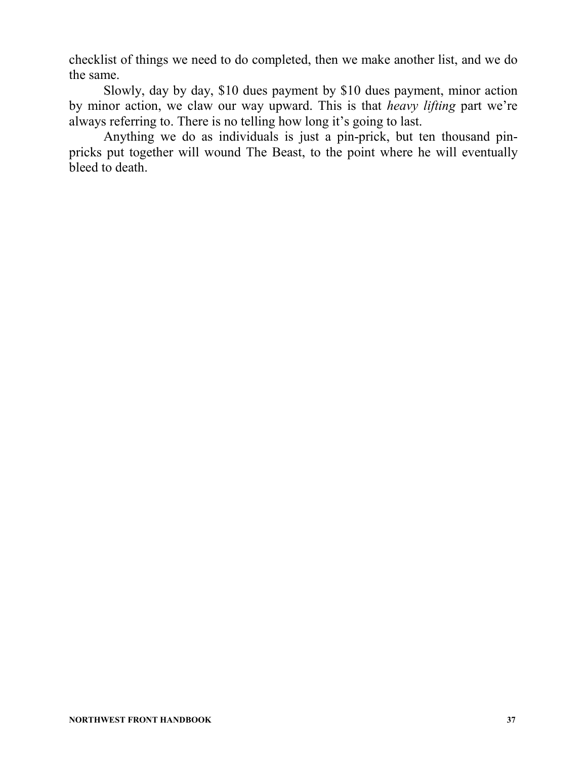checklist of things we need to do completed, then we make another list, and we do the same.

Slowly, day by day, $10 dues payment by $10 dues payment, minor action by minor action, we claw our way upward. This is that *heavy lifting* part we're always referring to. There is no telling how long it's going to last.

Anything we do as individuals is just a pin-prick, but ten thousand pin-pricks put together will wound The Beast, to the point where he will eventually bleed to death.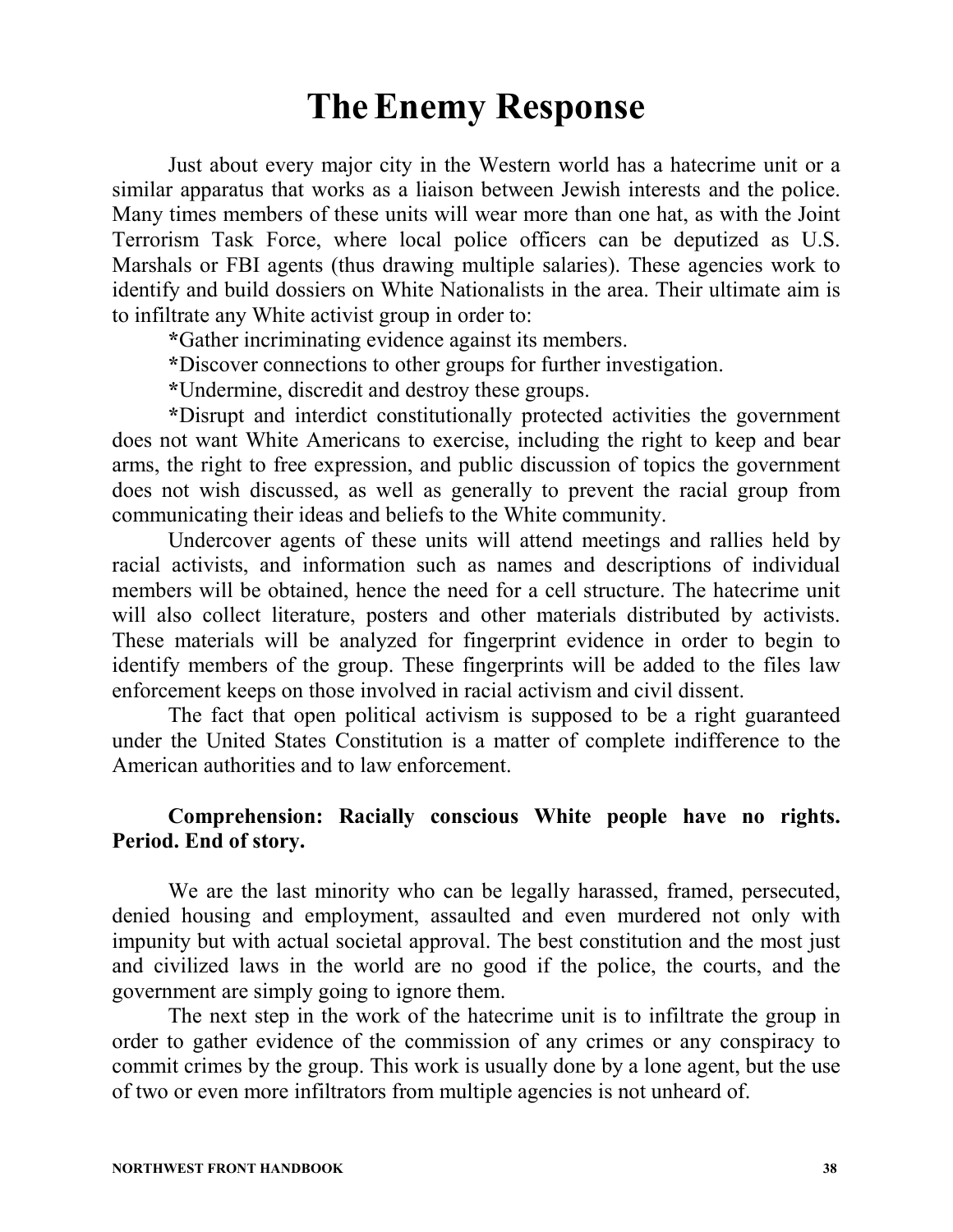# The Enemy Response

Just about every major city in the Western world has a hatecrime unit or a similar apparatus that works as a liaison between Jewish interests and the police. Many times members of these units will wear more than one hat, as with the Joint Terrorism Task Force, where local police officers can be deputized as U.S. Marshals or FBI agents (thus drawing multiple salaries). These agencies work to identify and build dossiers on White Nationalists in the area. Their ultimate aim is to infiltrate any White activist group in order to:

**\***Gather incriminating evidence against its members.

**\***Discover connections to other groups for further investigation.

**\***Undermine, discredit and destroy these groups.

**\***Disrupt and interdict constitutionally protected activities the government does not want White Americans to exercise, including the right to keep and bear arms, the right to free expression, and public discussion of topics the government does not wish discussed, as well as generally to prevent the racial group from communicating their ideas and beliefs to the White community.

Undercover agents of these units will attend meetings and rallies held by racial activists, and information such as names and descriptions of individual members will be obtained, hence the need for a cell structure. The hatecrime unit will also collect literature, posters and other materials distributed by activists. These materials will be analyzed for fingerprint evidence in order to begin to identify members of the group. These fingerprints will be added to the files law enforcement keeps on those involved in racial activism and civil dissent.

The fact that open political activism is supposed to be a right guaranteed under the United States Constitution is a matter of complete indifference to the American authorities and to law enforcement.

**Comprehension: Racially conscious White people have no rights. Period. End of story.**

We are the last minority who can be legally harassed, framed, persecuted, denied housing and employment, assaulted and even murdered not only with impunity but with actual societal approval. The best constitution and the most just and civilized laws in the world are no good if the police, the courts, and the government are simply going to ignore them.

The next step in the work of the hatecrime unit is to infiltrate the group in order to gather evidence of the commission of any crimes or any conspiracy to commit crimes by the group. This work is usually done by a lone agent, but the use of two or even more infiltrators from multiple agencies is not unheard of.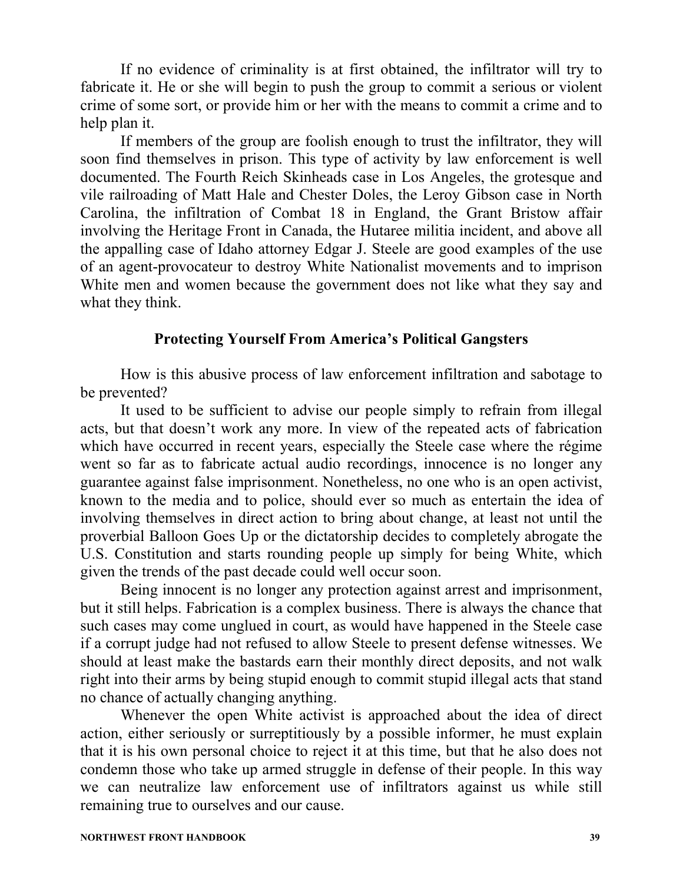If no evidence of criminality is at first obtained, the infiltrator will try to fabricate it. He or she will begin to push the group to commit a serious or violent crime of some sort, or provide him or her with the means to commit a crime and to help plan it.

If members of the group are foolish enough to trust the infiltrator, they will soon find themselves in prison. This type of activity by law enforcement is well documented. The Fourth Reich Skinheads case in Los Angeles, the grotesque and vile railroading of Matt Hale and Chester Doles, the Leroy Gibson case in North Carolina, the infiltration of Combat 18 in England, the Grant Bristow affair involving the Heritage Front in Canada, the Hutaree militia incident, and above all the appalling case of Idaho attorney Edgar J. Steele are good examples of the use of an agent-provocateur to destroy White Nationalist movements and to imprison White men and women because the government does not like what they say and what they think.

### Protecting Yourself From America's Political Gangsters

How is this abusive process of law enforcement infiltration and sabotage to be prevented?

It used to be sufficient to advise our people simply to refrain from illegal acts, but that doesn't work any more. In view of the repeated acts of fabrication which have occurred in recent years, especially the Steele case where the régime went so far as to fabricate actual audio recordings, innocence is no longer any guarantee against false imprisonment. Nonetheless, no one who is an open activist, known to the media and to police, should ever so much as entertain the idea of involving themselves in direct action to bring about change, at least not until the proverbial Balloon Goes Up or the dictatorship decides to completely abrogate the U.S. Constitution and starts rounding people up simply for being White, which given the trends of the past decade could well occur soon.

Being innocent is no longer any protection against arrest and imprisonment, but it still helps. Fabrication is a complex business. There is always the chance that such cases may come unglued in court, as would have happened in the Steele case if a corrupt judge had not refused to allow Steele to present defense witnesses. We should at least make the bastards earn their monthly direct deposits, and not walk right into their arms by being stupid enough to commit stupid illegal acts that stand no chance of actually changing anything.

Whenever the open White activist is approached about the idea of direct action, either seriously or surreptitiously by a possible informer, he must explain that it is his own personal choice to reject it at this time, but that he also does not condemn those who take up armed struggle in defense of their people. In this way we can neutralize law enforcement use of infiltrators against us while still remaining true to ourselves and our cause.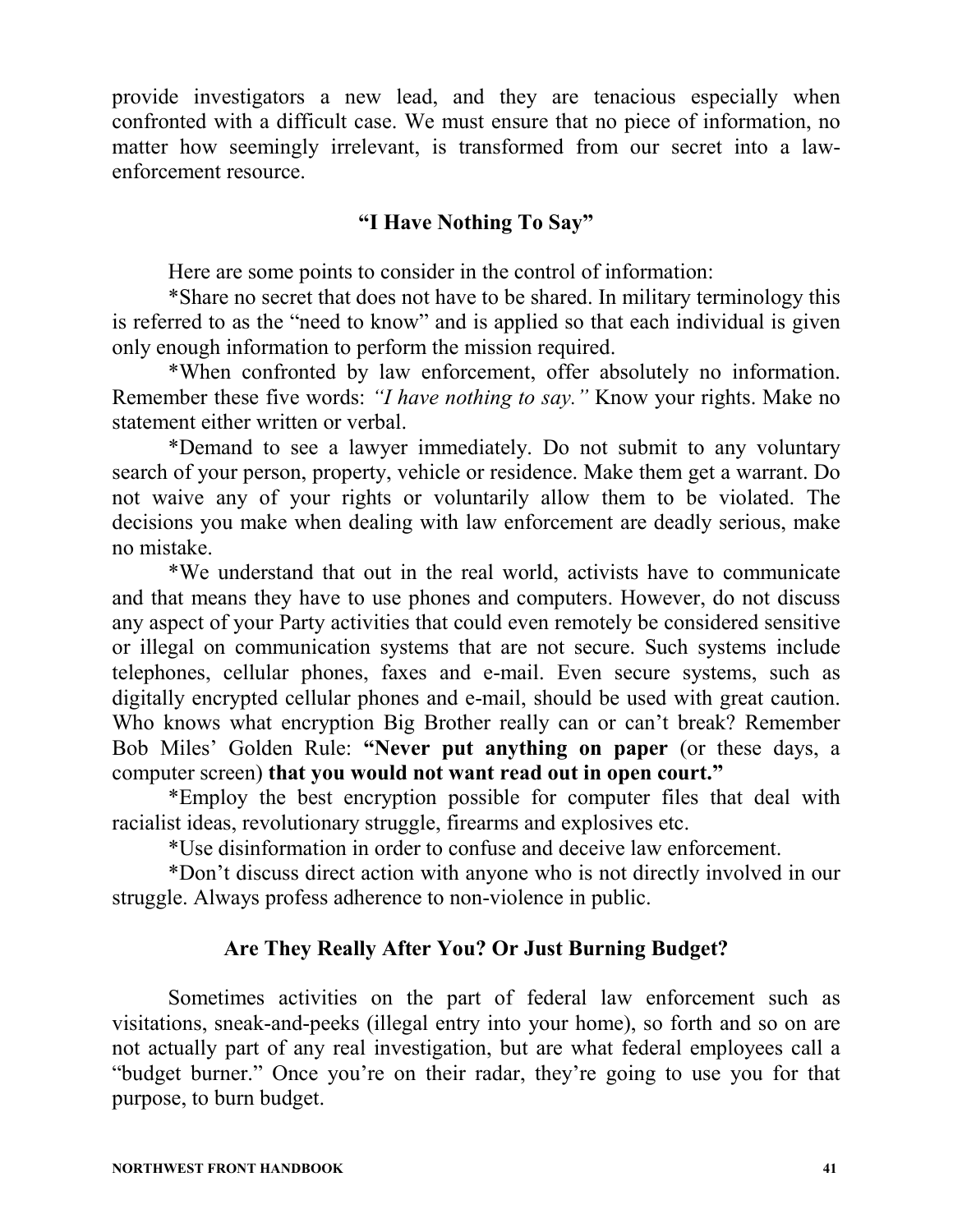provide investigators a new lead, and they are tenacious especially when confronted with a difficult case. We must ensure that no piece of information, no matter how seemingly irrelevant, is transformed from our secret into a law-enforcement resource.

### "I Have Nothing To Say"

Here are some points to consider in the control of information:

*Share no secret that does not have to be shared. In military terminology this is referred to as the "need to know" and is applied so that each individual is given only enough information to perform the mission required.

*When confronted by law enforcement, offer absolutely no information. Remember these five words: *"I have nothing to say."* Know your rights. Make no statement either written or verbal.

*Demand to see a lawyer immediately. Do not submit to any voluntary search of your person, property, vehicle or residence. Make them get a warrant. Do not waive any of your rights or voluntarily allow them to be violated. The decisions you make when dealing with law enforcement are deadly serious, make no mistake.

*We understand that out in the real world, activists have to communicate and that means they have to use phones and computers. However, do not discuss any aspect of your Party activities that could even remotely be considered sensitive or illegal on communication systems that are not secure. Such systems include telephones, cellular phones, faxes and e-mail. Even secure systems, such as digitally encrypted cellular phones and e-mail, should be used with great caution. Who knows what encryption Big Brother really can or can't break? Remember Bob Miles' Golden Rule: **"Never put anything on paper** (or these days, a computer screen) **that you would not want read out in open court."**

*Employ the best encryption possible for computer files that deal with racialist ideas, revolutionary struggle, firearms and explosives etc.

*Use disinformation in order to confuse and deceive law enforcement.

*Don't discuss direct action with anyone who is not directly involved in our struggle. Always profess adherence to non-violence in public.

### Are They Really After You? Or Just Burning Budget?

Sometimes activities on the part of federal law enforcement such as visitations, sneak-and-peeks (illegal entry into your home), so forth and so on are not actually part of any real investigation, but are what federal employees call a "budget burner." Once you're on their radar, they're going to use you for that purpose, to burn budget.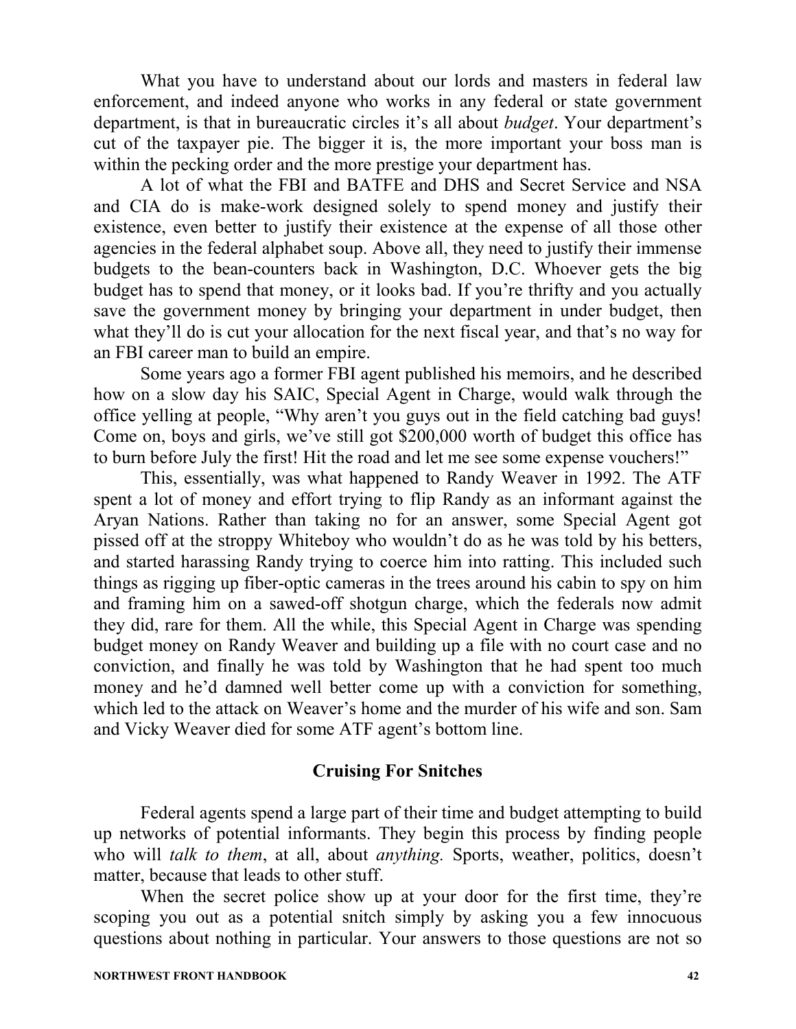What you have to understand about our lords and masters in federal law enforcement, and indeed anyone who works in any federal or state government department, is that in bureaucratic circles it's all about *budget*. Your department's cut of the taxpayer pie. The bigger it is, the more important your boss man is within the pecking order and the more prestige your department has.

A lot of what the FBI and BATFE and DHS and Secret Service and NSA and CIA do is make-work designed solely to spend money and justify their existence, even better to justify their existence at the expense of all those other agencies in the federal alphabet soup. Above all, they need to justify their immense budgets to the bean-counters back in Washington, D.C. Whoever gets the big budget has to spend that money, or it looks bad. If you're thrifty and you actually save the government money by bringing your department in under budget, then what they'll do is cut your allocation for the next fiscal year, and that's no way for an FBI career man to build an empire.

Some years ago a former FBI agent published his memoirs, and he described how on a slow day his SAIC, Special Agent in Charge, would walk through the office yelling at people, "Why aren't you guys out in the field catching bad guys! Come on, boys and girls, we've still got $200,000 worth of budget this office has to burn before July the first! Hit the road and let me see some expense vouchers!"

This, essentially, was what happened to Randy Weaver in 1992. The ATF spent a lot of money and effort trying to flip Randy as an informant against the Aryan Nations. Rather than taking no for an answer, some Special Agent got pissed off at the stroppy Whiteboy who wouldn't do as he was told by his betters, and started harassing Randy trying to coerce him into ratting. This included such things as rigging up fiber-optic cameras in the trees around his cabin to spy on him and framing him on a sawed-off shotgun charge, which the federals now admit they did, rare for them. All the while, this Special Agent in Charge was spending budget money on Randy Weaver and building up a file with no court case and no conviction, and finally he was told by Washington that he had spent too much money and he'd damned well better come up with a conviction for something, which led to the attack on Weaver's home and the murder of his wife and son. Sam and Vicky Weaver died for some ATF agent's bottom line.

## Cruising For Snitches

Federal agents spend a large part of their time and budget attempting to build up networks of potential informants. They begin this process by finding people who will *talk to them*, at all, about *anything.* Sports, weather, politics, doesn't matter, because that leads to other stuff.

When the secret police show up at your door for the first time, they're scoping you out as a potential snitch simply by asking you a few innocuous questions about nothing in particular. Your answers to those questions are not so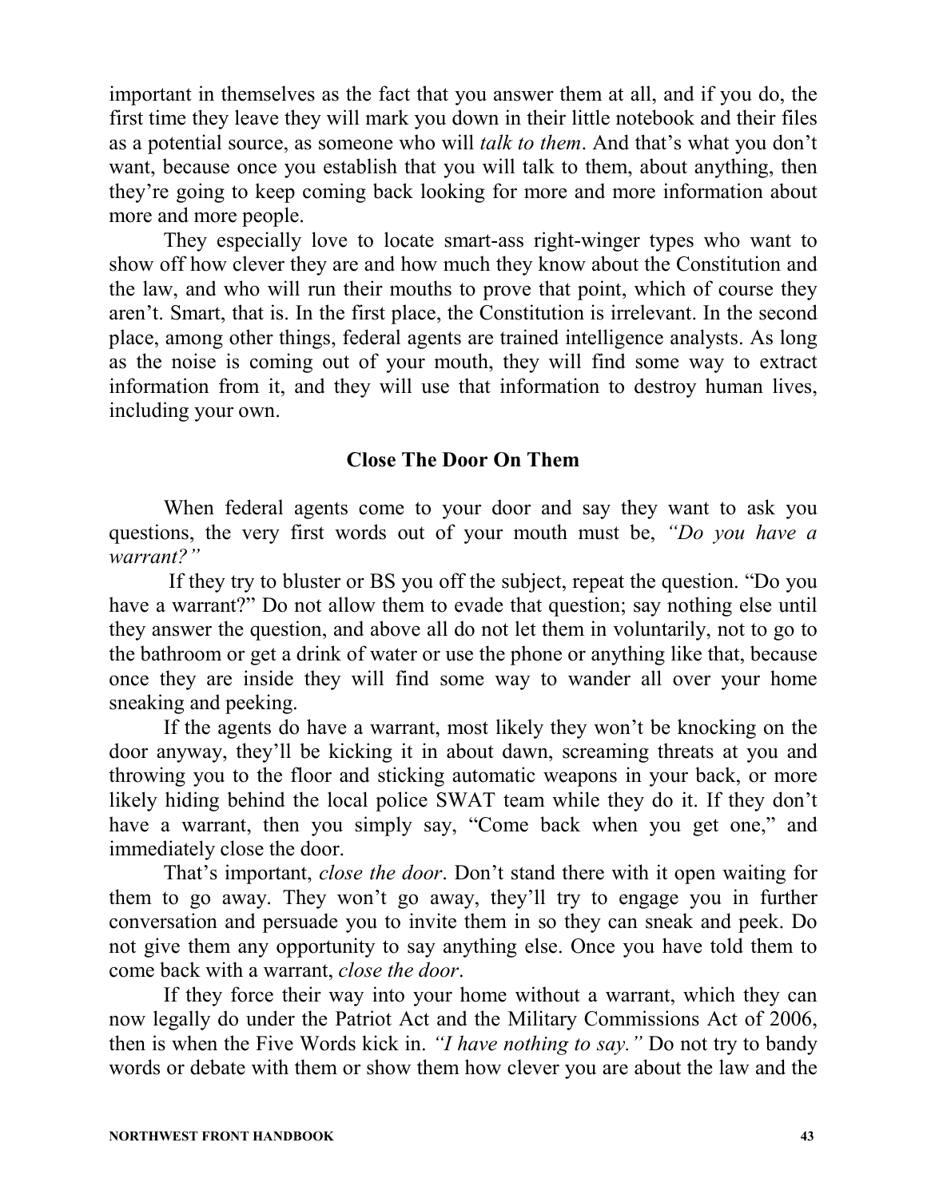important in themselves as the fact that you answer them at all, and if you do, the first time they leave they will mark you down in their little notebook and their files as a potential source, as someone who will *talk to them*. And that's what you don't want, because once you establish that you will talk to them, about anything, then they're going to keep coming back looking for more and more information about more and more people.

They especially love to locate smart-ass right-winger types who want to show off how clever they are and how much they know about the Constitution and the law, and who will run their mouths to prove that point, which of course they aren't. Smart, that is. In the first place, the Constitution is irrelevant. In the second place, among other things, federal agents are trained intelligence analysts. As long as the noise is coming out of your mouth, they will find some way to extract information from it, and they will use that information to destroy human lives, including your own.

## Close The Door On Them

When federal agents come to your door and say they want to ask you questions, the very first words out of your mouth must be, *"Do you have a warrant?"*

If they try to bluster or BS you off the subject, repeat the question. "Do you have a warrant?" Do not allow them to evade that question; say nothing else until they answer the question, and above all do not let them in voluntarily, not to go to the bathroom or get a drink of water or use the phone or anything like that, because once they are inside they will find some way to wander all over your home sneaking and peeking.

If the agents do have a warrant, most likely they won't be knocking on the door anyway, they'll be kicking it in about dawn, screaming threats at you and throwing you to the floor and sticking automatic weapons in your back, or more likely hiding behind the local police SWAT team while they do it. If they don't have a warrant, then you simply say, "Come back when you get one," and immediately close the door.

That's important, *close the door*. Don't stand there with it open waiting for them to go away. They won't go away, they'll try to engage you in further conversation and persuade you to invite them in so they can sneak and peek. Do not give them any opportunity to say anything else. Once you have told them to come back with a warrant, *close the door*.

If they force their way into your home without a warrant, which they can now legally do under the Patriot Act and the Military Commissions Act of 2006, then is when the Five Words kick in. *"I have nothing to say."* Do not try to bandy words or debate with them or show them how clever you are about the law and the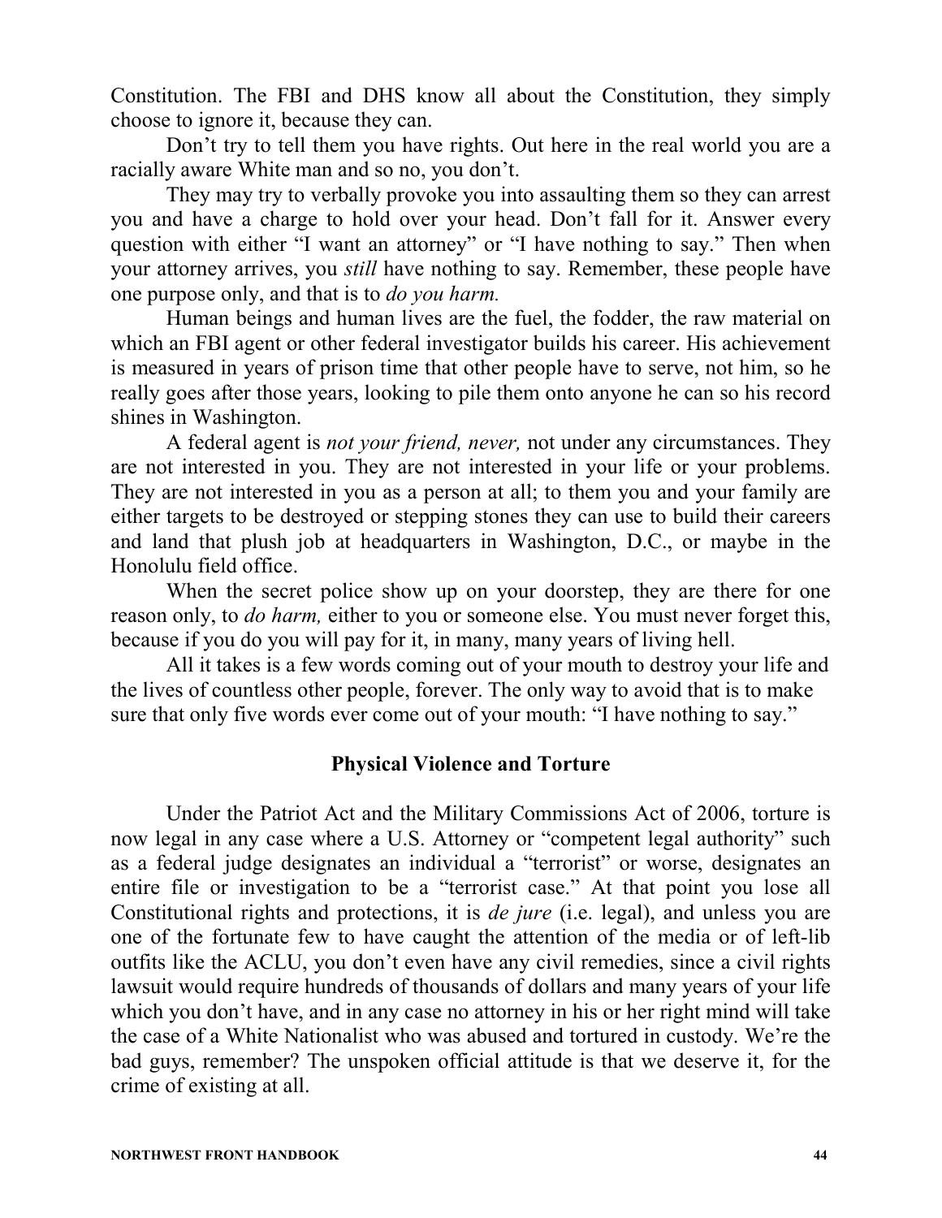Constitution. The FBI and DHS know all about the Constitution, they simply choose to ignore it, because they can.

Don't try to tell them you have rights. Out here in the real world you are a racially aware White man and so no, you don't.

They may try to verbally provoke you into assaulting them so they can arrest you and have a charge to hold over your head. Don't fall for it. Answer every question with either "I want an attorney" or "I have nothing to say." Then when your attorney arrives, you *still* have nothing to say. Remember, these people have one purpose only, and that is to *do you harm.*

Human beings and human lives are the fuel, the fodder, the raw material on which an FBI agent or other federal investigator builds his career. His achievement is measured in years of prison time that other people have to serve, not him, so he really goes after those years, looking to pile them onto anyone he can so his record shines in Washington.

A federal agent is *not your friend, never,* not under any circumstances. They are not interested in you. They are not interested in your life or your problems. They are not interested in you as a person at all; to them you and your family are either targets to be destroyed or stepping stones they can use to build their careers and land that plush job at headquarters in Washington, D.C., or maybe in the Honolulu field office.

When the secret police show up on your doorstep, they are there for one reason only, to *do harm,* either to you or someone else. You must never forget this, because if you do you will pay for it, in many, many years of living hell.

All it takes is a few words coming out of your mouth to destroy your life and the lives of countless other people, forever. The only way to avoid that is to make sure that only five words ever come out of your mouth: "I have nothing to say."

### Physical Violence and Torture

Under the Patriot Act and the Military Commissions Act of 2006, torture is now legal in any case where a U.S. Attorney or "competent legal authority" such as a federal judge designates an individual a "terrorist" or worse, designates an entire file or investigation to be a "terrorist case." At that point you lose all Constitutional rights and protections, it is *de jure* (i.e. legal), and unless you are one of the fortunate few to have caught the attention of the media or of left-lib outfits like the ACLU, you don't even have any civil remedies, since a civil rights lawsuit would require hundreds of thousands of dollars and many years of your life which you don't have, and in any case no attorney in his or her right mind will take the case of a White Nationalist who was abused and tortured in custody. We're the bad guys, remember? The unspoken official attitude is that we deserve it, for the crime of existing at all.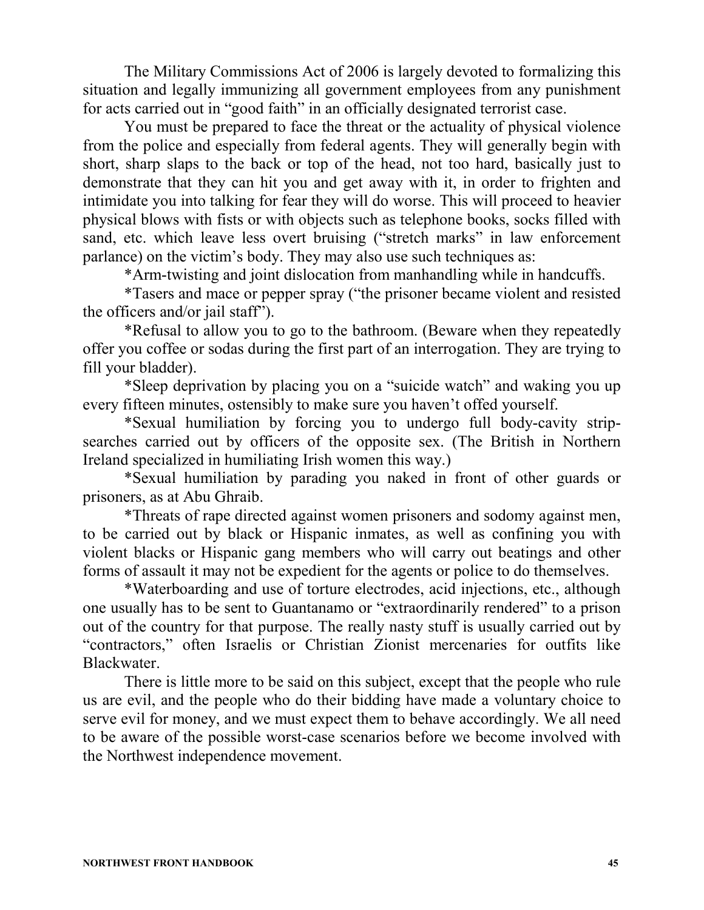The Military Commissions Act of 2006 is largely devoted to formalizing this situation and legally immunizing all government employees from any punishment for acts carried out in "good faith" in an officially designated terrorist case.

You must be prepared to face the threat or the actuality of physical violence from the police and especially from federal agents. They will generally begin with short, sharp slaps to the back or top of the head, not too hard, basically just to demonstrate that they can hit you and get away with it, in order to frighten and intimidate you into talking for fear they will do worse. This will proceed to heavier physical blows with fists or with objects such as telephone books, socks filled with sand, etc. which leave less overt bruising ("stretch marks" in law enforcement parlance) on the victim's body. They may also use such techniques as:

*Arm-twisting and joint dislocation from manhandling while in handcuffs.

*Tasers and mace or pepper spray ("the prisoner became violent and resisted the officers and/or jail staff").

*Refusal to allow you to go to the bathroom. (Beware when they repeatedly offer you coffee or sodas during the first part of an interrogation. They are trying to fill your bladder).

*Sleep deprivation by placing you on a "suicide watch" and waking you up every fifteen minutes, ostensibly to make sure you haven't offed yourself.

*Sexual humiliation by forcing you to undergo full body-cavity strip-searches carried out by officers of the opposite sex. (The British in Northern Ireland specialized in humiliating Irish women this way.)

*Sexual humiliation by parading you naked in front of other guards or prisoners, as at Abu Ghraib.

*Threats of rape directed against women prisoners and sodomy against men, to be carried out by black or Hispanic inmates, as well as confining you with violent blacks or Hispanic gang members who will carry out beatings and other forms of assault it may not be expedient for the agents or police to do themselves.

*Waterboarding and use of torture electrodes, acid injections, etc., although one usually has to be sent to Guantanamo or "extraordinarily rendered" to a prison out of the country for that purpose. The really nasty stuff is usually carried out by "contractors," often Israelis or Christian Zionist mercenaries for outfits like Blackwater.

There is little more to be said on this subject, except that the people who rule us are evil, and the people who do their bidding have made a voluntary choice to serve evil for money, and we must expect them to behave accordingly. We all need to be aware of the possible worst-case scenarios before we become involved with the Northwest independence movement.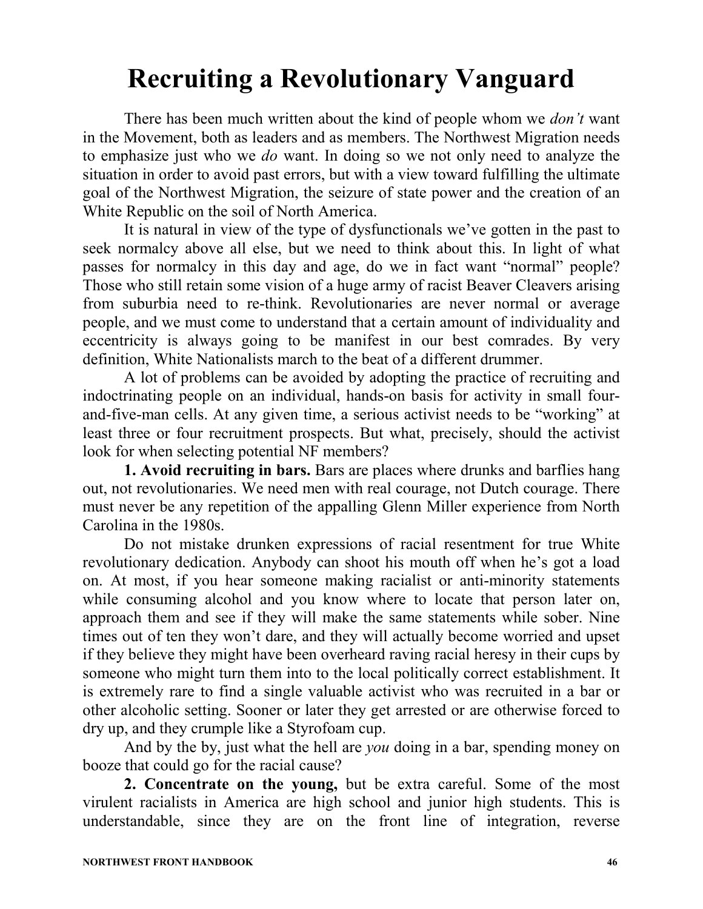# Recruiting a Revolutionary Vanguard

There has been much written about the kind of people whom we *don't* want in the Movement, both as leaders and as members. The Northwest Migration needs to emphasize just who we *do* want. In doing so we not only need to analyze the situation in order to avoid past errors, but with a view toward fulfilling the ultimate goal of the Northwest Migration, the seizure of state power and the creation of an White Republic on the soil of North America.

It is natural in view of the type of dysfunctionals we've gotten in the past to seek normalcy above all else, but we need to think about this. In light of what passes for normalcy in this day and age, do we in fact want "normal" people? Those who still retain some vision of a huge army of racist Beaver Cleavers arising from suburbia need to re-think. Revolutionaries are never normal or average people, and we must come to understand that a certain amount of individuality and eccentricity is always going to be manifest in our best comrades. By very definition, White Nationalists march to the beat of a different drummer.

A lot of problems can be avoided by adopting the practice of recruiting and indoctrinating people on an individual, hands-on basis for activity in small four-and-five-man cells. At any given time, a serious activist needs to be "working" at least three or four recruitment prospects. But what, precisely, should the activist look for when selecting potential NF members?

**1. Avoid recruiting in bars.** Bars are places where drunks and barflies hang out, not revolutionaries. We need men with real courage, not Dutch courage. There must never be any repetition of the appalling Glenn Miller experience from North Carolina in the 1980s.

Do not mistake drunken expressions of racial resentment for true White revolutionary dedication. Anybody can shoot his mouth off when he's got a load on. At most, if you hear someone making racialist or anti-minority statements while consuming alcohol and you know where to locate that person later on, approach them and see if they will make the same statements while sober. Nine times out of ten they won't dare, and they will actually become worried and upset if they believe they might have been overheard raving racial heresy in their cups by someone who might turn them into to the local politically correct establishment. It is extremely rare to find a single valuable activist who was recruited in a bar or other alcoholic setting. Sooner or later they get arrested or are otherwise forced to dry up, and they crumple like a Styrofoam cup.

And by the by, just what the hell are *you* doing in a bar, spending money on booze that could go for the racial cause?

**2. Concentrate on the young,** but be extra careful. Some of the most virulent racialists in America are high school and junior high students. This is understandable, since they are on the front line of integration, reverse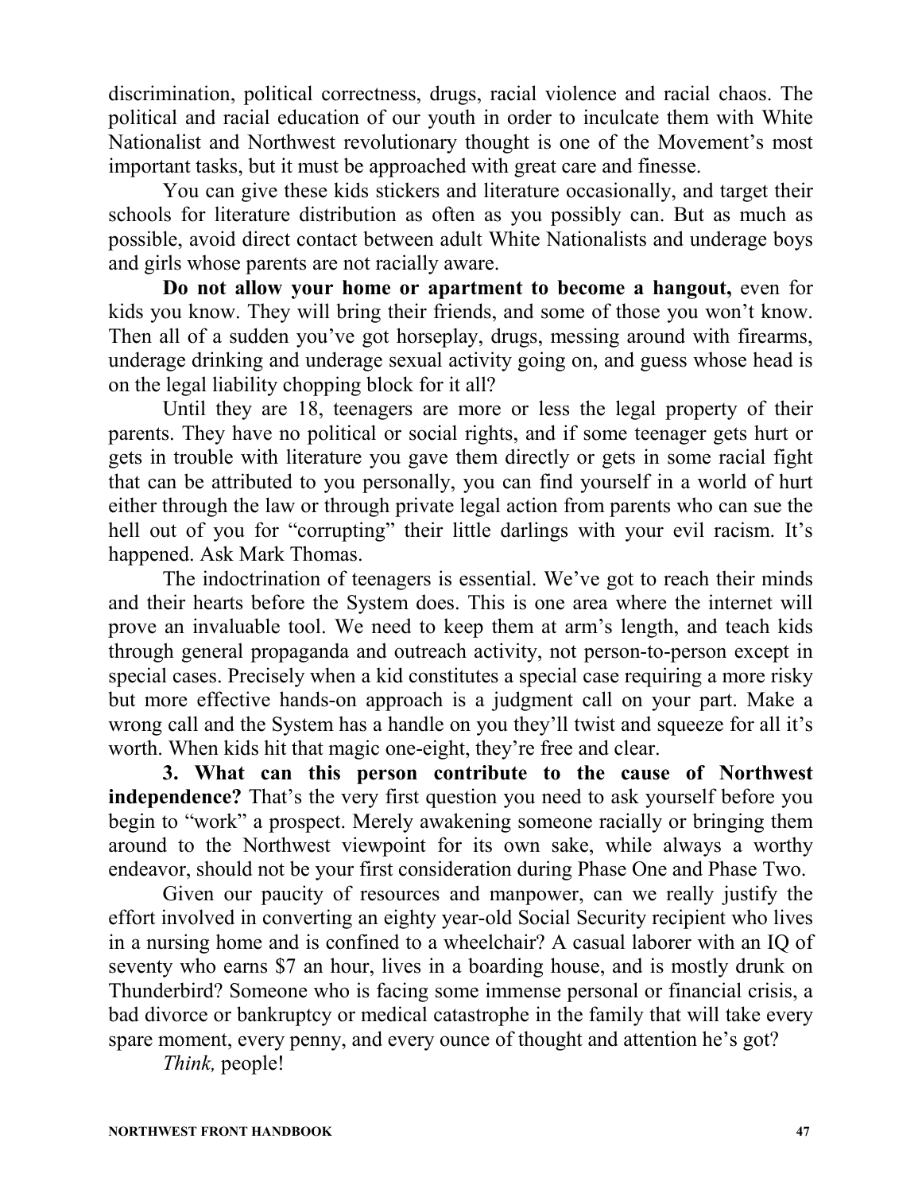discrimination, political correctness, drugs, racial violence and racial chaos. The political and racial education of our youth in order to inculcate them with White Nationalist and Northwest revolutionary thought is one of the Movement's most important tasks, but it must be approached with great care and finesse.

You can give these kids stickers and literature occasionally, and target their schools for literature distribution as often as you possibly can. But as much as possible, avoid direct contact between adult White Nationalists and underage boys and girls whose parents are not racially aware.

**Do not allow your home or apartment to become a hangout,** even for kids you know. They will bring their friends, and some of those you won't know. Then all of a sudden you've got horseplay, drugs, messing around with firearms, underage drinking and underage sexual activity going on, and guess whose head is on the legal liability chopping block for it all?

Until they are 18, teenagers are more or less the legal property of their parents. They have no political or social rights, and if some teenager gets hurt or gets in trouble with literature you gave them directly or gets in some racial fight that can be attributed to you personally, you can find yourself in a world of hurt either through the law or through private legal action from parents who can sue the hell out of you for "corrupting" their little darlings with your evil racism. It's happened. Ask Mark Thomas.

The indoctrination of teenagers is essential. We've got to reach their minds and their hearts before the System does. This is one area where the internet will prove an invaluable tool. We need to keep them at arm's length, and teach kids through general propaganda and outreach activity, not person-to-person except in special cases. Precisely when a kid constitutes a special case requiring a more risky but more effective hands-on approach is a judgment call on your part. Make a wrong call and the System has a handle on you they'll twist and squeeze for all it's worth. When kids hit that magic one-eight, they're free and clear.

**3. What can this person contribute to the cause of Northwest independence?** That's the very first question you need to ask yourself before you begin to "work" a prospect. Merely awakening someone racially or bringing them around to the Northwest viewpoint for its own sake, while always a worthy endeavor, should not be your first consideration during Phase One and Phase Two.

Given our paucity of resources and manpower, can we really justify the effort involved in converting an eighty year-old Social Security recipient who lives in a nursing home and is confined to a wheelchair? A casual laborer with an IQ of seventy who earns $7 an hour, lives in a boarding house, and is mostly drunk on Thunderbird? Someone who is facing some immense personal or financial crisis, a bad divorce or bankruptcy or medical catastrophe in the family that will take every spare moment, every penny, and every ounce of thought and attention he's got?

*Think,* people!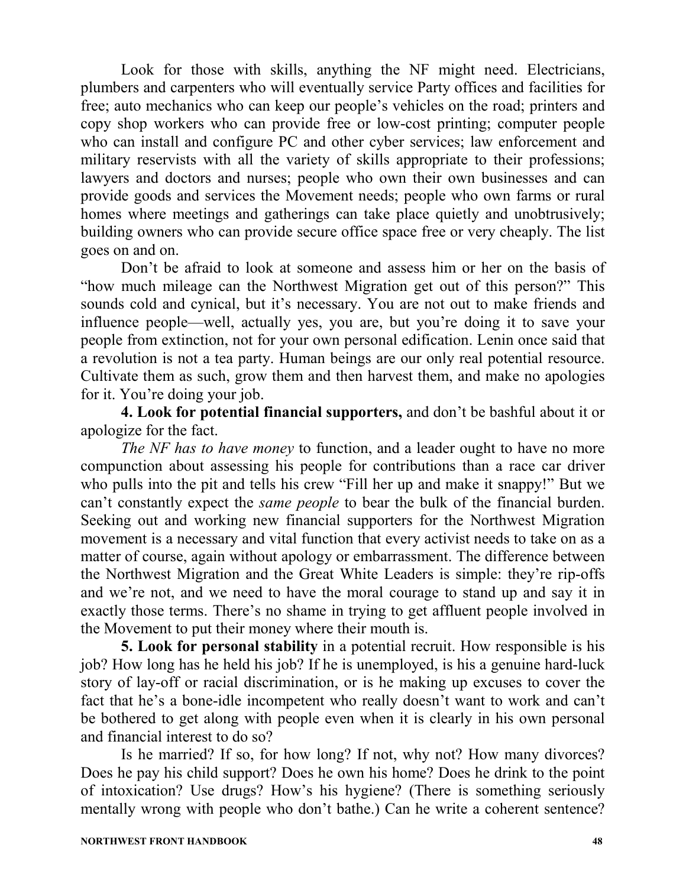Look for those with skills, anything the NF might need. Electricians, plumbers and carpenters who will eventually service Party offices and facilities for free; auto mechanics who can keep our people's vehicles on the road; printers and copy shop workers who can provide free or low-cost printing; computer people who can install and configure PC and other cyber services; law enforcement and military reservists with all the variety of skills appropriate to their professions; lawyers and doctors and nurses; people who own their own businesses and can provide goods and services the Movement needs; people who own farms or rural homes where meetings and gatherings can take place quietly and unobtrusively; building owners who can provide secure office space free or very cheaply. The list goes on and on.

Don't be afraid to look at someone and assess him or her on the basis of "how much mileage can the Northwest Migration get out of this person?" This sounds cold and cynical, but it's necessary. You are not out to make friends and influence people—well, actually yes, you are, but you're doing it to save your people from extinction, not for your own personal edification. Lenin once said that a revolution is not a tea party. Human beings are our only real potential resource. Cultivate them as such, grow them and then harvest them, and make no apologies for it. You're doing your job.

**4. Look for potential financial supporters,** and don't be bashful about it or apologize for the fact.

*The NF has to have money* to function, and a leader ought to have no more compunction about assessing his people for contributions than a race car driver who pulls into the pit and tells his crew "Fill her up and make it snappy!" But we can't constantly expect the *same people* to bear the bulk of the financial burden. Seeking out and working new financial supporters for the Northwest Migration movement is a necessary and vital function that every activist needs to take on as a matter of course, again without apology or embarrassment. The difference between the Northwest Migration and the Great White Leaders is simple: they're rip-offs and we're not, and we need to have the moral courage to stand up and say it in exactly those terms. There's no shame in trying to get affluent people involved in the Movement to put their money where their mouth is.

**5. Look for personal stability** in a potential recruit. How responsible is his job? How long has he held his job? If he is unemployed, is his a genuine hard-luck story of lay-off or racial discrimination, or is he making up excuses to cover the fact that he's a bone-idle incompetent who really doesn't want to work and can't be bothered to get along with people even when it is clearly in his own personal and financial interest to do so?

Is he married? If so, for how long? If not, why not? How many divorces? Does he pay his child support? Does he own his home? Does he drink to the point of intoxication? Use drugs? How's his hygiene? (There is something seriously mentally wrong with people who don't bathe.) Can he write a coherent sentence?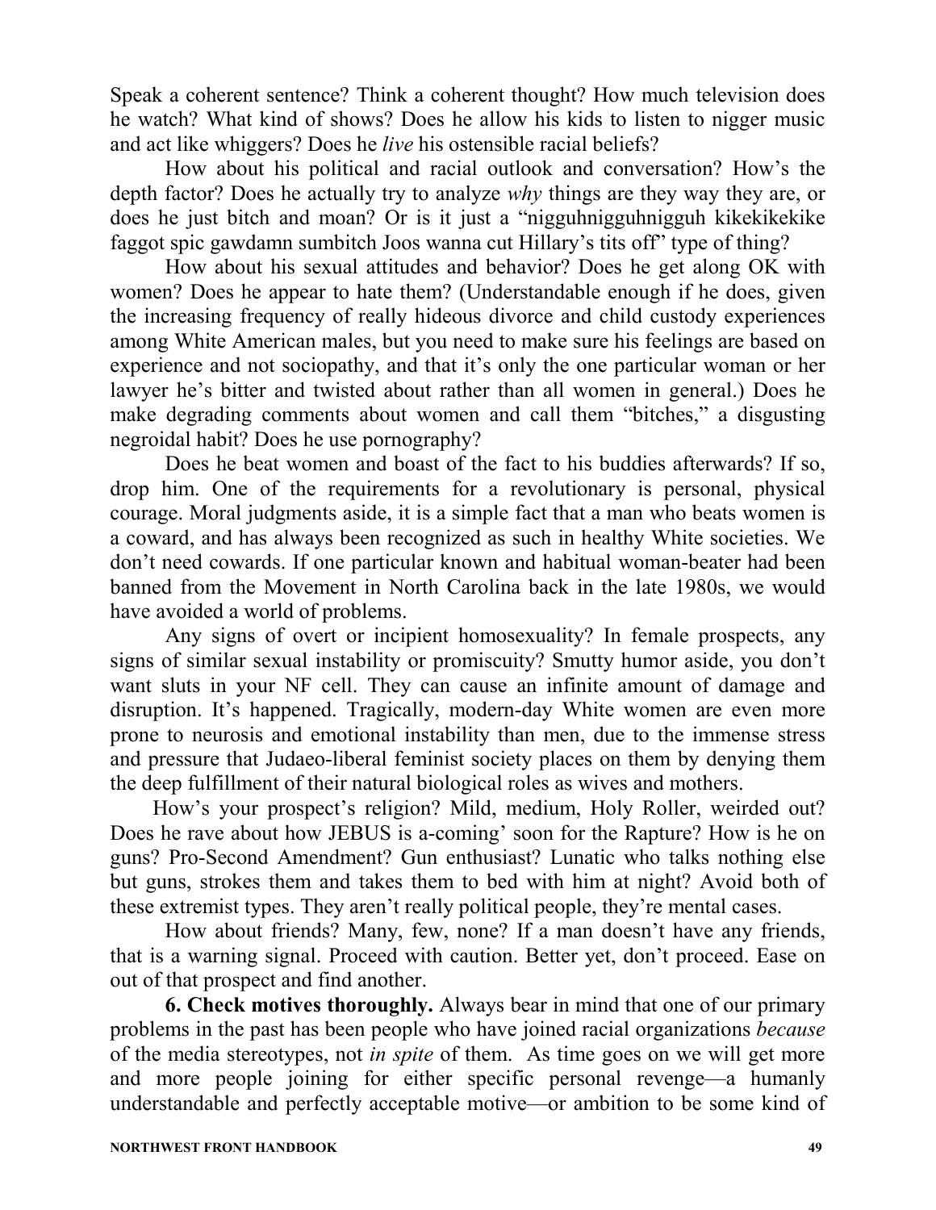Speak a coherent sentence? Think a coherent thought? How much television does he watch? What kind of shows? Does he allow his kids to listen to nigger music and act like whiggers? Does he *live* his ostensible racial beliefs?

How about his political and racial outlook and conversation? How's the depth factor? Does he actually try to analyze *why* things are they way they are, or does he just bitch and moan? Or is it just a "nigguhnigguhnigguh kikekikekike faggot spic gawdamn sumbitch Joos wanna cut Hillary's tits off" type of thing?

How about his sexual attitudes and behavior? Does he get along OK with women? Does he appear to hate them? (Understandable enough if he does, given the increasing frequency of really hideous divorce and child custody experiences among White American males, but you need to make sure his feelings are based on experience and not sociopathy, and that it's only the one particular woman or her lawyer he's bitter and twisted about rather than all women in general.) Does he make degrading comments about women and call them "bitches," a disgusting negroidal habit? Does he use pornography?

Does he beat women and boast of the fact to his buddies afterwards? If so, drop him. One of the requirements for a revolutionary is personal, physical courage. Moral judgments aside, it is a simple fact that a man who beats women is a coward, and has always been recognized as such in healthy White societies. We don't need cowards. If one particular known and habitual woman-beater had been banned from the Movement in North Carolina back in the late 1980s, we would have avoided a world of problems.

Any signs of overt or incipient homosexuality? In female prospects, any signs of similar sexual instability or promiscuity? Smutty humor aside, you don't want sluts in your NF cell. They can cause an infinite amount of damage and disruption. It's happened. Tragically, modern-day White women are even more prone to neurosis and emotional instability than men, due to the immense stress and pressure that Judaeo-liberal feminist society places on them by denying them the deep fulfillment of their natural biological roles as wives and mothers.

How's your prospect's religion? Mild, medium, Holy Roller, weirded out? Does he rave about how JEBUS is a-coming' soon for the Rapture? How is he on guns? Pro-Second Amendment? Gun enthusiast? Lunatic who talks nothing else but guns, strokes them and takes them to bed with him at night? Avoid both of these extremist types. They aren't really political people, they're mental cases.

How about friends? Many, few, none? If a man doesn't have any friends, that is a warning signal. Proceed with caution. Better yet, don't proceed. Ease on out of that prospect and find another.

**6. Check motives thoroughly.** Always bear in mind that one of our primary problems in the past has been people who have joined racial organizations *because* of the media stereotypes, not *in spite* of them. As time goes on we will get more and more people joining for either specific personal revenge—a humanly understandable and perfectly acceptable motive—or ambition to be some kind of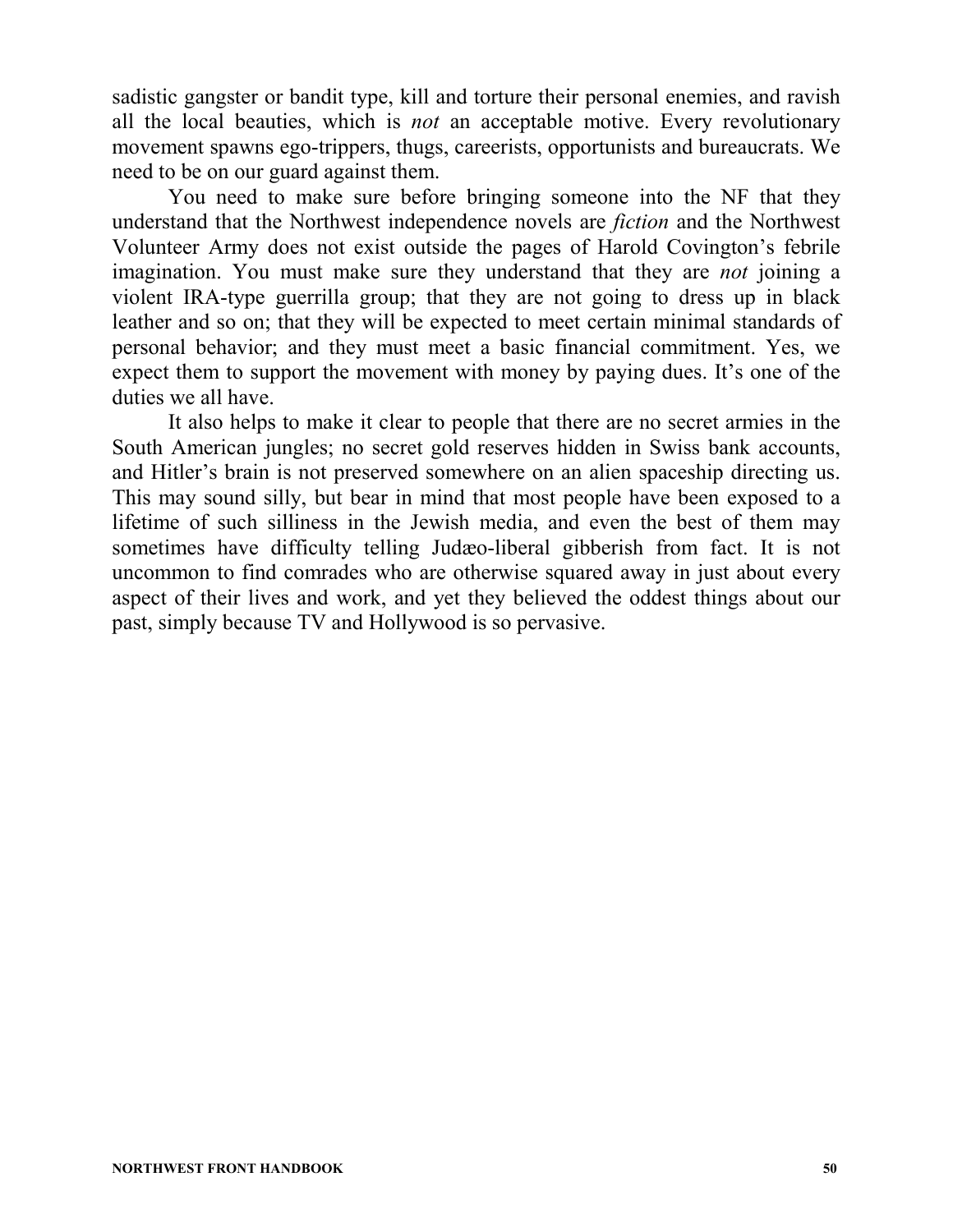sadistic gangster or bandit type, kill and torture their personal enemies, and ravish all the local beauties, which is *not* an acceptable motive. Every revolutionary movement spawns ego-trippers, thugs, careerists, opportunists and bureaucrats. We need to be on our guard against them.

You need to make sure before bringing someone into the NF that they understand that the Northwest independence novels are *fiction* and the Northwest Volunteer Army does not exist outside the pages of Harold Covington's febrile imagination. You must make sure they understand that they are *not* joining a violent IRA-type guerrilla group; that they are not going to dress up in black leather and so on; that they will be expected to meet certain minimal standards of personal behavior; and they must meet a basic financial commitment. Yes, we expect them to support the movement with money by paying dues. It's one of the duties we all have.

It also helps to make it clear to people that there are no secret armies in the South American jungles; no secret gold reserves hidden in Swiss bank accounts, and Hitler's brain is not preserved somewhere on an alien spaceship directing us. This may sound silly, but bear in mind that most people have been exposed to a lifetime of such silliness in the Jewish media, and even the best of them may sometimes have difficulty telling Judæo-liberal gibberish from fact. It is not uncommon to find comrades who are otherwise squared away in just about every aspect of their lives and work, and yet they believed the oddest things about our past, simply because TV and Hollywood is so pervasive.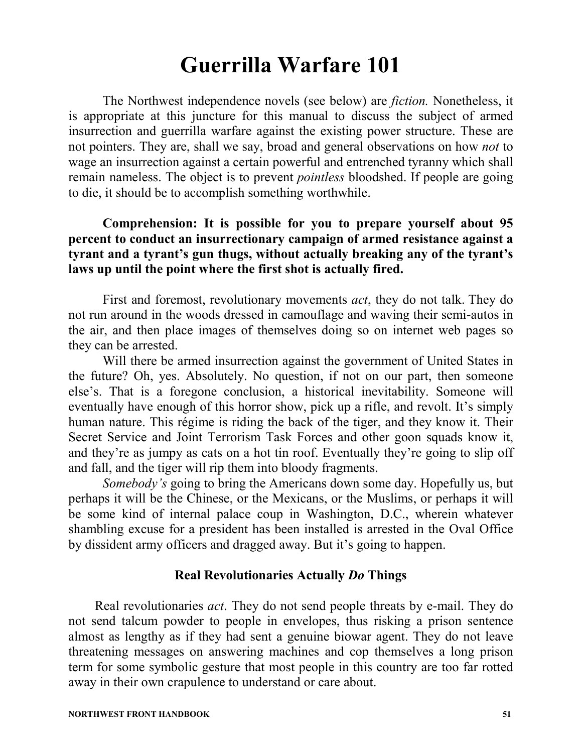# Guerrilla Warfare 101

The Northwest independence novels (see below) are *fiction.* Nonetheless, it is appropriate at this juncture for this manual to discuss the subject of armed insurrection and guerrilla warfare against the existing power structure. These are not pointers. They are, shall we say, broad and general observations on how *not* to wage an insurrection against a certain powerful and entrenched tyranny which shall remain nameless. The object is to prevent *pointless* bloodshed. If people are going to die, it should be to accomplish something worthwhile.

**Comprehension: It is possible for you to prepare yourself about 95 percent to conduct an insurrectionary campaign of armed resistance against a tyrant and a tyrant's gun thugs, without actually breaking any of the tyrant's laws up until the point where the first shot is actually fired.**

First and foremost, revolutionary movements *act*, they do not talk. They do not run around in the woods dressed in camouflage and waving their semi-autos in the air, and then place images of themselves doing so on internet web pages so they can be arrested.

Will there be armed insurrection against the government of United States in the future? Oh, yes. Absolutely. No question, if not on our part, then someone else's. That is a foregone conclusion, a historical inevitability. Someone will eventually have enough of this horror show, pick up a rifle, and revolt. It's simply human nature. This régime is riding the back of the tiger, and they know it. Their Secret Service and Joint Terrorism Task Forces and other goon squads know it, and they're as jumpy as cats on a hot tin roof. Eventually they're going to slip off and fall, and the tiger will rip them into bloody fragments.

*Somebody's* going to bring the Americans down some day. Hopefully us, but perhaps it will be the Chinese, or the Mexicans, or the Muslims, or perhaps it will be some kind of internal palace coup in Washington, D.C., wherein whatever shambling excuse for a president has been installed is arrested in the Oval Office by dissident army officers and dragged away. But it's going to happen.

### Real Revolutionaries Actually *Do* Things

Real revolutionaries *act*. They do not send people threats by e-mail. They do not send talcum powder to people in envelopes, thus risking a prison sentence almost as lengthy as if they had sent a genuine biowar agent. They do not leave threatening messages on answering machines and cop themselves a long prison term for some symbolic gesture that most people in this country are too far rotted away in their own crapulence to understand or care about.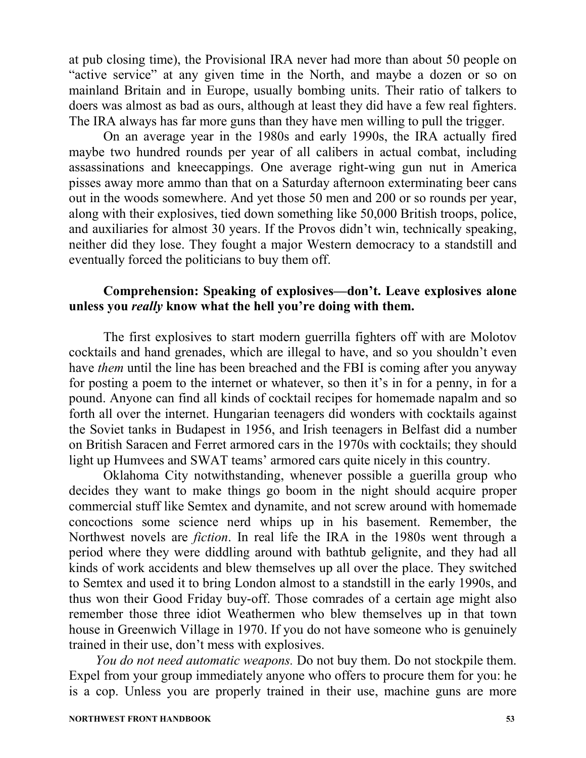at pub closing time), the Provisional IRA never had more than about 50 people on "active service" at any given time in the North, and maybe a dozen or so on mainland Britain and in Europe, usually bombing units. Their ratio of talkers to doers was almost as bad as ours, although at least they did have a few real fighters. The IRA always has far more guns than they have men willing to pull the trigger.

On an average year in the 1980s and early 1990s, the IRA actually fired maybe two hundred rounds per year of all calibers in actual combat, including assassinations and kneecappings. One average right-wing gun nut in America pisses away more ammo than that on a Saturday afternoon exterminating beer cans out in the woods somewhere. And yet those 50 men and 200 or so rounds per year, along with their explosives, tied down something like 50,000 British troops, police, and auxiliaries for almost 30 years. If the Provos didn't win, technically speaking, neither did they lose. They fought a major Western democracy to a standstill and eventually forced the politicians to buy them off.

**Comprehension: Speaking of explosives—don't. Leave explosives alone unless you *really* know what the hell you're doing with them.**

The first explosives to start modern guerrilla fighters off with are Molotov cocktails and hand grenades, which are illegal to have, and so you shouldn't even have *them* until the line has been breached and the FBI is coming after you anyway for posting a poem to the internet or whatever, so then it's in for a penny, in for a pound. Anyone can find all kinds of cocktail recipes for homemade napalm and so forth all over the internet. Hungarian teenagers did wonders with cocktails against the Soviet tanks in Budapest in 1956, and Irish teenagers in Belfast did a number on British Saracen and Ferret armored cars in the 1970s with cocktails; they should light up Humvees and SWAT teams' armored cars quite nicely in this country.

Oklahoma City notwithstanding, whenever possible a guerilla group who decides they want to make things go boom in the night should acquire proper commercial stuff like Semtex and dynamite, and not screw around with homemade concoctions some science nerd whips up in his basement. Remember, the Northwest novels are *fiction*. In real life the IRA in the 1980s went through a period where they were diddling around with bathtub gelignite, and they had all kinds of work accidents and blew themselves up all over the place. They switched to Semtex and used it to bring London almost to a standstill in the early 1990s, and thus won their Good Friday buy-off. Those comrades of a certain age might also remember those three idiot Weathermen who blew themselves up in that town house in Greenwich Village in 1970. If you do not have someone who is genuinely trained in their use, don't mess with explosives.

*You do not need automatic weapons.* Do not buy them. Do not stockpile them. Expel from your group immediately anyone who offers to procure them for you: he is a cop. Unless you are properly trained in their use, machine guns are more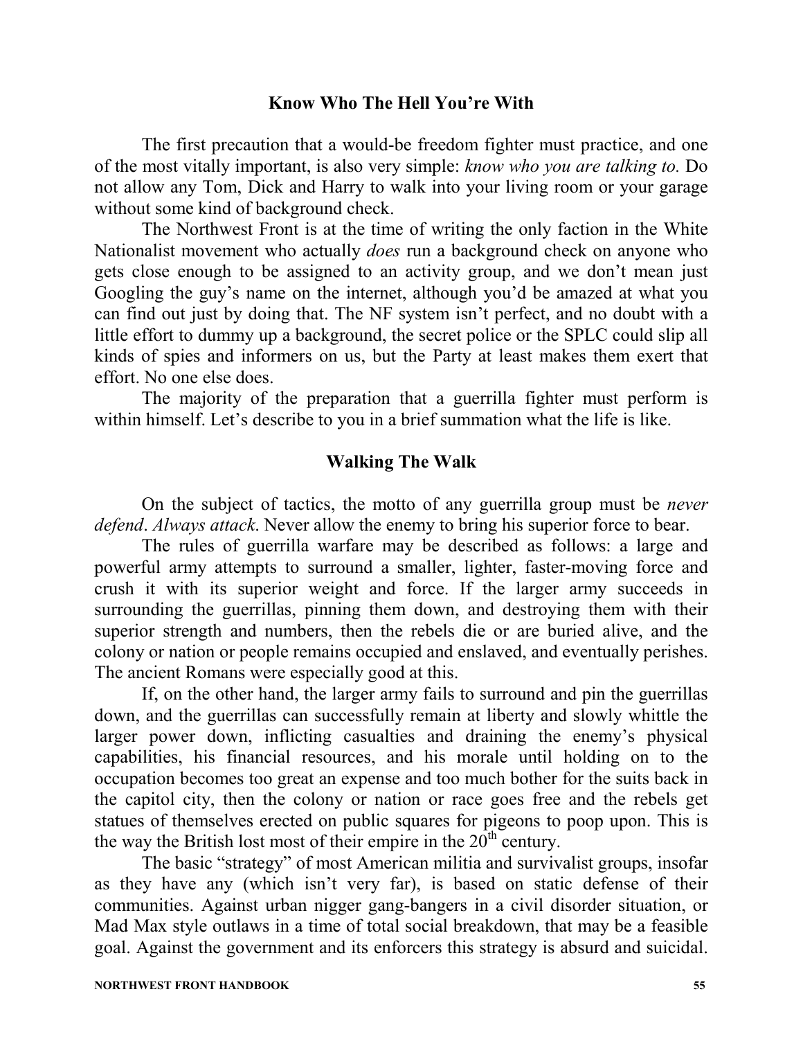### Know Who The Hell You're With

The first precaution that a would-be freedom fighter must practice, and one of the most vitally important, is also very simple: *know who you are talking to*. Do not allow any Tom, Dick and Harry to walk into your living room or your garage without some kind of background check.

The Northwest Front is at the time of writing the only faction in the White Nationalist movement who actually *does* run a background check on anyone who gets close enough to be assigned to an activity group, and we don't mean just Googling the guy's name on the internet, although you'd be amazed at what you can find out just by doing that. The NF system isn't perfect, and no doubt with a little effort to dummy up a background, the secret police or the SPLC could slip all kinds of spies and informers on us, but the Party at least makes them exert that effort. No one else does.

The majority of the preparation that a guerrilla fighter must perform is within himself. Let's describe to you in a brief summation what the life is like.

### Walking The Walk

On the subject of tactics, the motto of any guerrilla group must be *never defend*. *Always attack*. Never allow the enemy to bring his superior force to bear.

The rules of guerrilla warfare may be described as follows: a large and powerful army attempts to surround a smaller, lighter, faster-moving force and crush it with its superior weight and force. If the larger army succeeds in surrounding the guerrillas, pinning them down, and destroying them with their superior strength and numbers, then the rebels die or are buried alive, and the colony or nation or people remains occupied and enslaved, and eventually perishes. The ancient Romans were especially good at this.

If, on the other hand, the larger army fails to surround and pin the guerrillas down, and the guerrillas can successfully remain at liberty and slowly whittle the larger power down, inflicting casualties and draining the enemy's physical capabilities, his financial resources, and his morale until holding on to the occupation becomes too great an expense and too much bother for the suits back in the capitol city, then the colony or nation or race goes free and the rebels get statues of themselves erected on public squares for pigeons to poop upon. This is the way the British lost most of their empire in the 20th century.

The basic "strategy" of most American militia and survivalist groups, insofar as they have any (which isn't very far), is based on static defense of their communities. Against urban nigger gang-bangers in a civil disorder situation, or Mad Max style outlaws in a time of total social breakdown, that may be a feasible goal. Against the government and its enforcers this strategy is absurd and suicidal.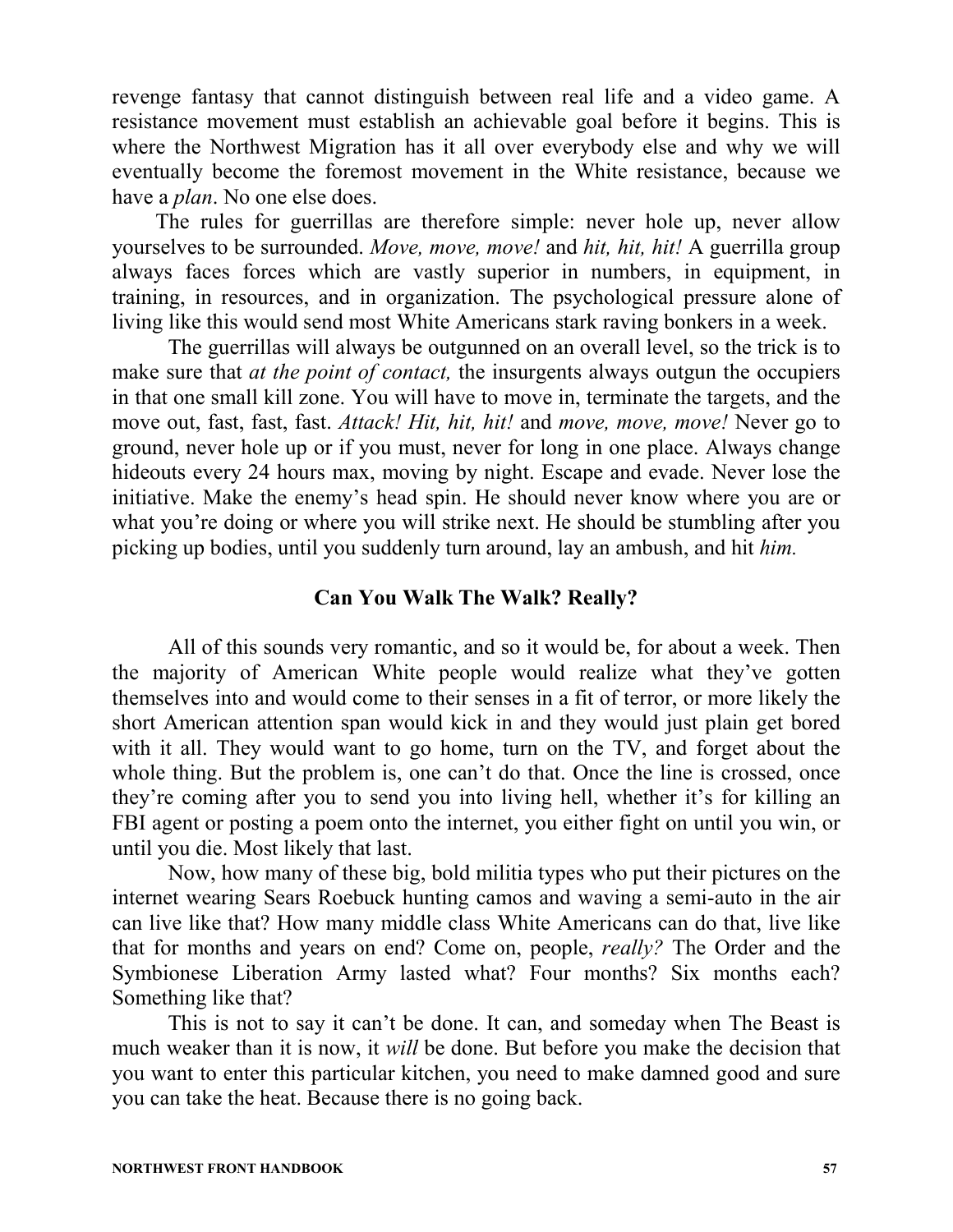revenge fantasy that cannot distinguish between real life and a video game. A resistance movement must establish an achievable goal before it begins. This is where the Northwest Migration has it all over everybody else and why we will eventually become the foremost movement in the White resistance, because we have a *plan*. No one else does.

The rules for guerrillas are therefore simple: never hole up, never allow yourselves to be surrounded. *Move, move, move!* and *hit, hit, hit!* A guerrilla group always faces forces which are vastly superior in numbers, in equipment, in training, in resources, and in organization. The psychological pressure alone of living like this would send most White Americans stark raving bonkers in a week.

The guerrillas will always be outgunned on an overall level, so the trick is to make sure that *at the point of contact,* the insurgents always outgun the occupiers in that one small kill zone. You will have to move in, terminate the targets, and the move out, fast, fast, fast. *Attack! Hit, hit, hit!* and *move, move, move!* Never go to ground, never hole up or if you must, never for long in one place. Always change hideouts every 24 hours max, moving by night. Escape and evade. Never lose the initiative. Make the enemy's head spin. He should never know where you are or what you're doing or where you will strike next. He should be stumbling after you picking up bodies, until you suddenly turn around, lay an ambush, and hit *him.*

## Can You Walk The Walk? Really?

All of this sounds very romantic, and so it would be, for about a week. Then the majority of American White people would realize what they've gotten themselves into and would come to their senses in a fit of terror, or more likely the short American attention span would kick in and they would just plain get bored with it all. They would want to go home, turn on the TV, and forget about the whole thing. But the problem is, one can't do that. Once the line is crossed, once they're coming after you to send you into living hell, whether it's for killing an FBI agent or posting a poem onto the internet, you either fight on until you win, or until you die. Most likely that last.

Now, how many of these big, bold militia types who put their pictures on the internet wearing Sears Roebuck hunting camos and waving a semi-auto in the air can live like that? How many middle class White Americans can do that, live like that for months and years on end? Come on, people, *really?* The Order and the Symbionese Liberation Army lasted what? Four months? Six months each? Something like that?

This is not to say it can't be done. It can, and someday when The Beast is much weaker than it is now, it *will* be done. But before you make the decision that you want to enter this particular kitchen, you need to make damned good and sure you can take the heat. Because there is no going back.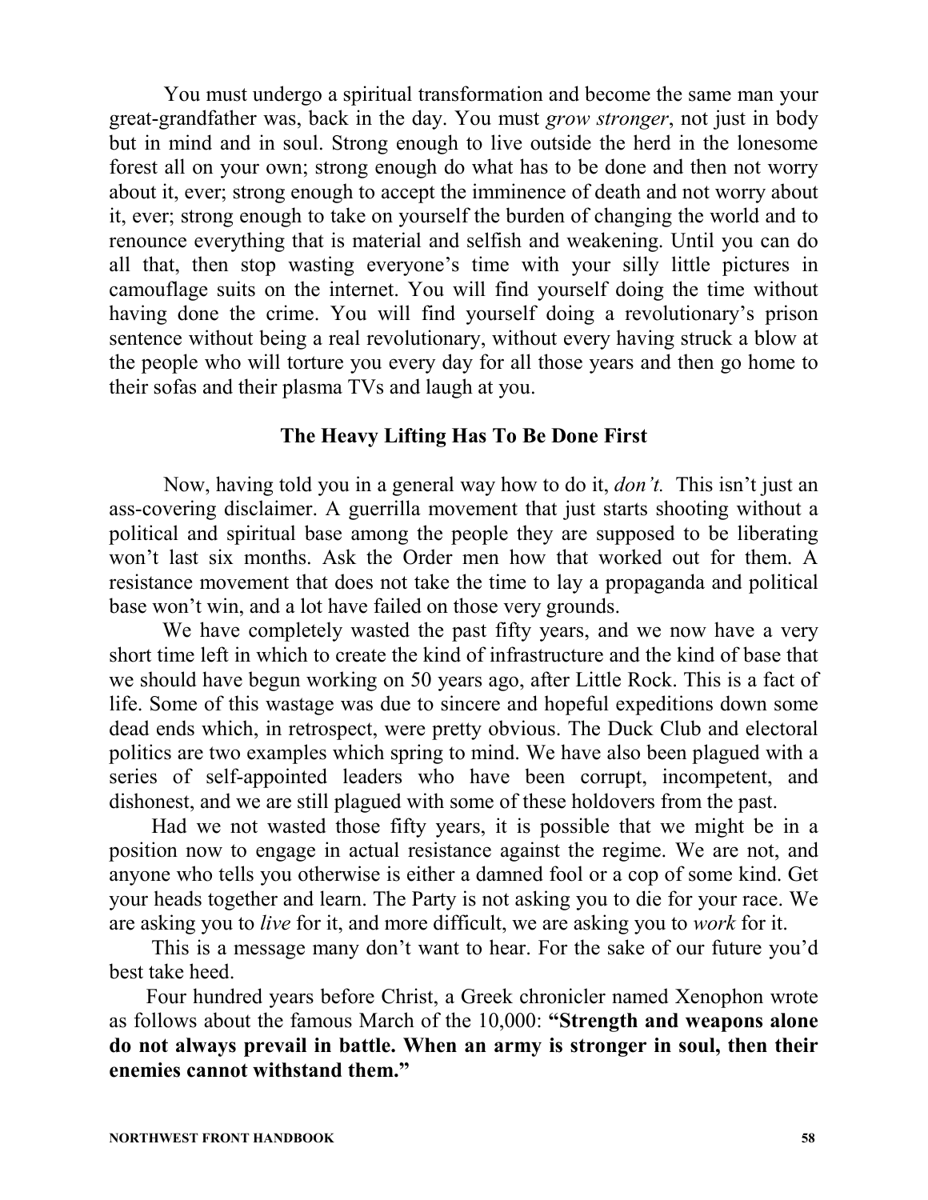You must undergo a spiritual transformation and become the same man your great-grandfather was, back in the day. You must *grow stronger*, not just in body but in mind and in soul. Strong enough to live outside the herd in the lonesome forest all on your own; strong enough do what has to be done and then not worry about it, ever; strong enough to accept the imminence of death and not worry about it, ever; strong enough to take on yourself the burden of changing the world and to renounce everything that is material and selfish and weakening. Until you can do all that, then stop wasting everyone's time with your silly little pictures in camouflage suits on the internet. You will find yourself doing the time without having done the crime. You will find yourself doing a revolutionary's prison sentence without being a real revolutionary, without every having struck a blow at the people who will torture you every day for all those years and then go home to their sofas and their plasma TVs and laugh at you.

## The Heavy Lifting Has To Be Done First

Now, having told you in a general way how to do it, *don't.* This isn't just an ass-covering disclaimer. A guerrilla movement that just starts shooting without a political and spiritual base among the people they are supposed to be liberating won't last six months. Ask the Order men how that worked out for them. A resistance movement that does not take the time to lay a propaganda and political base won't win, and a lot have failed on those very grounds.

We have completely wasted the past fifty years, and we now have a very short time left in which to create the kind of infrastructure and the kind of base that we should have begun working on 50 years ago, after Little Rock. This is a fact of life. Some of this wastage was due to sincere and hopeful expeditions down some dead ends which, in retrospect, were pretty obvious. The Duck Club and electoral politics are two examples which spring to mind. We have also been plagued with a series of self-appointed leaders who have been corrupt, incompetent, and dishonest, and we are still plagued with some of these holdovers from the past.

Had we not wasted those fifty years, it is possible that we might be in a position now to engage in actual resistance against the regime. We are not, and anyone who tells you otherwise is either a damned fool or a cop of some kind. Get your heads together and learn. The Party is not asking you to die for your race. We are asking you to *live* for it, and more difficult, we are asking you to *work* for it.

This is a message many don't want to hear. For the sake of our future you'd best take heed.

Four hundred years before Christ, a Greek chronicler named Xenophon wrote as follows about the famous March of the 10,000: **"Strength and weapons alone do not always prevail in battle. When an army is stronger in soul, then their enemies cannot withstand them."**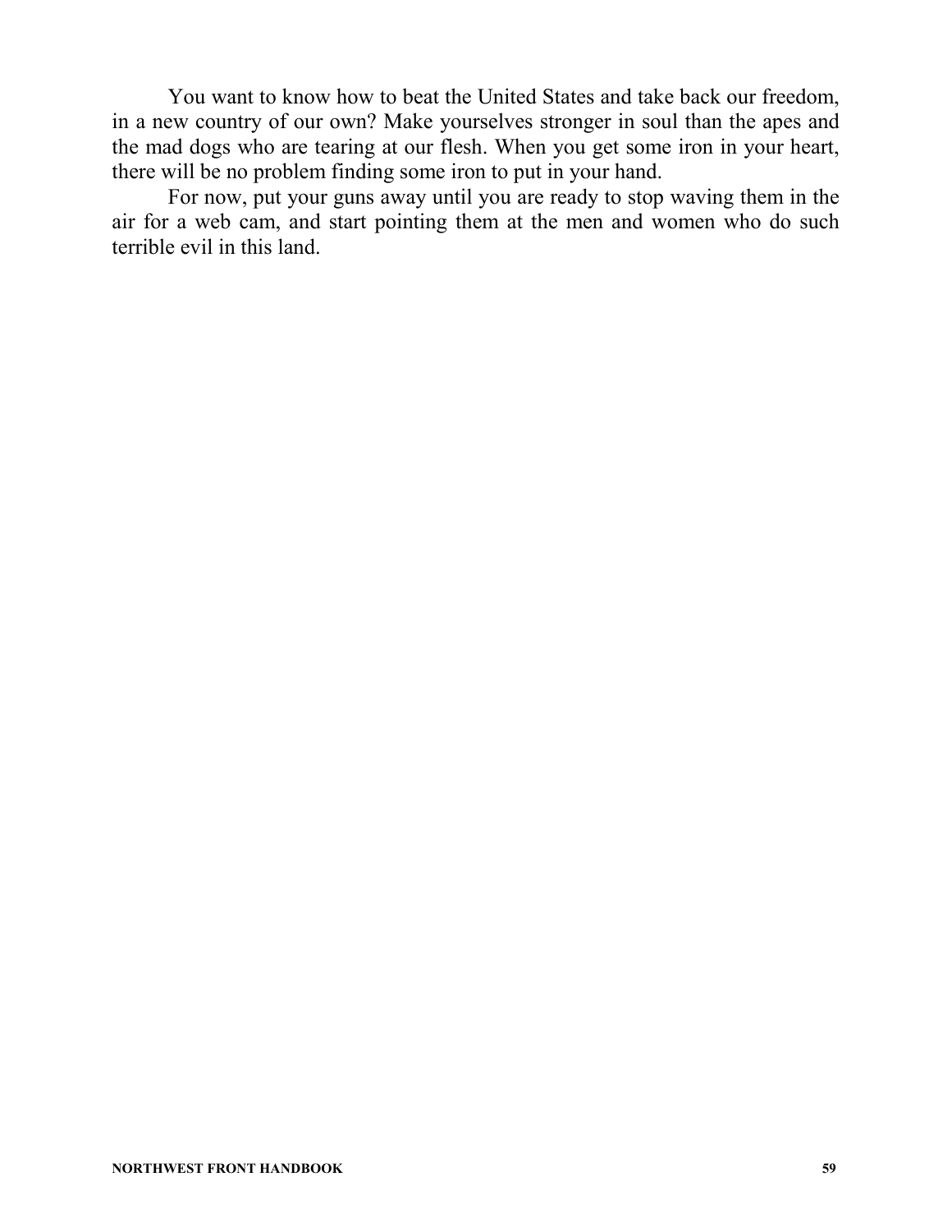You want to know how to beat the United States and take back our freedom, in a new country of our own? Make yourselves stronger in soul than the apes and the mad dogs who are tearing at our flesh. When you get some iron in your heart, there will be no problem finding some iron to put in your hand.

For now, put your guns away until you are ready to stop waving them in the air for a web cam, and start pointing them at the men and women who do such terrible evil in this land.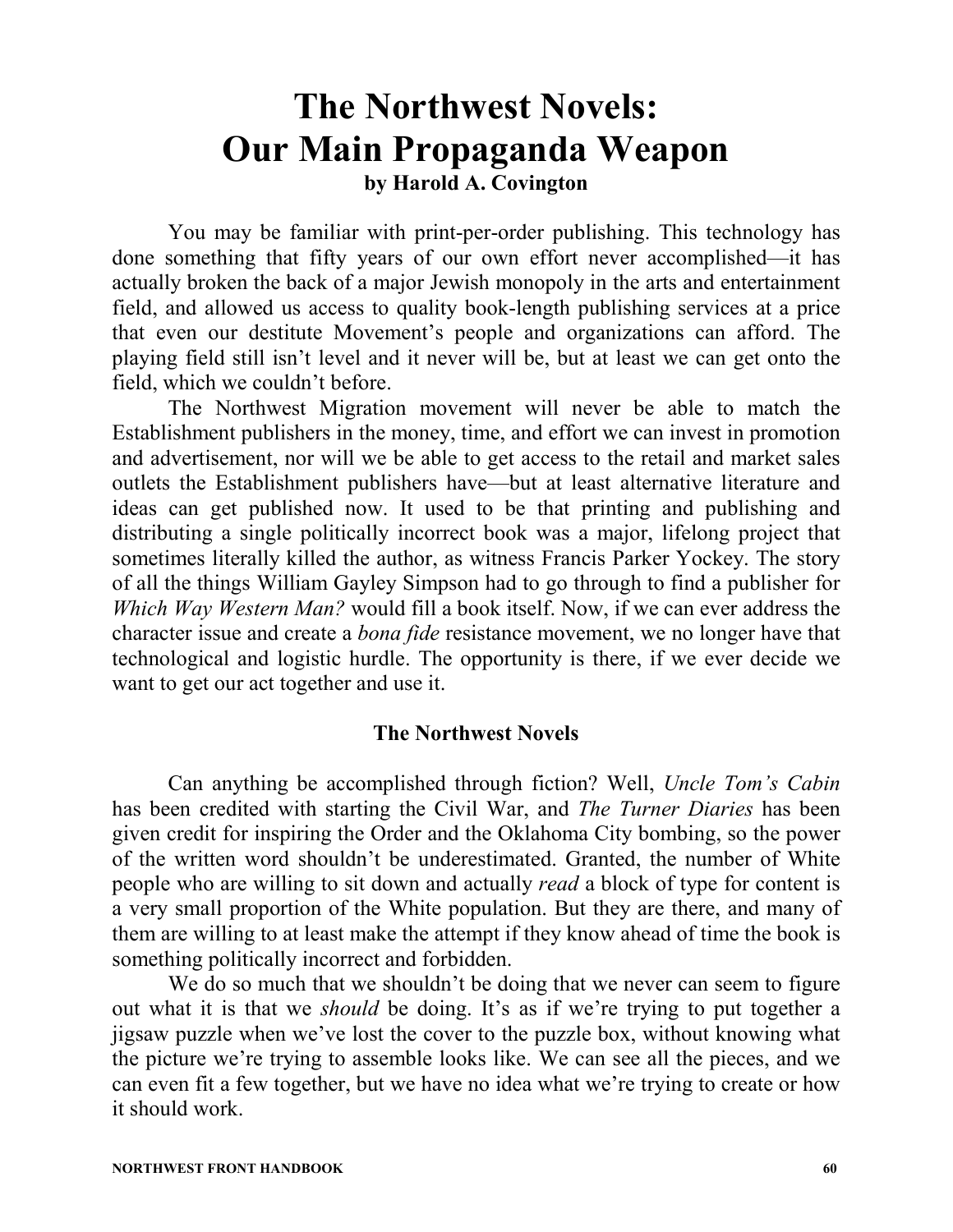# The Northwest Novels: Our Main Propaganda Weapon

**by Harold A. Covington**

You may be familiar with print-per-order publishing. This technology has done something that fifty years of our own effort never accomplished—it has actually broken the back of a major Jewish monopoly in the arts and entertainment field, and allowed us access to quality book-length publishing services at a price that even our destitute Movement's people and organizations can afford. The playing field still isn't level and it never will be, but at least we can get onto the field, which we couldn't before.

The Northwest Migration movement will never be able to match the Establishment publishers in the money, time, and effort we can invest in promotion and advertisement, nor will we be able to get access to the retail and market sales outlets the Establishment publishers have—but at least alternative literature and ideas can get published now. It used to be that printing and publishing and distributing a single politically incorrect book was a major, lifelong project that sometimes literally killed the author, as witness Francis Parker Yockey. The story of all the things William Gayley Simpson had to go through to find a publisher for *Which Way Western Man?* would fill a book itself. Now, if we can ever address the character issue and create a *bona fide* resistance movement, we no longer have that technological and logistic hurdle. The opportunity is there, if we ever decide we want to get our act together and use it.

## The Northwest Novels

Can anything be accomplished through fiction? Well, *Uncle Tom's Cabin* has been credited with starting the Civil War, and *The Turner Diaries* has been given credit for inspiring the Order and the Oklahoma City bombing, so the power of the written word shouldn't be underestimated. Granted, the number of White people who are willing to sit down and actually *read* a block of type for content is a very small proportion of the White population. But they are there, and many of them are willing to at least make the attempt if they know ahead of time the book is something politically incorrect and forbidden.

We do so much that we shouldn't be doing that we never can seem to figure out what it is that we *should* be doing. It's as if we're trying to put together a jigsaw puzzle when we've lost the cover to the puzzle box, without knowing what the picture we're trying to assemble looks like. We can see all the pieces, and we can even fit a few together, but we have no idea what we're trying to create or how it should work.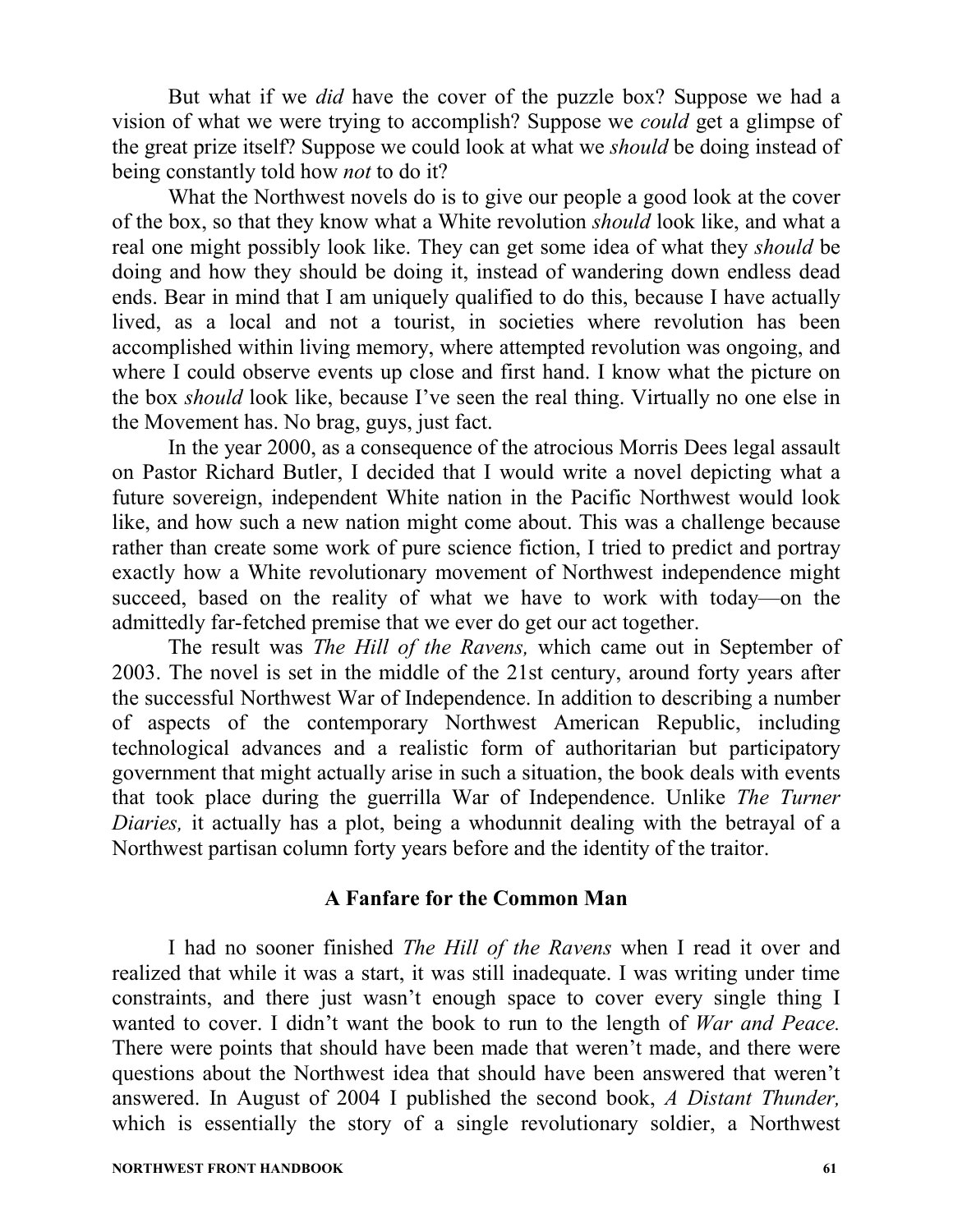But what if we *did* have the cover of the puzzle box? Suppose we had a vision of what we were trying to accomplish? Suppose we *could* get a glimpse of the great prize itself? Suppose we could look at what we *should* be doing instead of being constantly told how *not* to do it?

What the Northwest novels do is to give our people a good look at the cover of the box, so that they know what a White revolution *should* look like, and what a real one might possibly look like. They can get some idea of what they *should* be doing and how they should be doing it, instead of wandering down endless dead ends. Bear in mind that I am uniquely qualified to do this, because I have actually lived, as a local and not a tourist, in societies where revolution has been accomplished within living memory, where attempted revolution was ongoing, and where I could observe events up close and first hand. I know what the picture on the box *should* look like, because I've seen the real thing. Virtually no one else in the Movement has. No brag, guys, just fact.

In the year 2000, as a consequence of the atrocious Morris Dees legal assault on Pastor Richard Butler, I decided that I would write a novel depicting what a future sovereign, independent White nation in the Pacific Northwest would look like, and how such a new nation might come about. This was a challenge because rather than create some work of pure science fiction, I tried to predict and portray exactly how a White revolutionary movement of Northwest independence might succeed, based on the reality of what we have to work with today—on the admittedly far-fetched premise that we ever do get our act together.

The result was *The Hill of the Ravens,* which came out in September of 2003. The novel is set in the middle of the 21st century, around forty years after the successful Northwest War of Independence. In addition to describing a number of aspects of the contemporary Northwest American Republic, including technological advances and a realistic form of authoritarian but participatory government that might actually arise in such a situation, the book deals with events that took place during the guerrilla War of Independence. Unlike *The Turner Diaries,* it actually has a plot, being a whodunnit dealing with the betrayal of a Northwest partisan column forty years before and the identity of the traitor.

### A Fanfare for the Common Man

I had no sooner finished *The Hill of the Ravens* when I read it over and realized that while it was a start, it was still inadequate. I was writing under time constraints, and there just wasn't enough space to cover every single thing I wanted to cover. I didn't want the book to run to the length of *War and Peace.* There were points that should have been made that weren't made, and there were questions about the Northwest idea that should have been answered that weren't answered. In August of 2004 I published the second book, *A Distant Thunder,* which is essentially the story of a single revolutionary soldier, a Northwest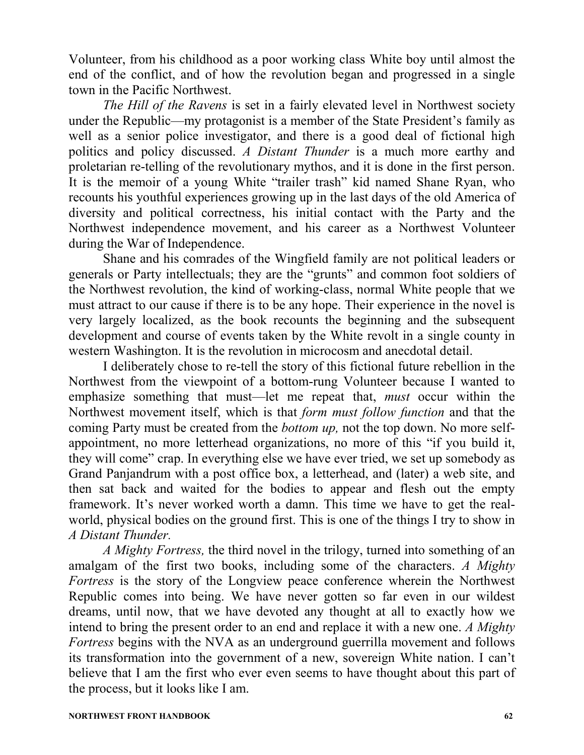Volunteer, from his childhood as a poor working class White boy until almost the end of the conflict, and of how the revolution began and progressed in a single town in the Pacific Northwest.

*The Hill of the Ravens* is set in a fairly elevated level in Northwest society under the Republic—my protagonist is a member of the State President's family as well as a senior police investigator, and there is a good deal of fictional high politics and policy discussed. *A Distant Thunder* is a much more earthy and proletarian re-telling of the revolutionary mythos, and it is done in the first person. It is the memoir of a young White "trailer trash" kid named Shane Ryan, who recounts his youthful experiences growing up in the last days of the old America of diversity and political correctness, his initial contact with the Party and the Northwest independence movement, and his career as a Northwest Volunteer during the War of Independence.

Shane and his comrades of the Wingfield family are not political leaders or generals or Party intellectuals; they are the "grunts" and common foot soldiers of the Northwest revolution, the kind of working-class, normal White people that we must attract to our cause if there is to be any hope. Their experience in the novel is very largely localized, as the book recounts the beginning and the subsequent development and course of events taken by the White revolt in a single county in western Washington. It is the revolution in microcosm and anecdotal detail.

I deliberately chose to re-tell the story of this fictional future rebellion in the Northwest from the viewpoint of a bottom-rung Volunteer because I wanted to emphasize something that must—let me repeat that, *must* occur within the Northwest movement itself, which is that *form must follow function* and that the coming Party must be created from the *bottom up,* not the top down. No more self-appointment, no more letterhead organizations, no more of this "if you build it, they will come" crap. In everything else we have ever tried, we set up somebody as Grand Panjandrum with a post office box, a letterhead, and (later) a web site, and then sat back and waited for the bodies to appear and flesh out the empty framework. It's never worked worth a damn. This time we have to get the real-world, physical bodies on the ground first. This is one of the things I try to show in *A Distant Thunder.*

*A Mighty Fortress,* the third novel in the trilogy, turned into something of an amalgam of the first two books, including some of the characters. *A Mighty Fortress* is the story of the Longview peace conference wherein the Northwest Republic comes into being. We have never gotten so far even in our wildest dreams, until now, that we have devoted any thought at all to exactly how we intend to bring the present order to an end and replace it with a new one. *A Mighty Fortress* begins with the NVA as an underground guerrilla movement and follows its transformation into the government of a new, sovereign White nation. I can't believe that I am the first who ever even seems to have thought about this part of the process, but it looks like I am.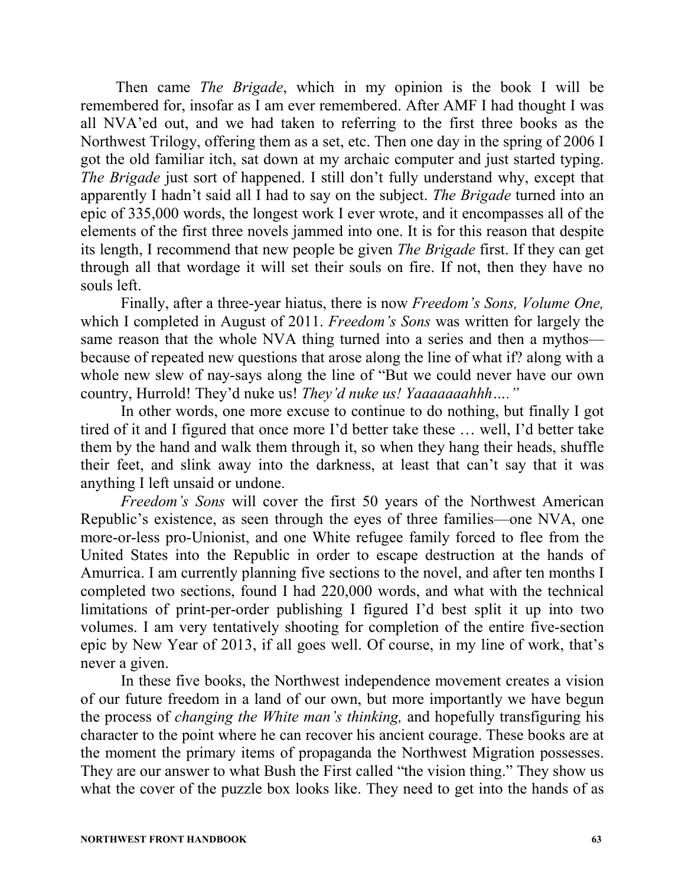Then came *The Brigade*, which in my opinion is the book I will be remembered for, insofar as I am ever remembered. After AMF I had thought I was all NVA'ed out, and we had taken to referring to the first three books as the Northwest Trilogy, offering them as a set, etc. Then one day in the spring of 2006 I got the old familiar itch, sat down at my archaic computer and just started typing. *The Brigade* just sort of happened. I still don't fully understand why, except that apparently I hadn't said all I had to say on the subject. *The Brigade* turned into an epic of 335,000 words, the longest work I ever wrote, and it encompasses all of the elements of the first three novels jammed into one. It is for this reason that despite its length, I recommend that new people be given *The Brigade* first. If they can get through all that wordage it will set their souls on fire. If not, then they have no souls left.

Finally, after a three-year hiatus, there is now *Freedom's Sons, Volume One,* which I completed in August of 2011. *Freedom's Sons* was written for largely the same reason that the whole NVA thing turned into a series and then a mythos—because of repeated new questions that arose along the line of what if? along with a whole new slew of nay-says along the line of "But we could never have our own country, Hurrold! They'd nuke us! *They'd nuke us! Yaaaaaaahhh…."*

In other words, one more excuse to continue to do nothing, but finally I got tired of it and I figured that once more I'd better take these … well, I'd better take them by the hand and walk them through it, so when they hang their heads, shuffle their feet, and slink away into the darkness, at least that can't say that it was anything I left unsaid or undone.

*Freedom's Sons* will cover the first 50 years of the Northwest American Republic's existence, as seen through the eyes of three families—one NVA, one more-or-less pro-Unionist, and one White refugee family forced to flee from the United States into the Republic in order to escape destruction at the hands of Amurrica. I am currently planning five sections to the novel, and after ten months I completed two sections, found I had 220,000 words, and what with the technical limitations of print-per-order publishing I figured I'd best split it up into two volumes. I am very tentatively shooting for completion of the entire five-section epic by New Year of 2013, if all goes well. Of course, in my line of work, that's never a given.

In these five books, the Northwest independence movement creates a vision of our future freedom in a land of our own, but more importantly we have begun the process of *changing the White man's thinking,* and hopefully transfiguring his character to the point where he can recover his ancient courage. These books are at the moment the primary items of propaganda the Northwest Migration possesses. They are our answer to what Bush the First called "the vision thing." They show us what the cover of the puzzle box looks like. They need to get into the hands of as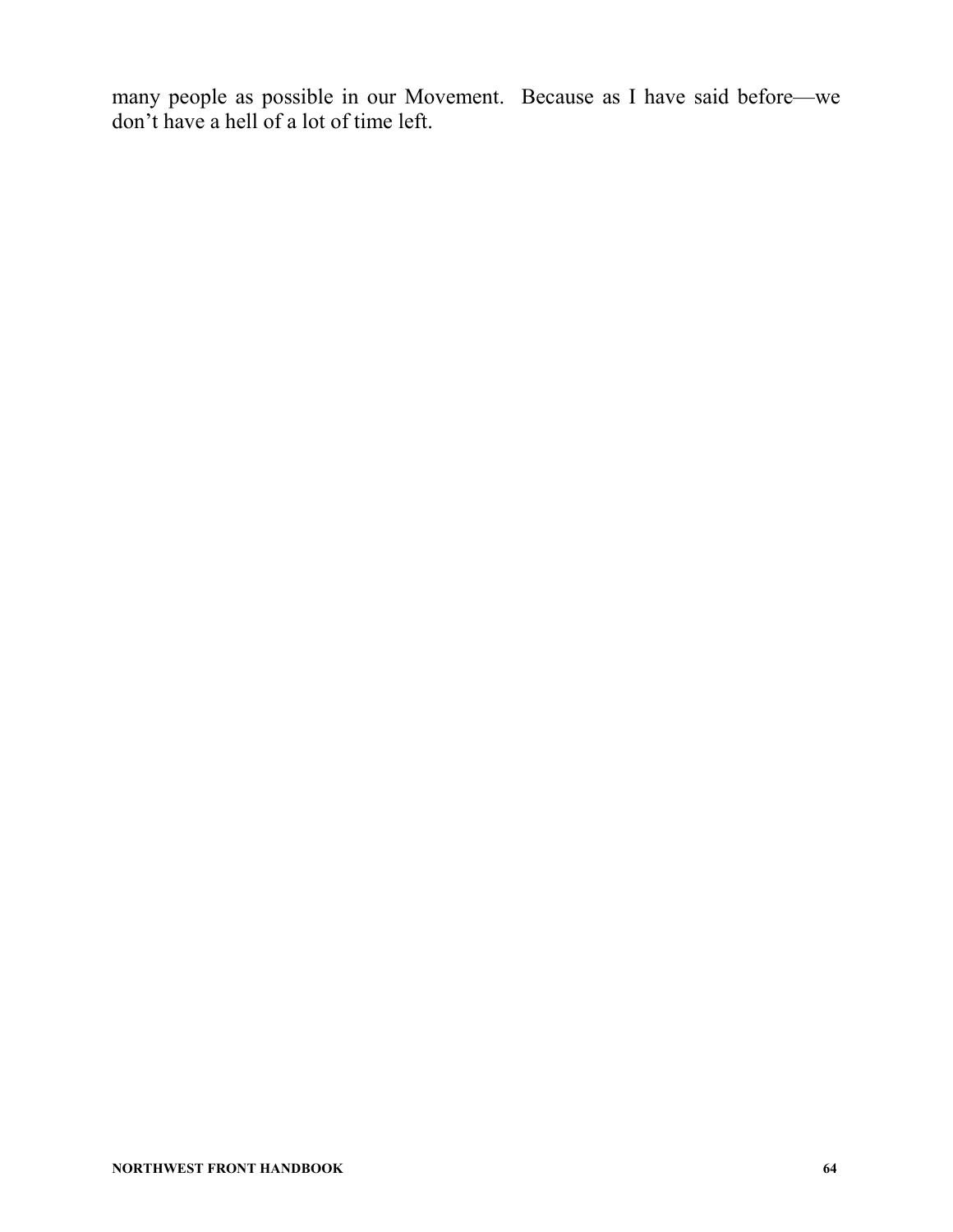many people as possible in our Movement. Because as I have said before—we don't have a hell of a lot of time left.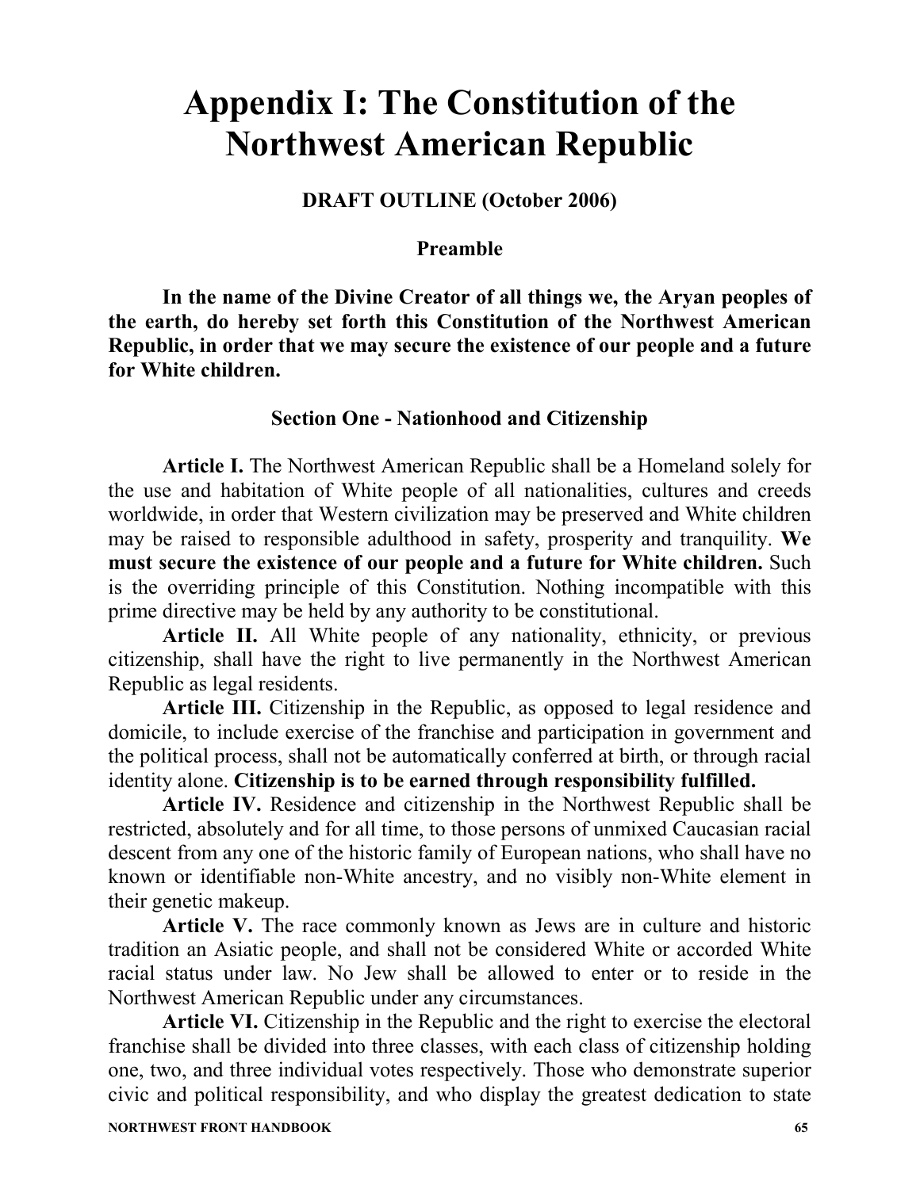# Appendix I: The Constitution of the Northwest American Republic

**DRAFT OUTLINE (October 2006)**

## Preamble

**In the name of the Divine Creator of all things we, the Aryan peoples of the earth, do hereby set forth this Constitution of the Northwest American Republic, in order that we may secure the existence of our people and a future for White children.**

## Section One - Nationhood and Citizenship

**Article I.** The Northwest American Republic shall be a Homeland solely for the use and habitation of White people of all nationalities, cultures and creeds worldwide, in order that Western civilization may be preserved and White children may be raised to responsible adulthood in safety, prosperity and tranquility. **We must secure the existence of our people and a future for White children.** Such is the overriding principle of this Constitution. Nothing incompatible with this prime directive may be held by any authority to be constitutional.

**Article II.** All White people of any nationality, ethnicity, or previous citizenship, shall have the right to live permanently in the Northwest American Republic as legal residents.

**Article III.** Citizenship in the Republic, as opposed to legal residence and domicile, to include exercise of the franchise and participation in government and the political process, shall not be automatically conferred at birth, or through racial identity alone. **Citizenship is to be earned through responsibility fulfilled.**

**Article IV.** Residence and citizenship in the Northwest Republic shall be restricted, absolutely and for all time, to those persons of unmixed Caucasian racial descent from any one of the historic family of European nations, who shall have no known or identifiable non-White ancestry, and no visibly non-White element in their genetic makeup.

**Article V.** The race commonly known as Jews are in culture and historic tradition an Asiatic people, and shall not be considered White or accorded White racial status under law. No Jew shall be allowed to enter or to reside in the Northwest American Republic under any circumstances.

**Article VI.** Citizenship in the Republic and the right to exercise the electoral franchise shall be divided into three classes, with each class of citizenship holding one, two, and three individual votes respectively. Those who demonstrate superior civic and political responsibility, and who display the greatest dedication to state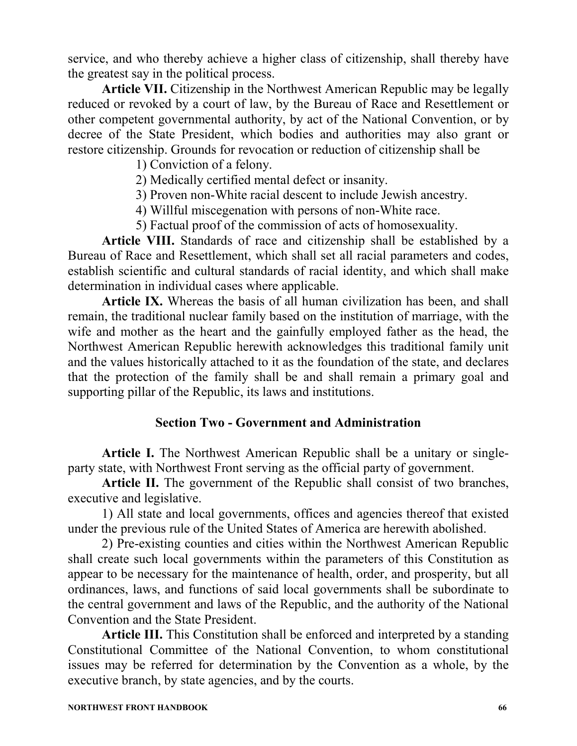service, and who thereby achieve a higher class of citizenship, shall thereby have the greatest say in the political process.

**Article VII.** Citizenship in the Northwest American Republic may be legally reduced or revoked by a court of law, by the Bureau of Race and Resettlement or other competent governmental authority, by act of the National Convention, or by decree of the State President, which bodies and authorities may also grant or restore citizenship. Grounds for revocation or reduction of citizenship shall be

1) Conviction of a felony.
2) Medically certified mental defect or insanity.
3) Proven non-White racial descent to include Jewish ancestry.
4) Willful miscegenation with persons of non-White race.
5) Factual proof of the commission of acts of homosexuality.

**Article VIII.** Standards of race and citizenship shall be established by a Bureau of Race and Resettlement, which shall set all racial parameters and codes, establish scientific and cultural standards of racial identity, and which shall make determination in individual cases where applicable.

**Article IX.** Whereas the basis of all human civilization has been, and shall remain, the traditional nuclear family based on the institution of marriage, with the wife and mother as the heart and the gainfully employed father as the head, the Northwest American Republic herewith acknowledges this traditional family unit and the values historically attached to it as the foundation of the state, and declares that the protection of the family shall be and shall remain a primary goal and supporting pillar of the Republic, its laws and institutions.

### Section Two - Government and Administration

**Article I.** The Northwest American Republic shall be a unitary or single-party state, with Northwest Front serving as the official party of government.

**Article II.** The government of the Republic shall consist of two branches, executive and legislative.

1) All state and local governments, offices and agencies thereof that existed under the previous rule of the United States of America are herewith abolished.

2) Pre-existing counties and cities within the Northwest American Republic shall create such local governments within the parameters of this Constitution as appear to be necessary for the maintenance of health, order, and prosperity, but all ordinances, laws, and functions of said local governments shall be subordinate to the central government and laws of the Republic, and the authority of the National Convention and the State President.

**Article III.** This Constitution shall be enforced and interpreted by a standing Constitutional Committee of the National Convention, to whom constitutional issues may be referred for determination by the Convention as a whole, by the executive branch, by state agencies, and by the courts.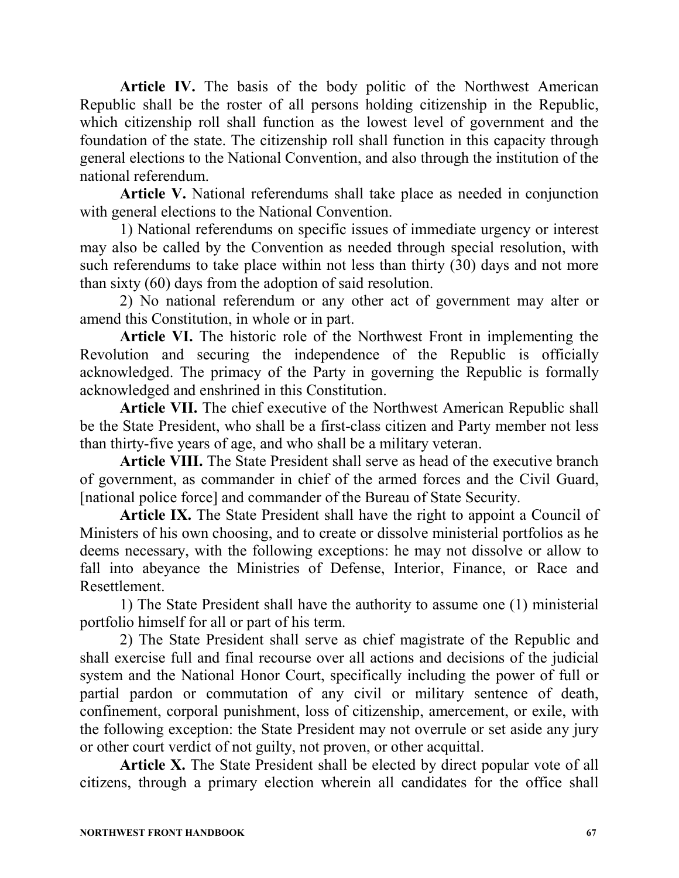**Article IV.** The basis of the body politic of the Northwest American Republic shall be the roster of all persons holding citizenship in the Republic, which citizenship roll shall function as the lowest level of government and the foundation of the state. The citizenship roll shall function in this capacity through general elections to the National Convention, and also through the institution of the national referendum.

**Article V.** National referendums shall take place as needed in conjunction with general elections to the National Convention.

1) National referendums on specific issues of immediate urgency or interest may also be called by the Convention as needed through special resolution, with such referendums to take place within not less than thirty (30) days and not more than sixty (60) days from the adoption of said resolution.

2) No national referendum or any other act of government may alter or amend this Constitution, in whole or in part.

**Article VI.** The historic role of the Northwest Front in implementing the Revolution and securing the independence of the Republic is officially acknowledged. The primacy of the Party in governing the Republic is formally acknowledged and enshrined in this Constitution.

**Article VII.** The chief executive of the Northwest American Republic shall be the State President, who shall be a first-class citizen and Party member not less than thirty-five years of age, and who shall be a military veteran.

**Article VIII.** The State President shall serve as head of the executive branch of government, as commander in chief of the armed forces and the Civil Guard, [national police force] and commander of the Bureau of State Security.

**Article IX.** The State President shall have the right to appoint a Council of Ministers of his own choosing, and to create or dissolve ministerial portfolios as he deems necessary, with the following exceptions: he may not dissolve or allow to fall into abeyance the Ministries of Defense, Interior, Finance, or Race and Resettlement.

1) The State President shall have the authority to assume one (1) ministerial portfolio himself for all or part of his term.

2) The State President shall serve as chief magistrate of the Republic and shall exercise full and final recourse over all actions and decisions of the judicial system and the National Honor Court, specifically including the power of full or partial pardon or commutation of any civil or military sentence of death, confinement, corporal punishment, loss of citizenship, amercement, or exile, with the following exception: the State President may not overrule or set aside any jury or other court verdict of not guilty, not proven, or other acquittal.

**Article X.** The State President shall be elected by direct popular vote of all citizens, through a primary election wherein all candidates for the office shall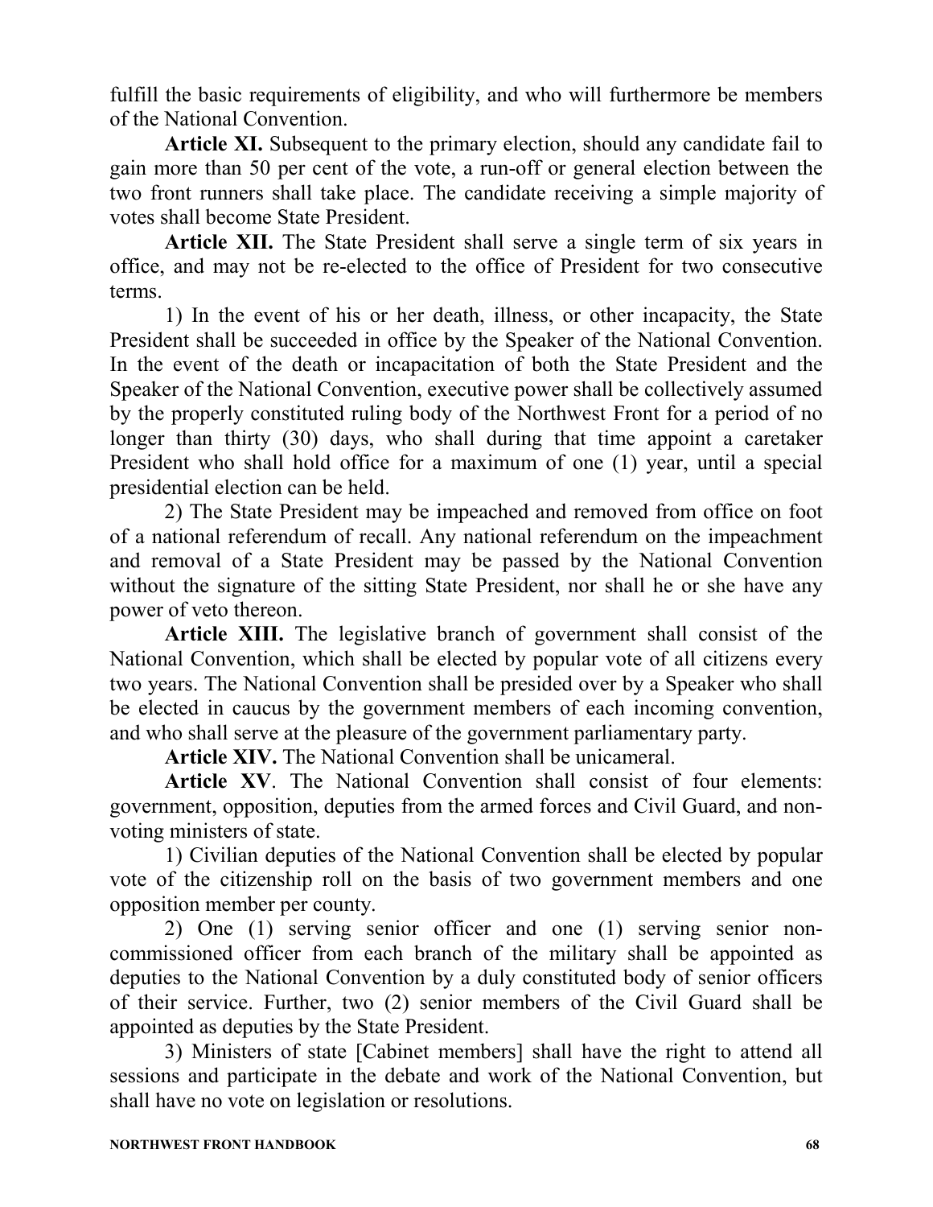fulfill the basic requirements of eligibility, and who will furthermore be members of the National Convention.

**Article XI.** Subsequent to the primary election, should any candidate fail to gain more than 50 per cent of the vote, a run-off or general election between the two front runners shall take place. The candidate receiving a simple majority of votes shall become State President.

**Article XII.** The State President shall serve a single term of six years in office, and may not be re-elected to the office of President for two consecutive terms.

1) In the event of his or her death, illness, or other incapacity, the State President shall be succeeded in office by the Speaker of the National Convention. In the event of the death or incapacitation of both the State President and the Speaker of the National Convention, executive power shall be collectively assumed by the properly constituted ruling body of the Northwest Front for a period of no longer than thirty (30) days, who shall during that time appoint a caretaker President who shall hold office for a maximum of one (1) year, until a special presidential election can be held.

2) The State President may be impeached and removed from office on foot of a national referendum of recall. Any national referendum on the impeachment and removal of a State President may be passed by the National Convention without the signature of the sitting State President, nor shall he or she have any power of veto thereon.

**Article XIII.** The legislative branch of government shall consist of the National Convention, which shall be elected by popular vote of all citizens every two years. The National Convention shall be presided over by a Speaker who shall be elected in caucus by the government members of each incoming convention, and who shall serve at the pleasure of the government parliamentary party.

**Article XIV.** The National Convention shall be unicameral.

**Article XV**. The National Convention shall consist of four elements: government, opposition, deputies from the armed forces and Civil Guard, and non-voting ministers of state.

1) Civilian deputies of the National Convention shall be elected by popular vote of the citizenship roll on the basis of two government members and one opposition member per county.

2) One (1) serving senior officer and one (1) serving senior non-commissioned officer from each branch of the military shall be appointed as deputies to the National Convention by a duly constituted body of senior officers of their service. Further, two (2) senior members of the Civil Guard shall be appointed as deputies by the State President.

3) Ministers of state [Cabinet members] shall have the right to attend all sessions and participate in the debate and work of the National Convention, but shall have no vote on legislation or resolutions.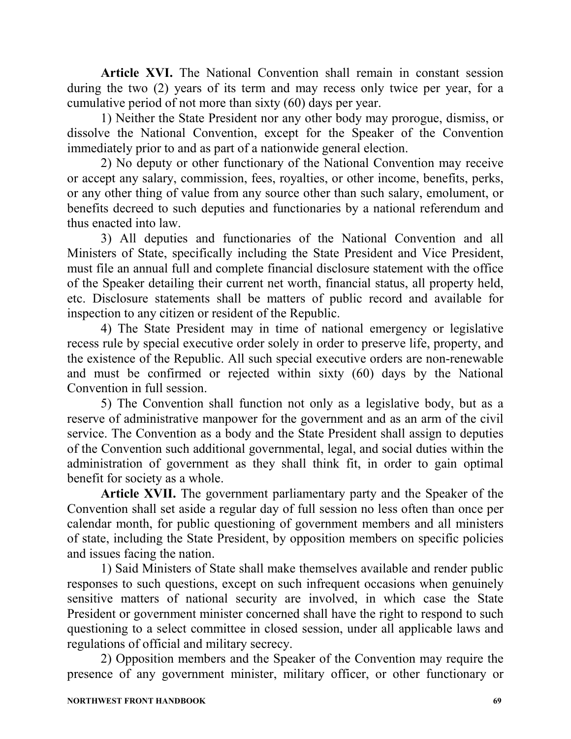**Article XVI.** The National Convention shall remain in constant session during the two (2) years of its term and may recess only twice per year, for a cumulative period of not more than sixty (60) days per year.

1) Neither the State President nor any other body may prorogue, dismiss, or dissolve the National Convention, except for the Speaker of the Convention immediately prior to and as part of a nationwide general election.

2) No deputy or other functionary of the National Convention may receive or accept any salary, commission, fees, royalties, or other income, benefits, perks, or any other thing of value from any source other than such salary, emolument, or benefits decreed to such deputies and functionaries by a national referendum and thus enacted into law.

3) All deputies and functionaries of the National Convention and all Ministers of State, specifically including the State President and Vice President, must file an annual full and complete financial disclosure statement with the office of the Speaker detailing their current net worth, financial status, all property held, etc. Disclosure statements shall be matters of public record and available for inspection to any citizen or resident of the Republic.

4) The State President may in time of national emergency or legislative recess rule by special executive order solely in order to preserve life, property, and the existence of the Republic. All such special executive orders are non-renewable and must be confirmed or rejected within sixty (60) days by the National Convention in full session.

5) The Convention shall function not only as a legislative body, but as a reserve of administrative manpower for the government and as an arm of the civil service. The Convention as a body and the State President shall assign to deputies of the Convention such additional governmental, legal, and social duties within the administration of government as they shall think fit, in order to gain optimal benefit for society as a whole.

**Article XVII.** The government parliamentary party and the Speaker of the Convention shall set aside a regular day of full session no less often than once per calendar month, for public questioning of government members and all ministers of state, including the State President, by opposition members on specific policies and issues facing the nation.

1) Said Ministers of State shall make themselves available and render public responses to such questions, except on such infrequent occasions when genuinely sensitive matters of national security are involved, in which case the State President or government minister concerned shall have the right to respond to such questioning to a select committee in closed session, under all applicable laws and regulations of official and military secrecy.

2) Opposition members and the Speaker of the Convention may require the presence of any government minister, military officer, or other functionary or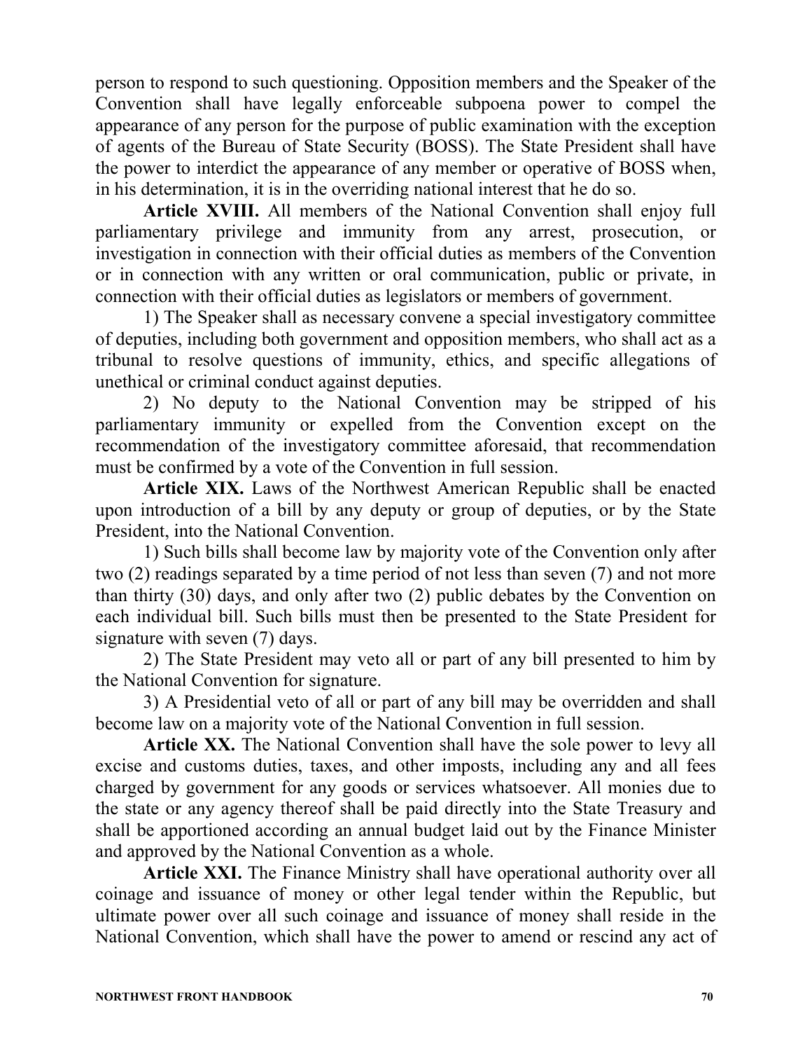person to respond to such questioning. Opposition members and the Speaker of the Convention shall have legally enforceable subpoena power to compel the appearance of any person for the purpose of public examination with the exception of agents of the Bureau of State Security (BOSS). The State President shall have the power to interdict the appearance of any member or operative of BOSS when, in his determination, it is in the overriding national interest that he do so.

**Article XVIII.** All members of the National Convention shall enjoy full parliamentary privilege and immunity from any arrest, prosecution, or investigation in connection with their official duties as members of the Convention or in connection with any written or oral communication, public or private, in connection with their official duties as legislators or members of government.

1) The Speaker shall as necessary convene a special investigatory committee of deputies, including both government and opposition members, who shall act as a tribunal to resolve questions of immunity, ethics, and specific allegations of unethical or criminal conduct against deputies.

2) No deputy to the National Convention may be stripped of his parliamentary immunity or expelled from the Convention except on the recommendation of the investigatory committee aforesaid, that recommendation must be confirmed by a vote of the Convention in full session.

**Article XIX.** Laws of the Northwest American Republic shall be enacted upon introduction of a bill by any deputy or group of deputies, or by the State President, into the National Convention.

1) Such bills shall become law by majority vote of the Convention only after two (2) readings separated by a time period of not less than seven (7) and not more than thirty (30) days, and only after two (2) public debates by the Convention on each individual bill. Such bills must then be presented to the State President for signature with seven (7) days.

2) The State President may veto all or part of any bill presented to him by the National Convention for signature.

3) A Presidential veto of all or part of any bill may be overridden and shall become law on a majority vote of the National Convention in full session.

**Article XX.** The National Convention shall have the sole power to levy all excise and customs duties, taxes, and other imposts, including any and all fees charged by government for any goods or services whatsoever. All monies due to the state or any agency thereof shall be paid directly into the State Treasury and shall be apportioned according an annual budget laid out by the Finance Minister and approved by the National Convention as a whole.

**Article XXI.** The Finance Ministry shall have operational authority over all coinage and issuance of money or other legal tender within the Republic, but ultimate power over all such coinage and issuance of money shall reside in the National Convention, which shall have the power to amend or rescind any act of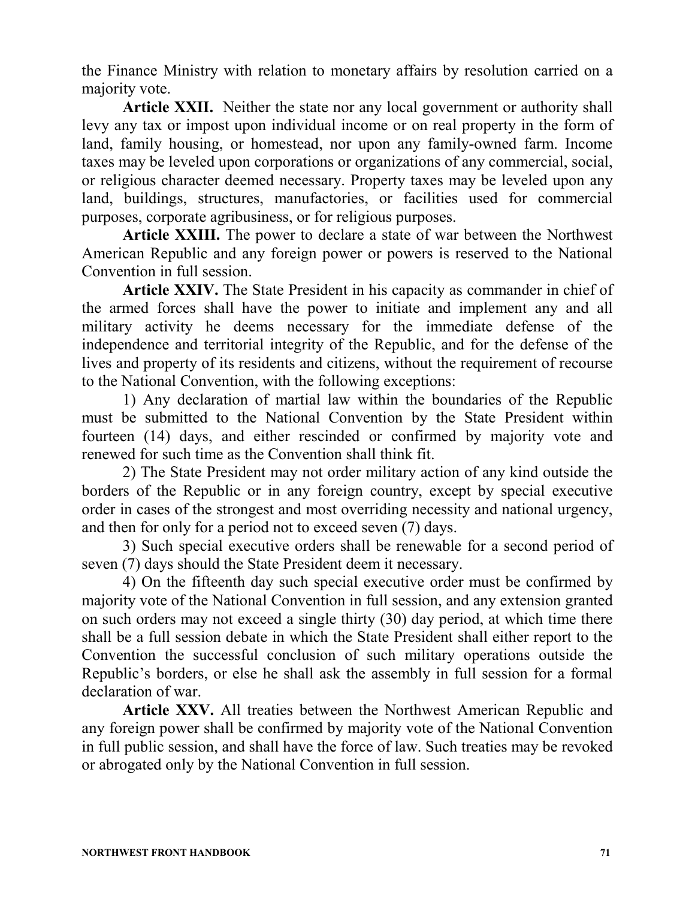the Finance Ministry with relation to monetary affairs by resolution carried on a majority vote.

**Article XXII.** Neither the state nor any local government or authority shall levy any tax or impost upon individual income or on real property in the form of land, family housing, or homestead, nor upon any family-owned farm. Income taxes may be leveled upon corporations or organizations of any commercial, social, or religious character deemed necessary. Property taxes may be leveled upon any land, buildings, structures, manufactories, or facilities used for commercial purposes, corporate agribusiness, or for religious purposes.

**Article XXIII.** The power to declare a state of war between the Northwest American Republic and any foreign power or powers is reserved to the National Convention in full session.

**Article XXIV.** The State President in his capacity as commander in chief of the armed forces shall have the power to initiate and implement any and all military activity he deems necessary for the immediate defense of the independence and territorial integrity of the Republic, and for the defense of the lives and property of its residents and citizens, without the requirement of recourse to the National Convention, with the following exceptions:

1) Any declaration of martial law within the boundaries of the Republic must be submitted to the National Convention by the State President within fourteen (14) days, and either rescinded or confirmed by majority vote and renewed for such time as the Convention shall think fit.

2) The State President may not order military action of any kind outside the borders of the Republic or in any foreign country, except by special executive order in cases of the strongest and most overriding necessity and national urgency, and then for only for a period not to exceed seven (7) days.

3) Such special executive orders shall be renewable for a second period of seven (7) days should the State President deem it necessary.

4) On the fifteenth day such special executive order must be confirmed by majority vote of the National Convention in full session, and any extension granted on such orders may not exceed a single thirty (30) day period, at which time there shall be a full session debate in which the State President shall either report to the Convention the successful conclusion of such military operations outside the Republic's borders, or else he shall ask the assembly in full session for a formal declaration of war.

**Article XXV.** All treaties between the Northwest American Republic and any foreign power shall be confirmed by majority vote of the National Convention in full public session, and shall have the force of law. Such treaties may be revoked or abrogated only by the National Convention in full session.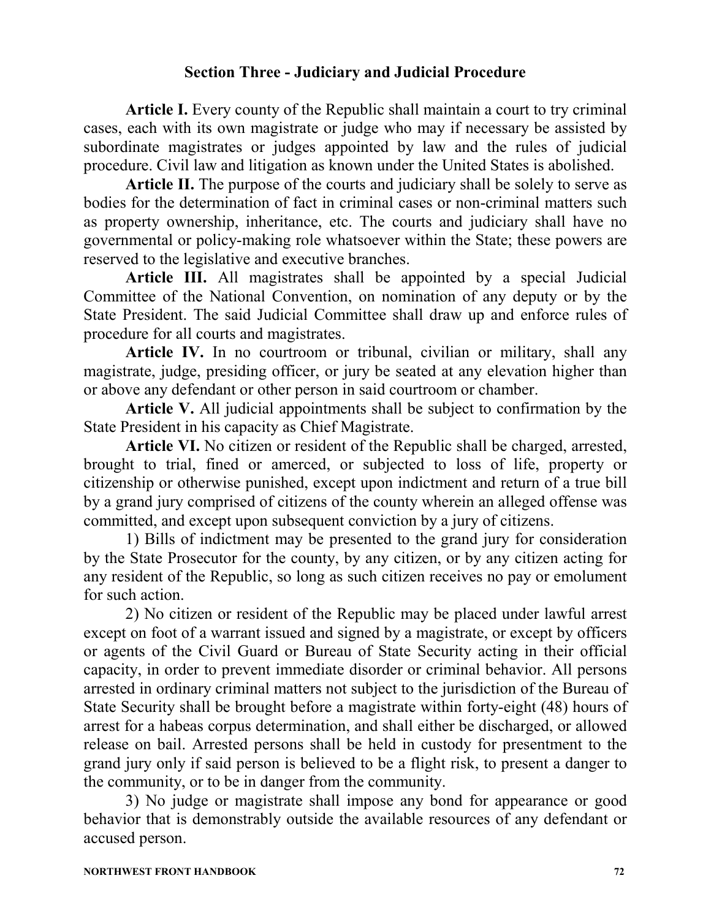## Section Three - Judiciary and Judicial Procedure

**Article I.** Every county of the Republic shall maintain a court to try criminal cases, each with its own magistrate or judge who may if necessary be assisted by subordinate magistrates or judges appointed by law and the rules of judicial procedure. Civil law and litigation as known under the United States is abolished.

**Article II.** The purpose of the courts and judiciary shall be solely to serve as bodies for the determination of fact in criminal cases or non-criminal matters such as property ownership, inheritance, etc. The courts and judiciary shall have no governmental or policy-making role whatsoever within the State; these powers are reserved to the legislative and executive branches.

**Article III.** All magistrates shall be appointed by a special Judicial Committee of the National Convention, on nomination of any deputy or by the State President. The said Judicial Committee shall draw up and enforce rules of procedure for all courts and magistrates.

**Article IV.** In no courtroom or tribunal, civilian or military, shall any magistrate, judge, presiding officer, or jury be seated at any elevation higher than or above any defendant or other person in said courtroom or chamber.

**Article V.** All judicial appointments shall be subject to confirmation by the State President in his capacity as Chief Magistrate.

**Article VI.** No citizen or resident of the Republic shall be charged, arrested, brought to trial, fined or amerced, or subjected to loss of life, property or citizenship or otherwise punished, except upon indictment and return of a true bill by a grand jury comprised of citizens of the county wherein an alleged offense was committed, and except upon subsequent conviction by a jury of citizens.

1) Bills of indictment may be presented to the grand jury for consideration by the State Prosecutor for the county, by any citizen, or by any citizen acting for any resident of the Republic, so long as such citizen receives no pay or emolument for such action.

2) No citizen or resident of the Republic may be placed under lawful arrest except on foot of a warrant issued and signed by a magistrate, or except by officers or agents of the Civil Guard or Bureau of State Security acting in their official capacity, in order to prevent immediate disorder or criminal behavior. All persons arrested in ordinary criminal matters not subject to the jurisdiction of the Bureau of State Security shall be brought before a magistrate within forty-eight (48) hours of arrest for a habeas corpus determination, and shall either be discharged, or allowed release on bail. Arrested persons shall be held in custody for presentment to the grand jury only if said person is believed to be a flight risk, to present a danger to the community, or to be in danger from the community.

3) No judge or magistrate shall impose any bond for appearance or good behavior that is demonstrably outside the available resources of any defendant or accused person.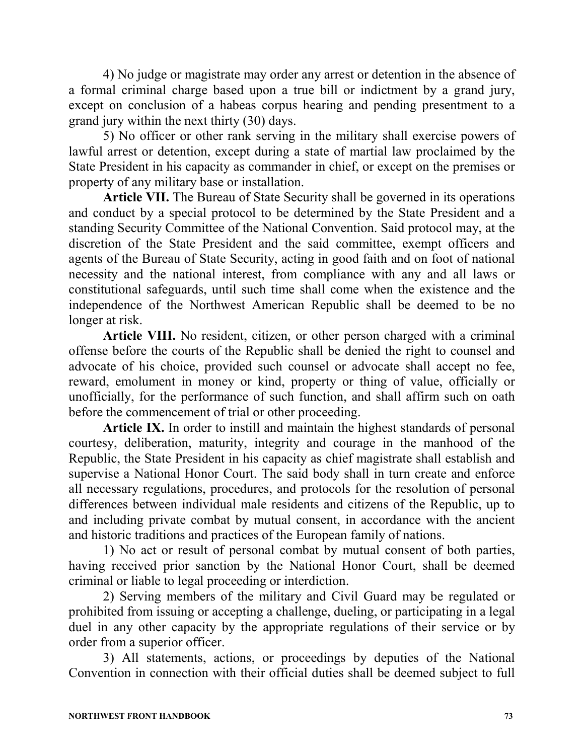4) No judge or magistrate may order any arrest or detention in the absence of a formal criminal charge based upon a true bill or indictment by a grand jury, except on conclusion of a habeas corpus hearing and pending presentment to a grand jury within the next thirty (30) days.

5) No officer or other rank serving in the military shall exercise powers of lawful arrest or detention, except during a state of martial law proclaimed by the State President in his capacity as commander in chief, or except on the premises or property of any military base or installation.

**Article VII.** The Bureau of State Security shall be governed in its operations and conduct by a special protocol to be determined by the State President and a standing Security Committee of the National Convention. Said protocol may, at the discretion of the State President and the said committee, exempt officers and agents of the Bureau of State Security, acting in good faith and on foot of national necessity and the national interest, from compliance with any and all laws or constitutional safeguards, until such time shall come when the existence and the independence of the Northwest American Republic shall be deemed to be no longer at risk.

**Article VIII.** No resident, citizen, or other person charged with a criminal offense before the courts of the Republic shall be denied the right to counsel and advocate of his choice, provided such counsel or advocate shall accept no fee, reward, emolument in money or kind, property or thing of value, officially or unofficially, for the performance of such function, and shall affirm such on oath before the commencement of trial or other proceeding.

**Article IX.** In order to instill and maintain the highest standards of personal courtesy, deliberation, maturity, integrity and courage in the manhood of the Republic, the State President in his capacity as chief magistrate shall establish and supervise a National Honor Court. The said body shall in turn create and enforce all necessary regulations, procedures, and protocols for the resolution of personal differences between individual male residents and citizens of the Republic, up to and including private combat by mutual consent, in accordance with the ancient and historic traditions and practices of the European family of nations.

1) No act or result of personal combat by mutual consent of both parties, having received prior sanction by the National Honor Court, shall be deemed criminal or liable to legal proceeding or interdiction.

2) Serving members of the military and Civil Guard may be regulated or prohibited from issuing or accepting a challenge, dueling, or participating in a legal duel in any other capacity by the appropriate regulations of their service or by order from a superior officer.

3) All statements, actions, or proceedings by deputies of the National Convention in connection with their official duties shall be deemed subject to full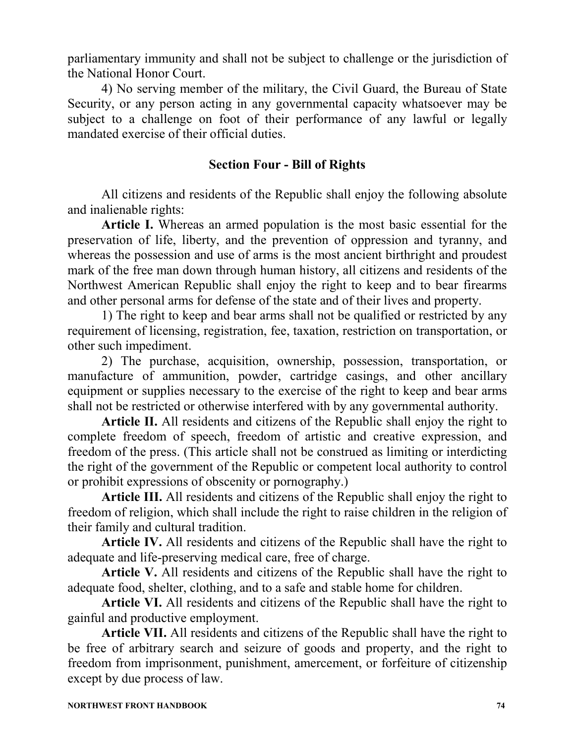parliamentary immunity and shall not be subject to challenge or the jurisdiction of the National Honor Court.

4) No serving member of the military, the Civil Guard, the Bureau of State Security, or any person acting in any governmental capacity whatsoever may be subject to a challenge on foot of their performance of any lawful or legally mandated exercise of their official duties.

## Section Four - Bill of Rights

All citizens and residents of the Republic shall enjoy the following absolute and inalienable rights:

**Article I.** Whereas an armed population is the most basic essential for the preservation of life, liberty, and the prevention of oppression and tyranny, and whereas the possession and use of arms is the most ancient birthright and proudest mark of the free man down through human history, all citizens and residents of the Northwest American Republic shall enjoy the right to keep and to bear firearms and other personal arms for defense of the state and of their lives and property.

1) The right to keep and bear arms shall not be qualified or restricted by any requirement of licensing, registration, fee, taxation, restriction on transportation, or other such impediment.

2) The purchase, acquisition, ownership, possession, transportation, or manufacture of ammunition, powder, cartridge casings, and other ancillary equipment or supplies necessary to the exercise of the right to keep and bear arms shall not be restricted or otherwise interfered with by any governmental authority.

**Article II.** All residents and citizens of the Republic shall enjoy the right to complete freedom of speech, freedom of artistic and creative expression, and freedom of the press. (This article shall not be construed as limiting or interdicting the right of the government of the Republic or competent local authority to control or prohibit expressions of obscenity or pornography.)

**Article III.** All residents and citizens of the Republic shall enjoy the right to freedom of religion, which shall include the right to raise children in the religion of their family and cultural tradition.

**Article IV.** All residents and citizens of the Republic shall have the right to adequate and life-preserving medical care, free of charge.

**Article V.** All residents and citizens of the Republic shall have the right to adequate food, shelter, clothing, and to a safe and stable home for children.

**Article VI.** All residents and citizens of the Republic shall have the right to gainful and productive employment.

**Article VII.** All residents and citizens of the Republic shall have the right to be free of arbitrary search and seizure of goods and property, and the right to freedom from imprisonment, punishment, amercement, or forfeiture of citizenship except by due process of law.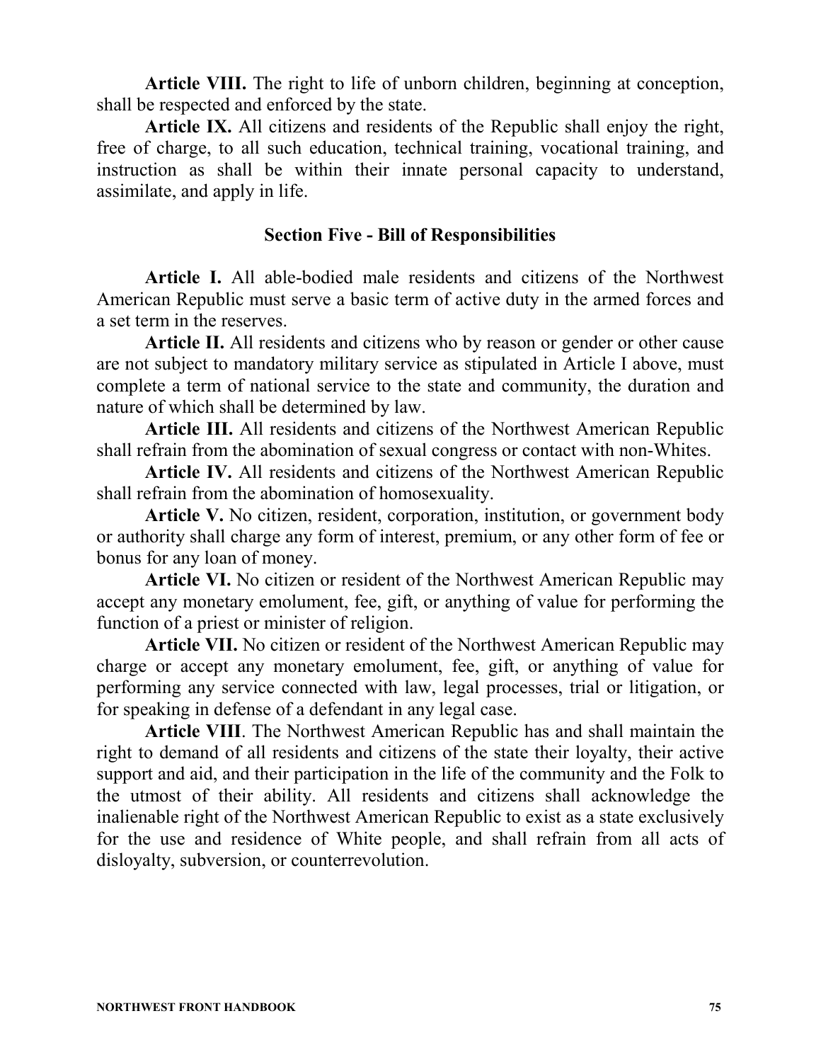**Article VIII.** The right to life of unborn children, beginning at conception, shall be respected and enforced by the state.

**Article IX.** All citizens and residents of the Republic shall enjoy the right, free of charge, to all such education, technical training, vocational training, and instruction as shall be within their innate personal capacity to understand, assimilate, and apply in life.

### Section Five - Bill of Responsibilities

**Article I.** All able-bodied male residents and citizens of the Northwest American Republic must serve a basic term of active duty in the armed forces and a set term in the reserves.

**Article II.** All residents and citizens who by reason or gender or other cause are not subject to mandatory military service as stipulated in Article I above, must complete a term of national service to the state and community, the duration and nature of which shall be determined by law.

**Article III.** All residents and citizens of the Northwest American Republic shall refrain from the abomination of sexual congress or contact with non-Whites.

**Article IV.** All residents and citizens of the Northwest American Republic shall refrain from the abomination of homosexuality.

**Article V.** No citizen, resident, corporation, institution, or government body or authority shall charge any form of interest, premium, or any other form of fee or bonus for any loan of money.

**Article VI.** No citizen or resident of the Northwest American Republic may accept any monetary emolument, fee, gift, or anything of value for performing the function of a priest or minister of religion.

**Article VII.** No citizen or resident of the Northwest American Republic may charge or accept any monetary emolument, fee, gift, or anything of value for performing any service connected with law, legal processes, trial or litigation, or for speaking in defense of a defendant in any legal case.

**Article VIII**. The Northwest American Republic has and shall maintain the right to demand of all residents and citizens of the state their loyalty, their active support and aid, and their participation in the life of the community and the Folk to the utmost of their ability. All residents and citizens shall acknowledge the inalienable right of the Northwest American Republic to exist as a state exclusively for the use and residence of White people, and shall refrain from all acts of disloyalty, subversion, or counterrevolution.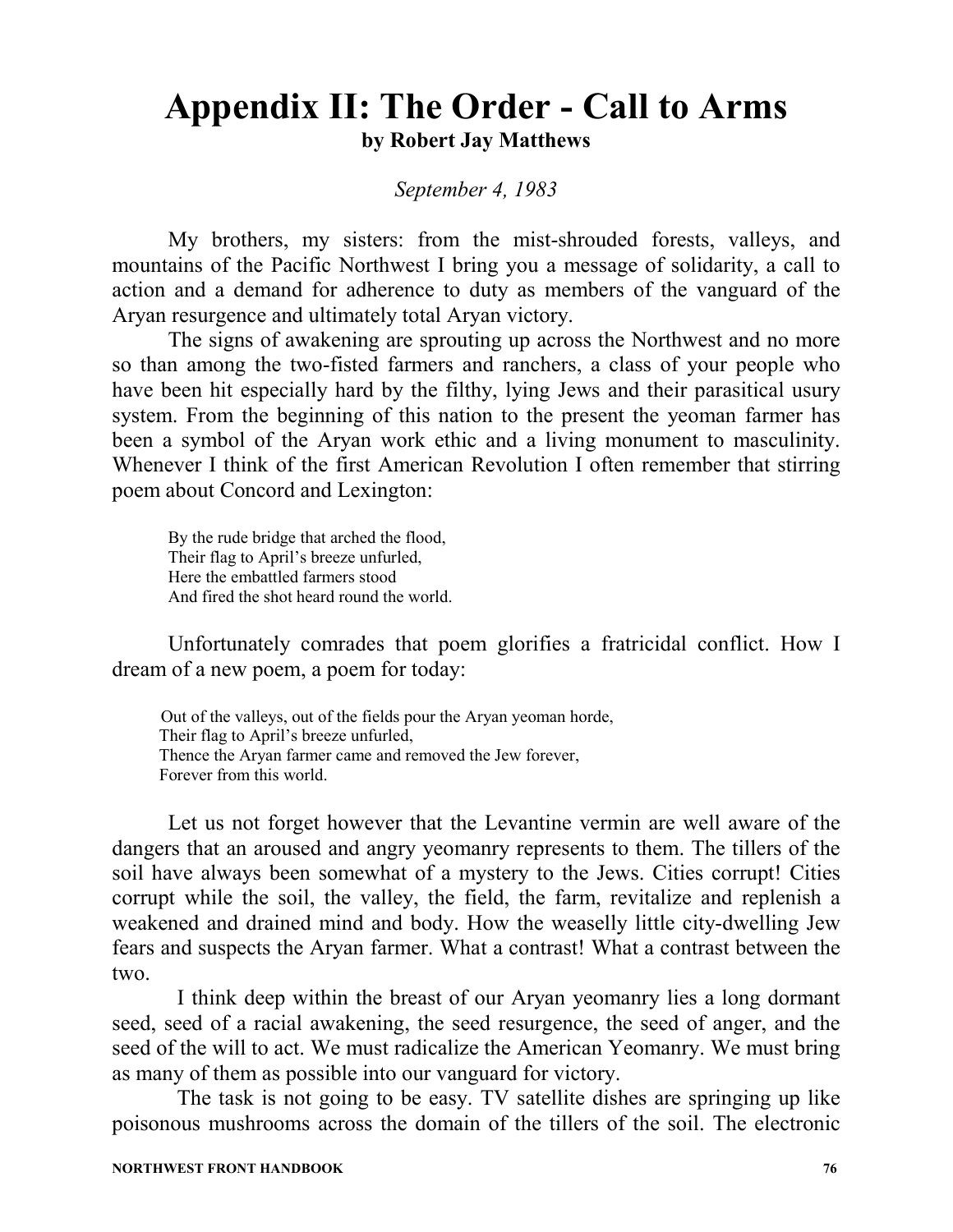# Appendix II: The Order - Call to Arms

**by Robert Jay Matthews**

*September 4, 1983*

My brothers, my sisters: from the mist-shrouded forests, valleys, and mountains of the Pacific Northwest I bring you a message of solidarity, a call to action and a demand for adherence to duty as members of the vanguard of the Aryan resurgence and ultimately total Aryan victory.

The signs of awakening are sprouting up across the Northwest and no more so than among the two-fisted farmers and ranchers, a class of your people who have been hit especially hard by the filthy, lying Jews and their parasitical usury system. From the beginning of this nation to the present the yeoman farmer has been a symbol of the Aryan work ethic and a living monument to masculinity. Whenever I think of the first American Revolution I often remember that stirring poem about Concord and Lexington:

> By the rude bridge that arched the flood,
> Their flag to April's breeze unfurled,
> Here the embattled farmers stood
> And fired the shot heard round the world.

Unfortunately comrades that poem glorifies a fratricidal conflict. How I dream of a new poem, a poem for today:

> Out of the valleys, out of the fields pour the Aryan yeoman horde,
> Their flag to April's breeze unfurled,
> Thence the Aryan farmer came and removed the Jew forever,
> Forever from this world.

Let us not forget however that the Levantine vermin are well aware of the dangers that an aroused and angry yeomanry represents to them. The tillers of the soil have always been somewhat of a mystery to the Jews. Cities corrupt! Cities corrupt while the soil, the valley, the field, the farm, revitalize and replenish a weakened and drained mind and body. How the weaselly little city-dwelling Jew fears and suspects the Aryan farmer. What a contrast! What a contrast between the two.

I think deep within the breast of our Aryan yeomanry lies a long dormant seed, seed of a racial awakening, the seed resurgence, the seed of anger, and the seed of the will to act. We must radicalize the American Yeomanry. We must bring as many of them as possible into our vanguard for victory.

The task is not going to be easy. TV satellite dishes are springing up like poisonous mushrooms across the domain of the tillers of the soil. The electronic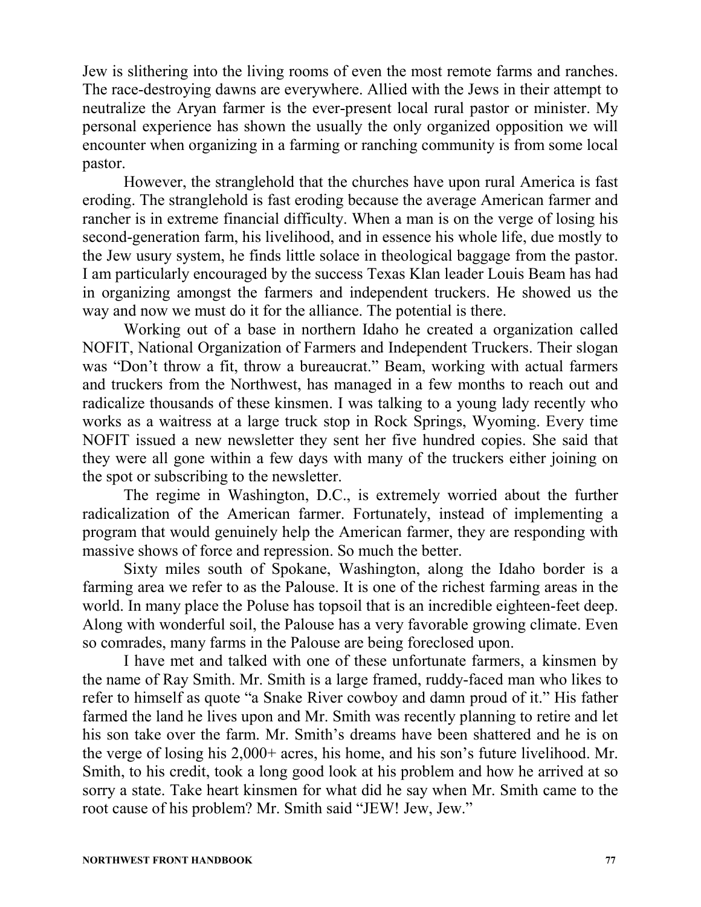Jew is slithering into the living rooms of even the most remote farms and ranches. The race-destroying dawns are everywhere. Allied with the Jews in their attempt to neutralize the Aryan farmer is the ever-present local rural pastor or minister. My personal experience has shown the usually the only organized opposition we will encounter when organizing in a farming or ranching community is from some local pastor.

However, the stranglehold that the churches have upon rural America is fast eroding. The stranglehold is fast eroding because the average American farmer and rancher is in extreme financial difficulty. When a man is on the verge of losing his second-generation farm, his livelihood, and in essence his whole life, due mostly to the Jew usury system, he finds little solace in theological baggage from the pastor. I am particularly encouraged by the success Texas Klan leader Louis Beam has had in organizing amongst the farmers and independent truckers. He showed us the way and now we must do it for the alliance. The potential is there.

Working out of a base in northern Idaho he created a organization called NOFIT, National Organization of Farmers and Independent Truckers. Their slogan was "Don't throw a fit, throw a bureaucrat." Beam, working with actual farmers and truckers from the Northwest, has managed in a few months to reach out and radicalize thousands of these kinsmen. I was talking to a young lady recently who works as a waitress at a large truck stop in Rock Springs, Wyoming. Every time NOFIT issued a new newsletter they sent her five hundred copies. She said that they were all gone within a few days with many of the truckers either joining on the spot or subscribing to the newsletter.

The regime in Washington, D.C., is extremely worried about the further radicalization of the American farmer. Fortunately, instead of implementing a program that would genuinely help the American farmer, they are responding with massive shows of force and repression. So much the better.

Sixty miles south of Spokane, Washington, along the Idaho border is a farming area we refer to as the Palouse. It is one of the richest farming areas in the world. In many place the Poluse has topsoil that is an incredible eighteen-feet deep. Along with wonderful soil, the Palouse has a very favorable growing climate. Even so comrades, many farms in the Palouse are being foreclosed upon.

I have met and talked with one of these unfortunate farmers, a kinsmen by the name of Ray Smith. Mr. Smith is a large framed, ruddy-faced man who likes to refer to himself as quote "a Snake River cowboy and damn proud of it." His father farmed the land he lives upon and Mr. Smith was recently planning to retire and let his son take over the farm. Mr. Smith's dreams have been shattered and he is on the verge of losing his 2,000+ acres, his home, and his son's future livelihood. Mr. Smith, to his credit, took a long good look at his problem and how he arrived at so sorry a state. Take heart kinsmen for what did he say when Mr. Smith came to the root cause of his problem? Mr. Smith said "JEW! Jew, Jew."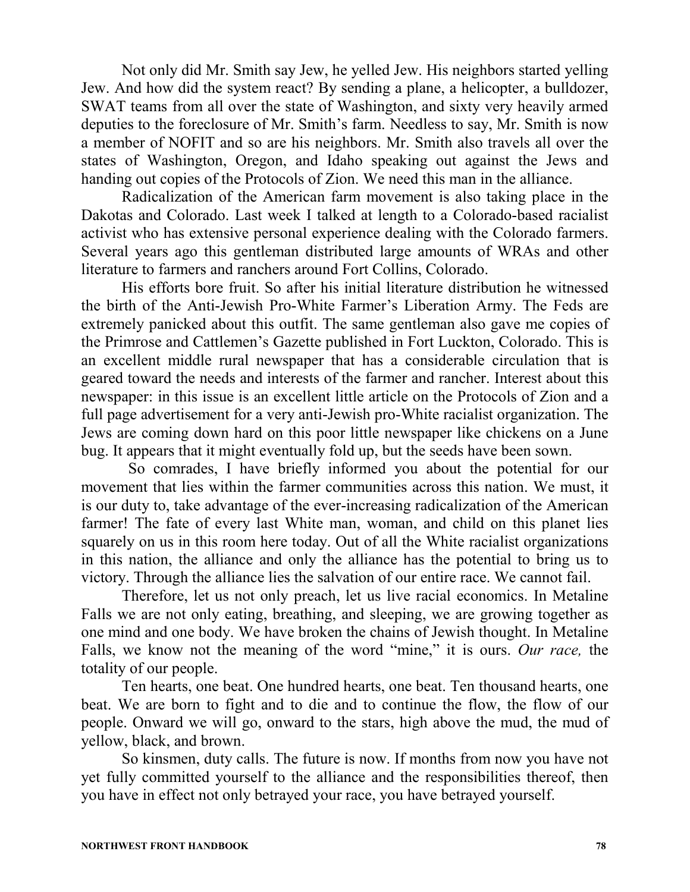Not only did Mr. Smith say Jew, he yelled Jew. His neighbors started yelling Jew. And how did the system react? By sending a plane, a helicopter, a bulldozer, SWAT teams from all over the state of Washington, and sixty very heavily armed deputies to the foreclosure of Mr. Smith's farm. Needless to say, Mr. Smith is now a member of NOFIT and so are his neighbors. Mr. Smith also travels all over the states of Washington, Oregon, and Idaho speaking out against the Jews and handing out copies of the Protocols of Zion. We need this man in the alliance.

Radicalization of the American farm movement is also taking place in the Dakotas and Colorado. Last week I talked at length to a Colorado-based racialist activist who has extensive personal experience dealing with the Colorado farmers. Several years ago this gentleman distributed large amounts of WRAs and other literature to farmers and ranchers around Fort Collins, Colorado.

His efforts bore fruit. So after his initial literature distribution he witnessed the birth of the Anti-Jewish Pro-White Farmer's Liberation Army. The Feds are extremely panicked about this outfit. The same gentleman also gave me copies of the Primrose and Cattlemen's Gazette published in Fort Luckton, Colorado. This is an excellent middle rural newspaper that has a considerable circulation that is geared toward the needs and interests of the farmer and rancher. Interest about this newspaper: in this issue is an excellent little article on the Protocols of Zion and a full page advertisement for a very anti-Jewish pro-White racialist organization. The Jews are coming down hard on this poor little newspaper like chickens on a June bug. It appears that it might eventually fold up, but the seeds have been sown.

So comrades, I have briefly informed you about the potential for our movement that lies within the farmer communities across this nation. We must, it is our duty to, take advantage of the ever-increasing radicalization of the American farmer! The fate of every last White man, woman, and child on this planet lies squarely on us in this room here today. Out of all the White racialist organizations in this nation, the alliance and only the alliance has the potential to bring us to victory. Through the alliance lies the salvation of our entire race. We cannot fail.

Therefore, let us not only preach, let us live racial economics. In Metaline Falls we are not only eating, breathing, and sleeping, we are growing together as one mind and one body. We have broken the chains of Jewish thought. In Metaline Falls, we know not the meaning of the word "mine," it is ours. *Our race,* the totality of our people.

Ten hearts, one beat. One hundred hearts, one beat. Ten thousand hearts, one beat. We are born to fight and to die and to continue the flow, the flow of our people. Onward we will go, onward to the stars, high above the mud, the mud of yellow, black, and brown.

So kinsmen, duty calls. The future is now. If months from now you have not yet fully committed yourself to the alliance and the responsibilities thereof, then you have in effect not only betrayed your race, you have betrayed yourself.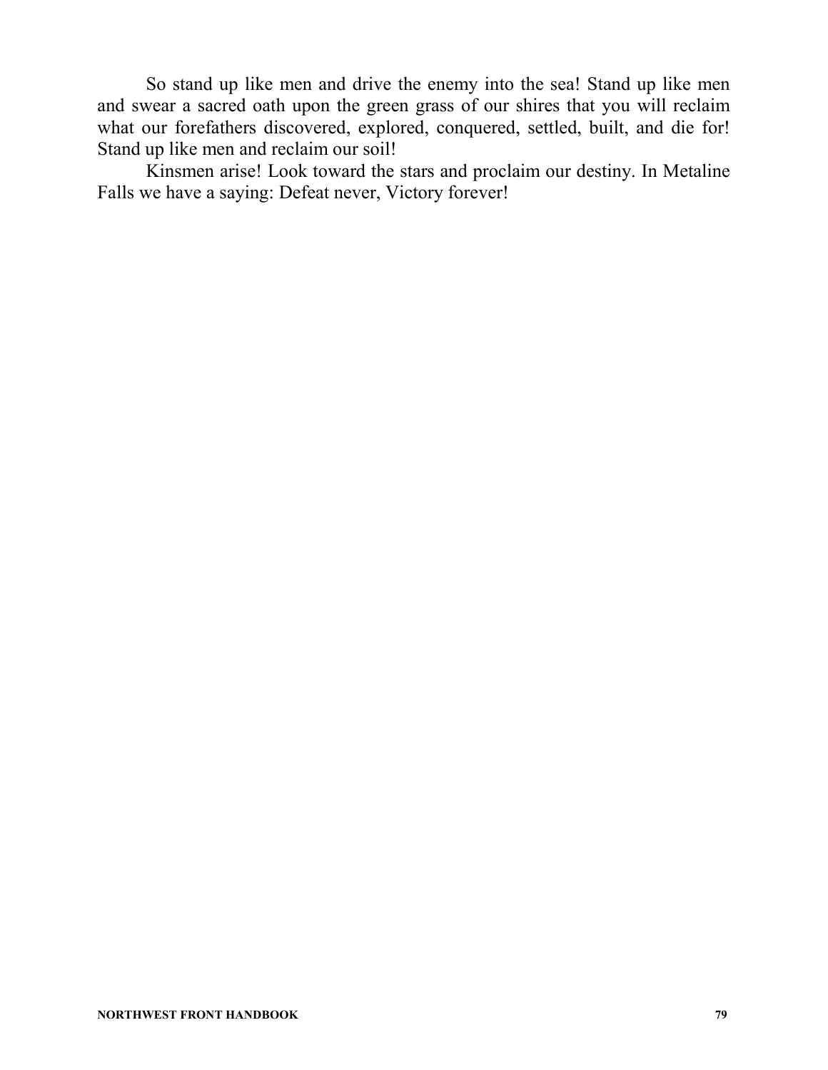So stand up like men and drive the enemy into the sea! Stand up like men and swear a sacred oath upon the green grass of our shires that you will reclaim what our forefathers discovered, explored, conquered, settled, built, and die for! Stand up like men and reclaim our soil!

Kinsmen arise! Look toward the stars and proclaim our destiny. In Metaline Falls we have a saying: Defeat never, Victory forever!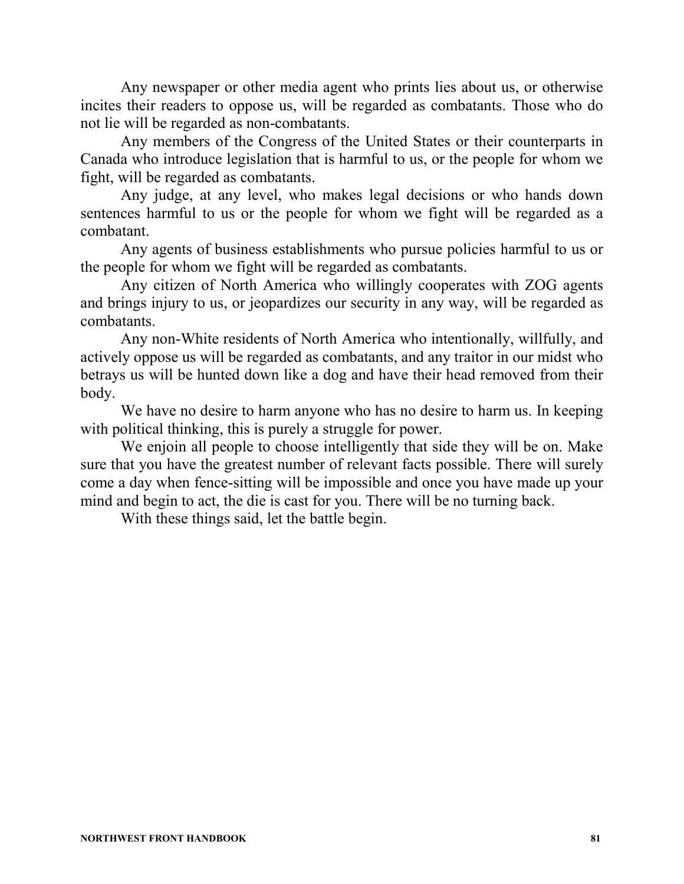Any newspaper or other media agent who prints lies about us, or otherwise incites their readers to oppose us, will be regarded as combatants. Those who do not lie will be regarded as non-combatants.

Any members of the Congress of the United States or their counterparts in Canada who introduce legislation that is harmful to us, or the people for whom we fight, will be regarded as combatants.

Any judge, at any level, who makes legal decisions or who hands down sentences harmful to us or the people for whom we fight will be regarded as a combatant.

Any agents of business establishments who pursue policies harmful to us or the people for whom we fight will be regarded as combatants.

Any citizen of North America who willingly cooperates with ZOG agents and brings injury to us, or jeopardizes our security in any way, will be regarded as combatants.

Any non-White residents of North America who intentionally, willfully, and actively oppose us will be regarded as combatants, and any traitor in our midst who betrays us will be hunted down like a dog and have their head removed from their body.

We have no desire to harm anyone who has no desire to harm us. In keeping with political thinking, this is purely a struggle for power.

We enjoin all people to choose intelligently that side they will be on. Make sure that you have the greatest number of relevant facts possible. There will surely come a day when fence-sitting will be impossible and once you have made up your mind and begin to act, the die is cast for you. There will be no turning back.

With these things said, let the battle begin.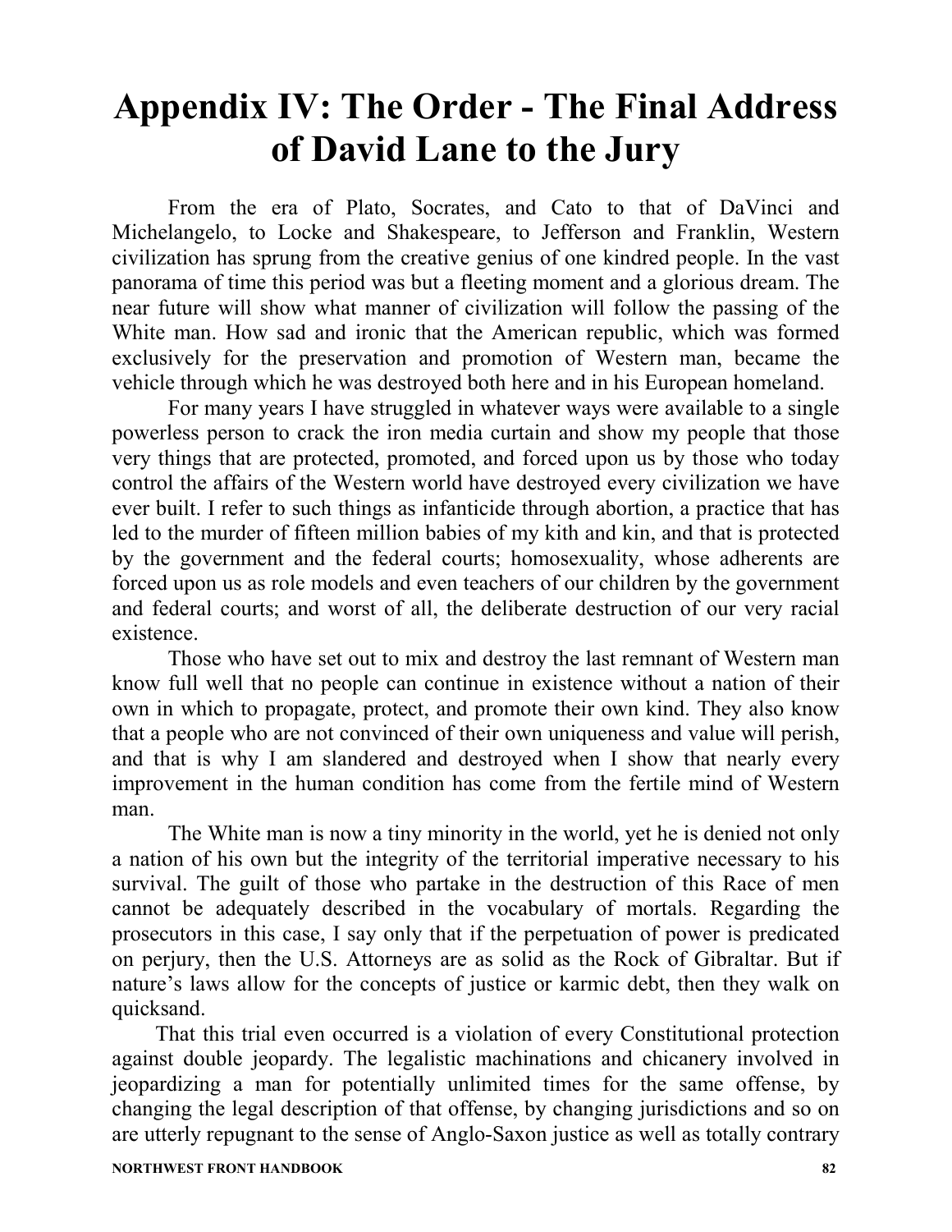# Appendix IV: The Order - The Final Address of David Lane to the Jury

From the era of Plato, Socrates, and Cato to that of DaVinci and Michelangelo, to Locke and Shakespeare, to Jefferson and Franklin, Western civilization has sprung from the creative genius of one kindred people. In the vast panorama of time this period was but a fleeting moment and a glorious dream. The near future will show what manner of civilization will follow the passing of the White man. How sad and ironic that the American republic, which was formed exclusively for the preservation and promotion of Western man, became the vehicle through which he was destroyed both here and in his European homeland.

For many years I have struggled in whatever ways were available to a single powerless person to crack the iron media curtain and show my people that those very things that are protected, promoted, and forced upon us by those who today control the affairs of the Western world have destroyed every civilization we have ever built. I refer to such things as infanticide through abortion, a practice that has led to the murder of fifteen million babies of my kith and kin, and that is protected by the government and the federal courts; homosexuality, whose adherents are forced upon us as role models and even teachers of our children by the government and federal courts; and worst of all, the deliberate destruction of our very racial existence.

Those who have set out to mix and destroy the last remnant of Western man know full well that no people can continue in existence without a nation of their own in which to propagate, protect, and promote their own kind. They also know that a people who are not convinced of their own uniqueness and value will perish, and that is why I am slandered and destroyed when I show that nearly every improvement in the human condition has come from the fertile mind of Western man.

The White man is now a tiny minority in the world, yet he is denied not only a nation of his own but the integrity of the territorial imperative necessary to his survival. The guilt of those who partake in the destruction of this Race of men cannot be adequately described in the vocabulary of mortals. Regarding the prosecutors in this case, I say only that if the perpetuation of power is predicated on perjury, then the U.S. Attorneys are as solid as the Rock of Gibraltar. But if nature's laws allow for the concepts of justice or karmic debt, then they walk on quicksand.

That this trial even occurred is a violation of every Constitutional protection against double jeopardy. The legalistic machinations and chicanery involved in jeopardizing a man for potentially unlimited times for the same offense, by changing the legal description of that offense, by changing jurisdictions and so on are utterly repugnant to the sense of Anglo-Saxon justice as well as totally contrary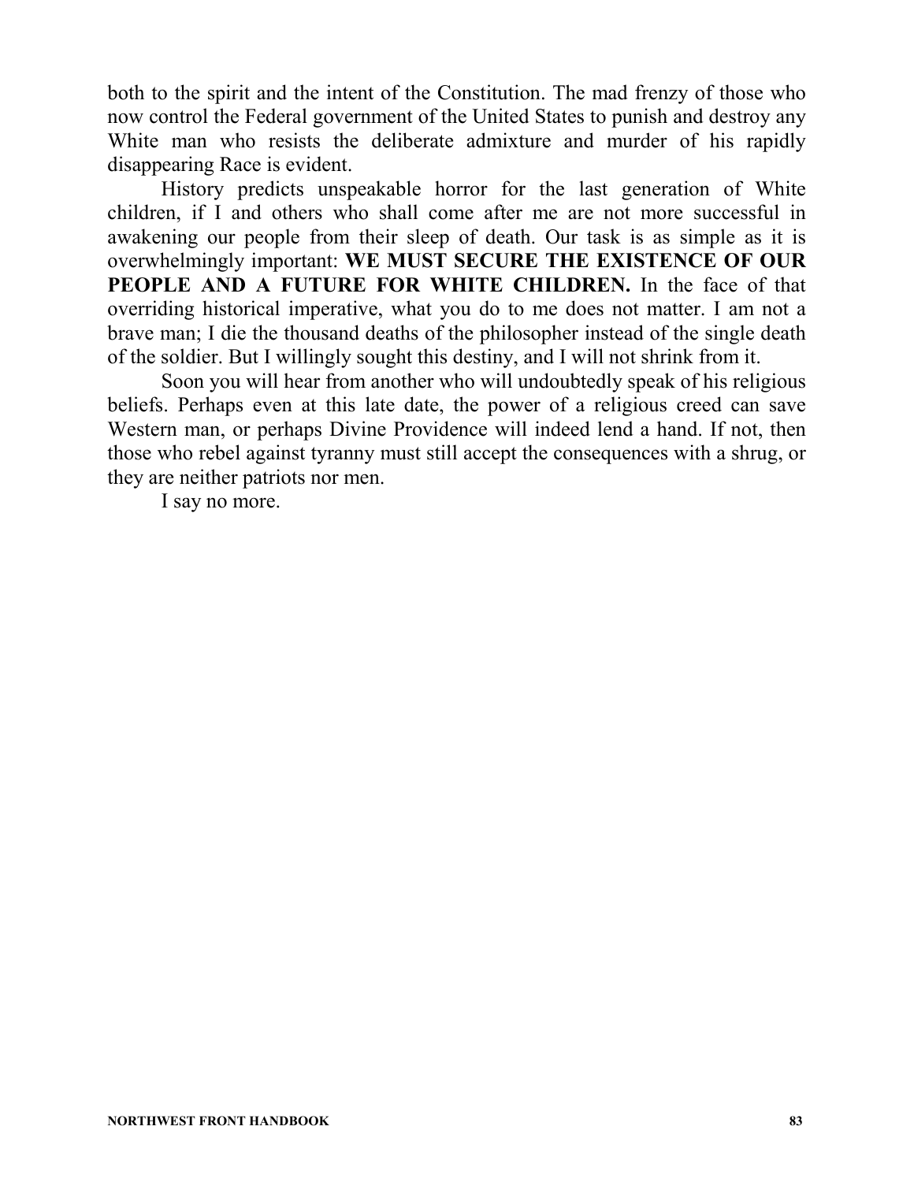both to the spirit and the intent of the Constitution. The mad frenzy of those who now control the Federal government of the United States to punish and destroy any White man who resists the deliberate admixture and murder of his rapidly disappearing Race is evident.

History predicts unspeakable horror for the last generation of White children, if I and others who shall come after me are not more successful in awakening our people from their sleep of death. Our task is as simple as it is overwhelmingly important: **WE MUST SECURE THE EXISTENCE OF OUR PEOPLE AND A FUTURE FOR WHITE CHILDREN.** In the face of that overriding historical imperative, what you do to me does not matter. I am not a brave man; I die the thousand deaths of the philosopher instead of the single death of the soldier. But I willingly sought this destiny, and I will not shrink from it.

Soon you will hear from another who will undoubtedly speak of his religious beliefs. Perhaps even at this late date, the power of a religious creed can save Western man, or perhaps Divine Providence will indeed lend a hand. If not, then those who rebel against tyranny must still accept the consequences with a shrug, or they are neither patriots nor men.

I say no more.